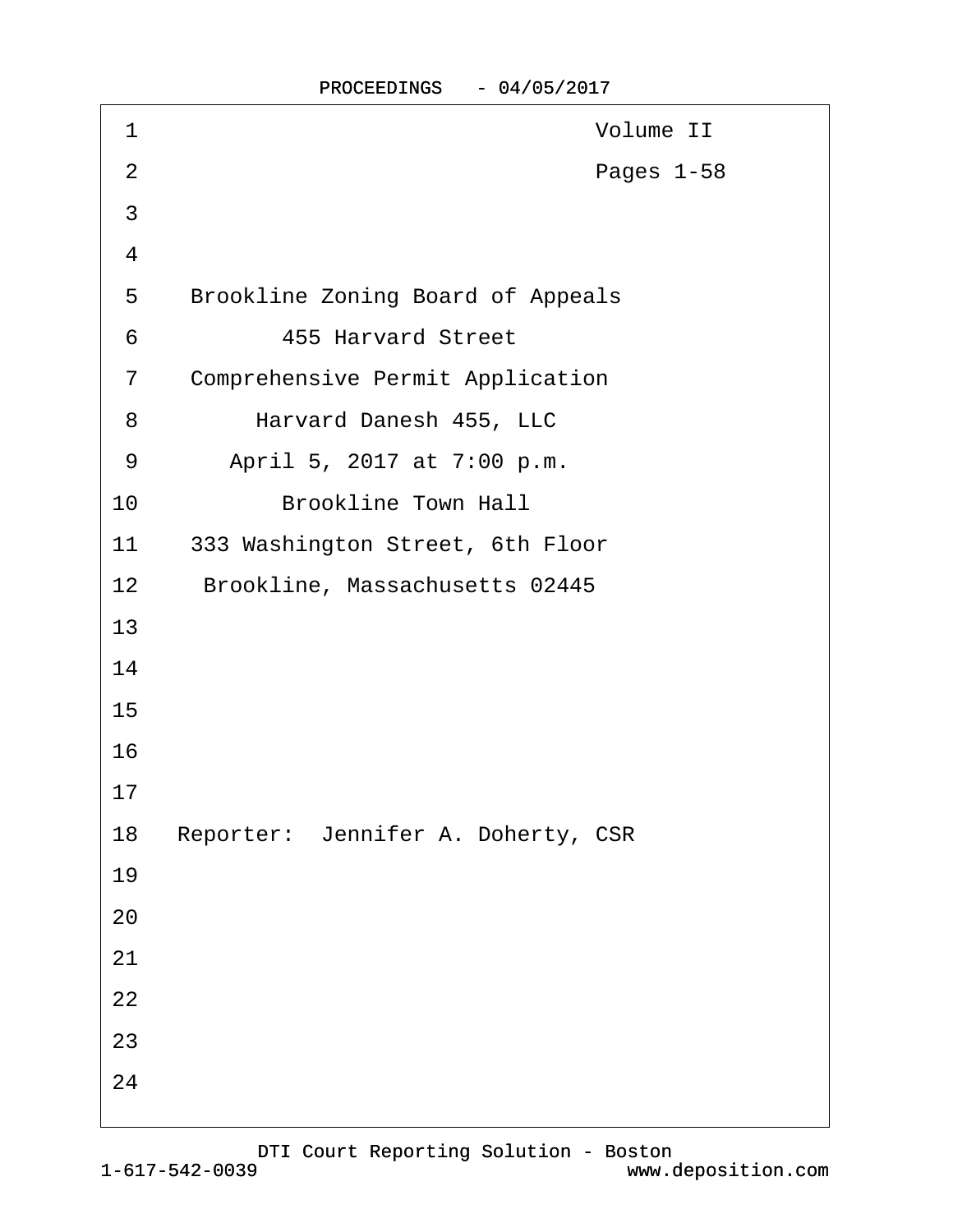Volume II

Pages 1-58

Brookline Zoning Board of Appeals

455 Harvard Street

Comprehensive Permit Application

Harvard Danesh 455, LLC

April 5, 2017 at 7:00 p.m.

Brookline Town Hall

333 Washington Street, 6th Floor

Brookline, Massachusetts 02445

Reporter: Jennifer A. Doherty, CSR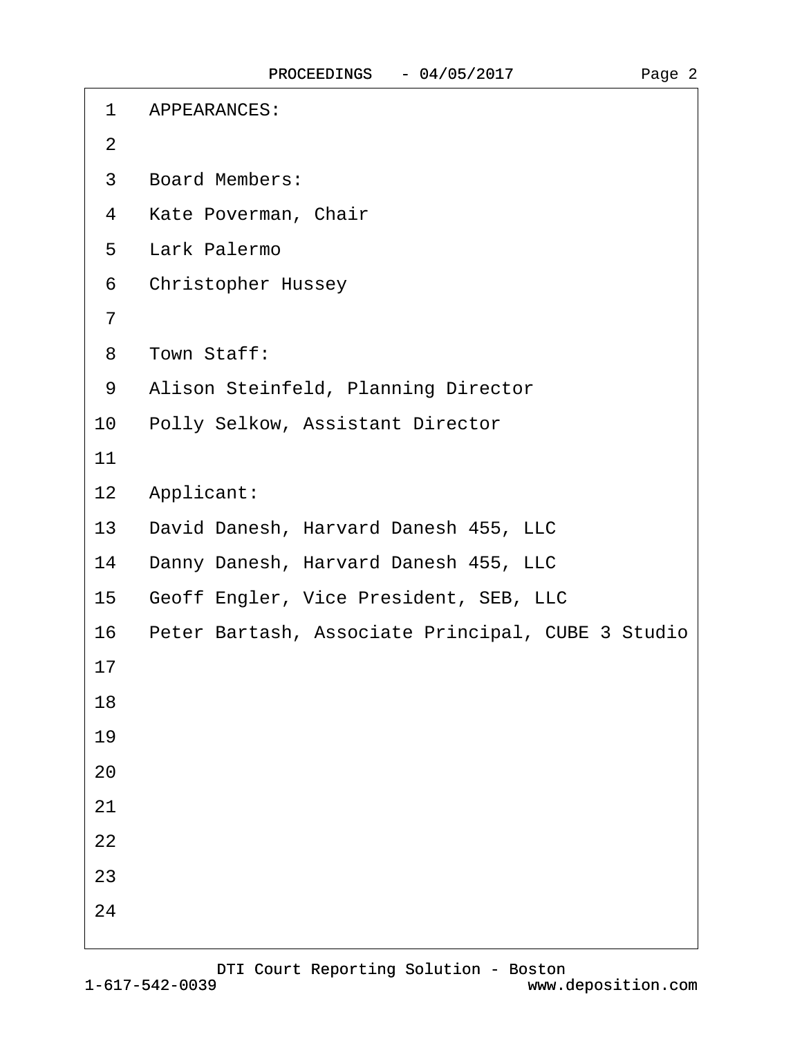APPEARANCES:

Board Members:

Kate Poverman, Chair

Lark Palermo

Christopher Hussey

Town Staff:

Alison Steinfeld, Planning Director

Polly Selkow, Assistant Director

Applicant:

David Danesh, Harvard Danesh 455, LLC

Danny Danesh, Harvard Danesh 455, LLC

Geoff Engler, Vice President, SEB, LLC

Peter Bartash, Associate Principal, CUBE 3 Studio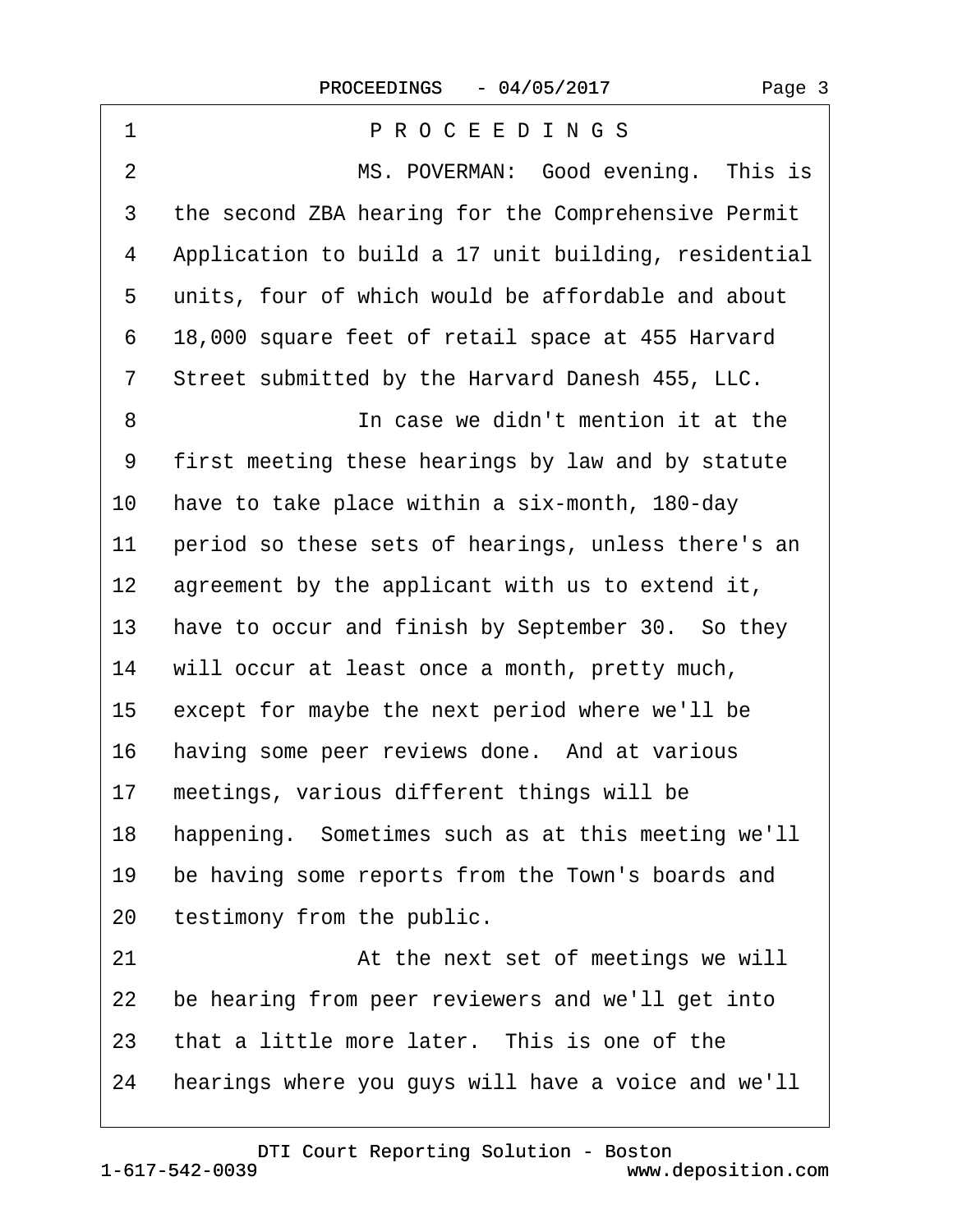P R O C E E D I N G S

MS. POVERMAN: Good evening. This is the second ZBA hearing for the Comprehensive Permit Application to build a 17 unit building, residential units, four of which would be affordable and about 18,000 square feet of retail space at 455 Harvard Street submitted by the Harvard Danesh 455, LLC.

In case we didn't mention it at the first meeting these hearings by law and by statute have to take place within a six-month, 180-day period so these sets of hearings, unless there's an agreement by the applicant with us to extend it, have to occur and finish by September 30. So they will occur at least once a month, pretty much, except for maybe the next period where we'll be having some peer reviews done. And at various meetings, various different things will be happening. Sometimes such as at this meeting we'll be having some reports from the Town's boards and testimony from the public.

At the next set of meetings we will be hearing from peer reviewers and we'll get into that a little more later. This is one of the hearings where you guys will have a voice and we'll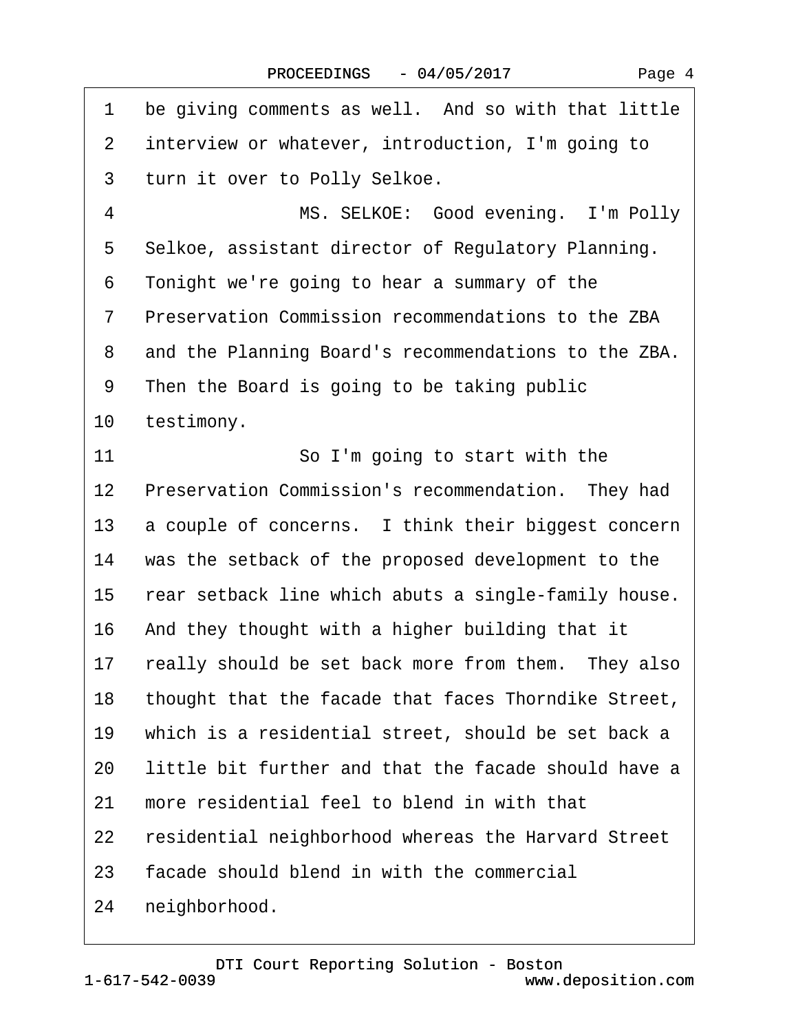1 be giving comments as well. And so with that little
2 interview or whatever, introduction, I'm going to
3 turn it over to Polly Selkoe.

4 MS. SELKOE: Good evening. I'm Polly
5 Selkoe, assistant director of Regulatory Planning.
6 Tonight we're going to hear a summary of the
7 Preservation Commission recommendations to the ZBA
8 and the Planning Board's recommendations to the ZBA.
9 Then the Board is going to be taking public
10 testimony.

11 So I'm going to start with the
12 Preservation Commission's recommendation. They had
13 a couple of concerns. I think their biggest concern
14 was the setback of the proposed development to the
15 rear setback line which abuts a single-family house.
16 And they thought with a higher building that it
17 really should be set back more from them. They also
18 thought that the facade that faces Thorndike Street,
19 which is a residential street, should be set back a
20 little bit further and that the facade should have a
21 more residential feel to blend in with that
22 residential neighborhood whereas the Harvard Street
23 facade should blend in with the commercial
24 neighborhood.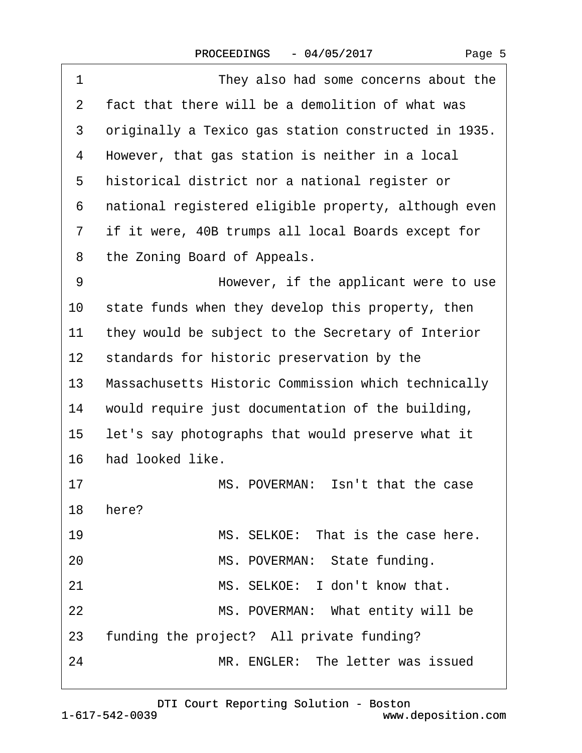1 They also had some concerns about the
2 fact that there will be a demolition of what was
3 originally a Texico gas station constructed in 1935.
4 However, that gas station is neither in a local
5 historical district nor a national register or
6 national registered eligible property, although even
7 if it were, 40B trumps all local Boards except for
8 the Zoning Board of Appeals.
9 However, if the applicant were to use
10 state funds when they develop this property, then
11 they would be subject to the Secretary of Interior
12 standards for historic preservation by the
13 Massachusetts Historic Commission which technically
14 would require just documentation of the building,
15 let's say photographs that would preserve what it
16 had looked like.
17 MS. POVERMAN: Isn't that the case
18 here?
19 MS. SELKOE: That is the case here.
20 MS. POVERMAN: State funding.
21 MS. SELKOE: I don't know that.
22 MS. POVERMAN: What entity will be
23 funding the project? All private funding?
24 MR. ENGLER: The letter was issued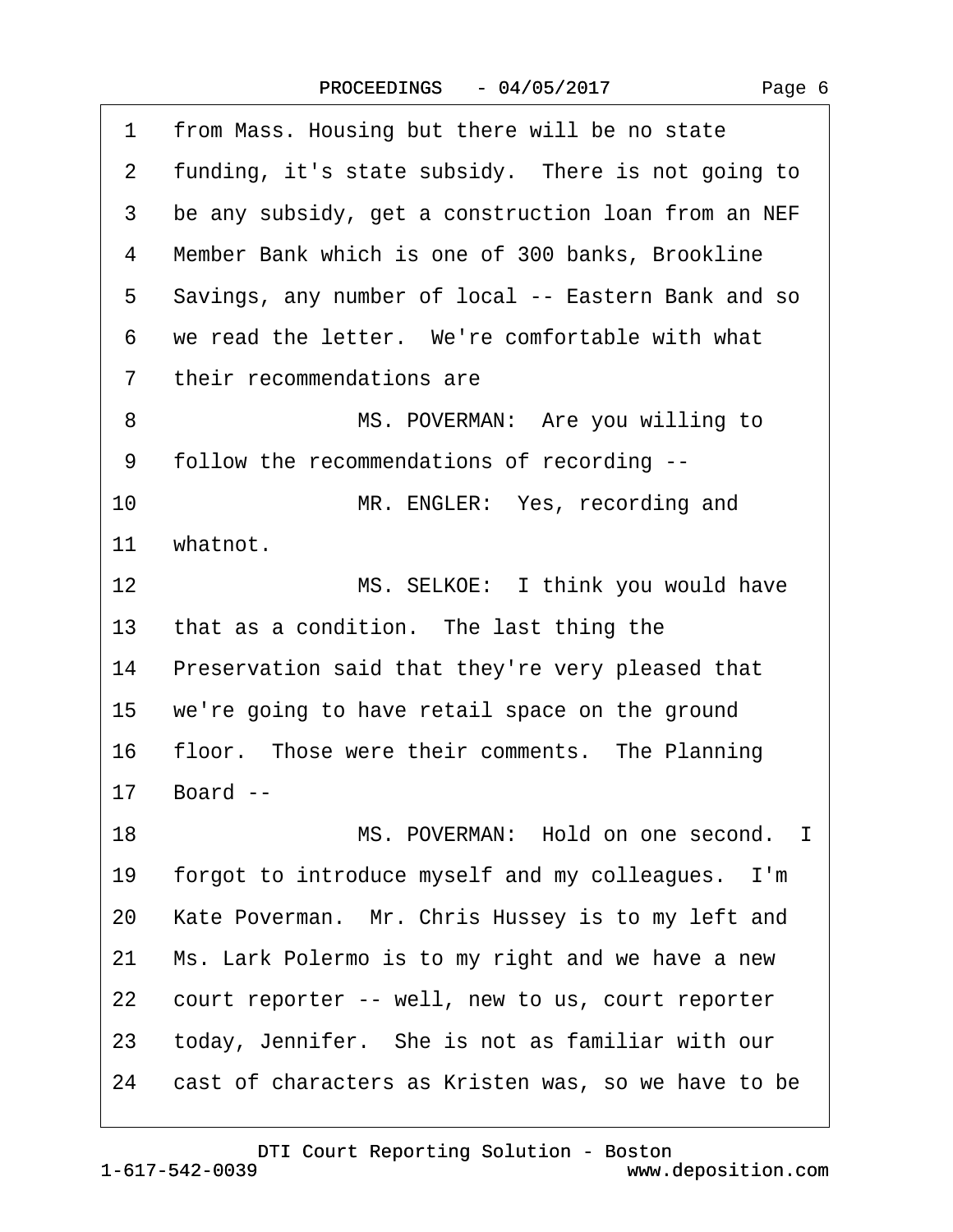1 from Mass. Housing but there will be no state
2 funding, it's state subsidy. There is not going to
3 be any subsidy, get a construction loan from an NEF
4 Member Bank which is one of 300 banks, Brookline
5 Savings, any number of local -- Eastern Bank and so
6 we read the letter. We're comfortable with what
7 their recommendations are
8 MS. POVERMAN: Are you willing to
9 follow the recommendations of recording --
10 MR. ENGLER: Yes, recording and
11 whatnot.
12 MS. SELKOE: I think you would have
13 that as a condition. The last thing the
14 Preservation said that they're very pleased that
15 we're going to have retail space on the ground
16 floor. Those were their comments. The Planning
17 Board --
18 MS. POVERMAN: Hold on one second. I
19 forgot to introduce myself and my colleagues. I'm
20 Kate Poverman. Mr. Chris Hussey is to my left and
21 Ms. Lark Polermo is to my right and we have a new
22 court reporter -- well, new to us, court reporter
23 today, Jennifer. She is not as familiar with our
24 cast of characters as Kristen was, so we have to be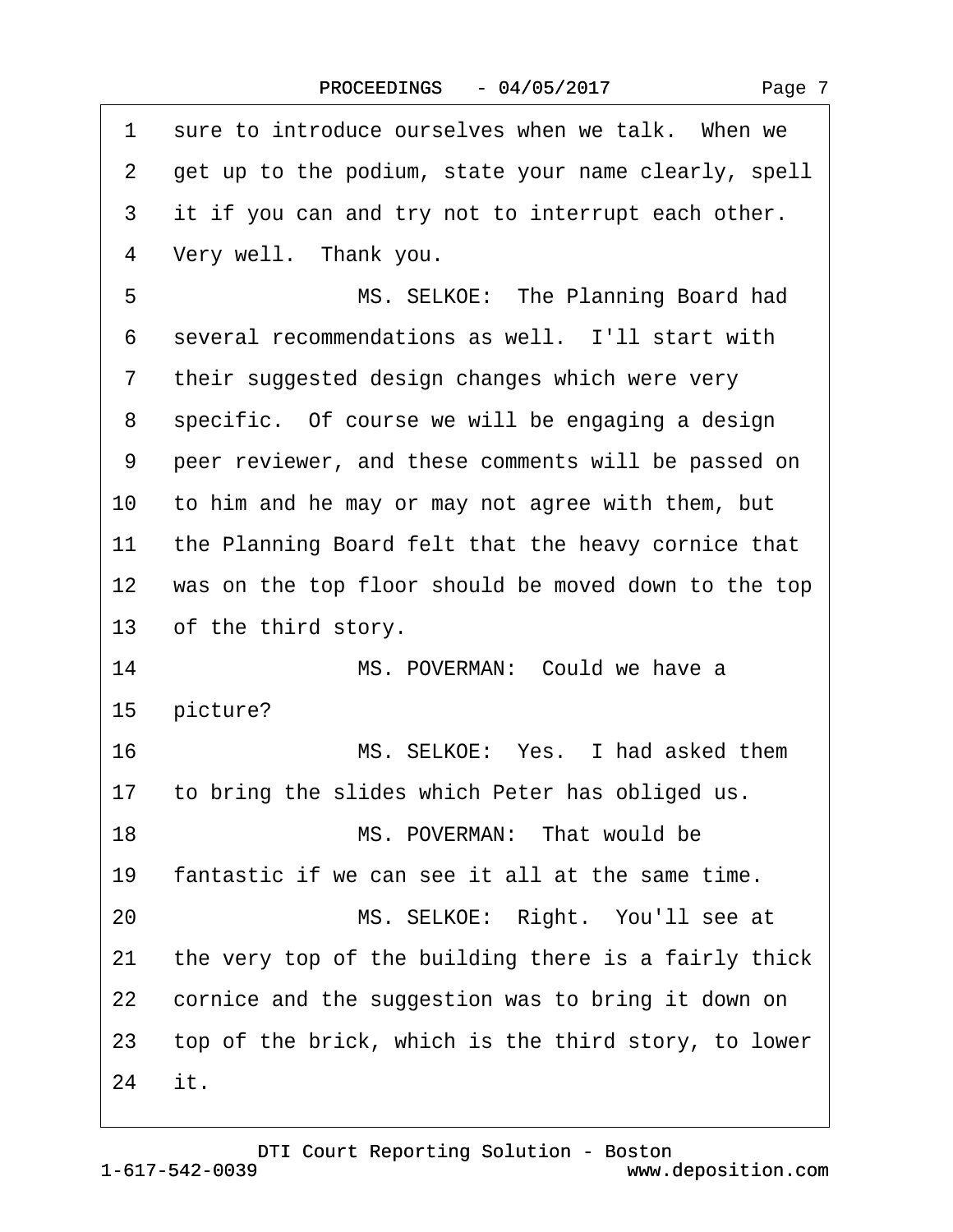1 sure to introduce ourselves when we talk. When we
2 get up to the podium, state your name clearly, spell
3 it if you can and try not to interrupt each other.
4 Very well. Thank you.
5 MS. SELKOE: The Planning Board had
6 several recommendations as well. I'll start with
7 their suggested design changes which were very
8 specific. Of course we will be engaging a design
9 peer reviewer, and these comments will be passed on
10 to him and he may or may not agree with them, but
11 the Planning Board felt that the heavy cornice that
12 was on the top floor should be moved down to the top
13 of the third story.
14 MS. POVERMAN: Could we have a
15 picture?
16 MS. SELKOE: Yes. I had asked them
17 to bring the slides which Peter has obliged us.
18 MS. POVERMAN: That would be
19 fantastic if we can see it all at the same time.
20 MS. SELKOE: Right. You'll see at
21 the very top of the building there is a fairly thick
22 cornice and the suggestion was to bring it down on
23 top of the brick, which is the third story, to lower
24 it.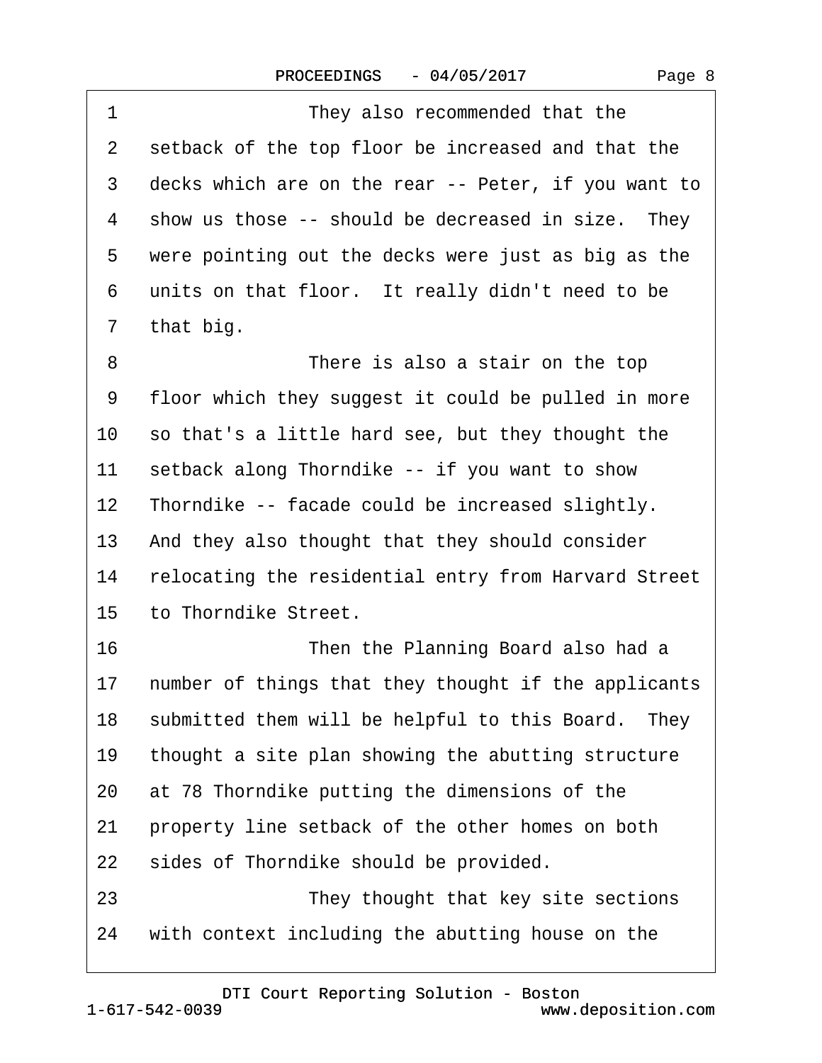1 They also recommended that the
2 setback of the top floor be increased and that the
3 decks which are on the rear -- Peter, if you want to
4 show us those -- should be decreased in size. They
5 were pointing out the decks were just as big as the
6 units on that floor. It really didn't need to be
7 that big.
8 There is also a stair on the top
9 floor which they suggest it could be pulled in more
10 so that's a little hard see, but they thought the
11 setback along Thorndike -- if you want to show
12 Thorndike -- facade could be increased slightly.
13 And they also thought that they should consider
14 relocating the residential entry from Harvard Street
15 to Thorndike Street.
16 Then the Planning Board also had a
17 number of things that they thought if the applicants
18 submitted them will be helpful to this Board. They
19 thought a site plan showing the abutting structure
20 at 78 Thorndike putting the dimensions of the
21 property line setback of the other homes on both
22 sides of Thorndike should be provided.
23 They thought that key site sections
24 with context including the abutting house on the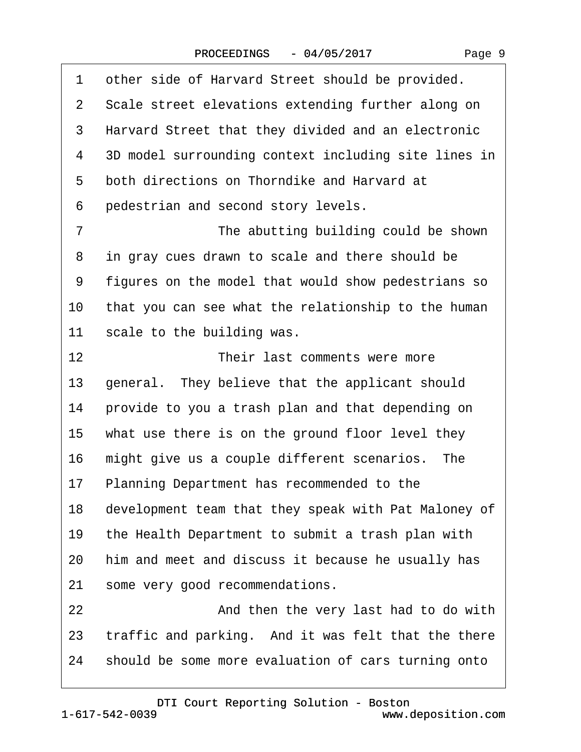1 other side of Harvard Street should be provided.
2 Scale street elevations extending further along on
3 Harvard Street that they divided and an electronic
4 3D model surrounding context including site lines in
5 both directions on Thorndike and Harvard at
6 pedestrian and second story levels.
7 The abutting building could be shown
8 in gray cues drawn to scale and there should be
9 figures on the model that would show pedestrians so
10 that you can see what the relationship to the human
11 scale to the building was.
12 Their last comments were more
13 general. They believe that the applicant should
14 provide to you a trash plan and that depending on
15 what use there is on the ground floor level they
16 might give us a couple different scenarios. The
17 Planning Department has recommended to the
18 development team that they speak with Pat Maloney of
19 the Health Department to submit a trash plan with
20 him and meet and discuss it because he usually has
21 some very good recommendations.
22 And then the very last had to do with
23 traffic and parking. And it was felt that the there
24 should be some more evaluation of cars turning onto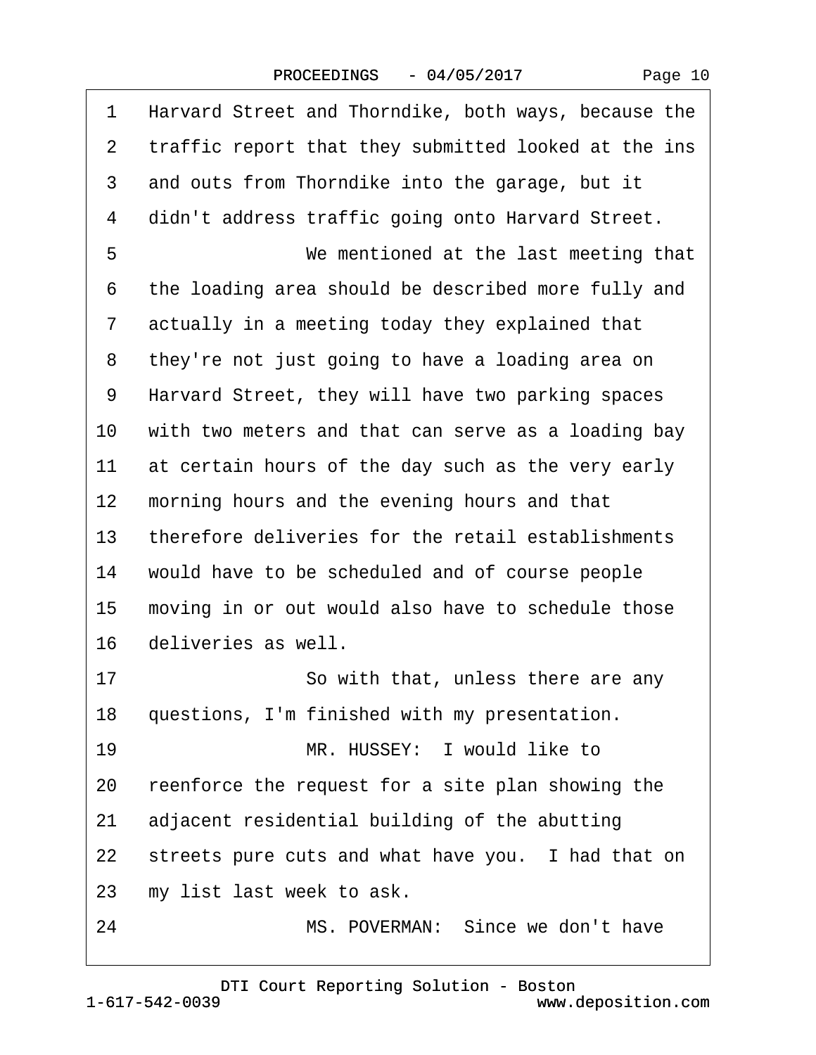1 Harvard Street and Thorndike, both ways, because the
2 traffic report that they submitted looked at the ins
3 and outs from Thorndike into the garage, but it
4 didn't address traffic going onto Harvard Street.
5 We mentioned at the last meeting that
6 the loading area should be described more fully and
7 actually in a meeting today they explained that
8 they're not just going to have a loading area on
9 Harvard Street, they will have two parking spaces
10 with two meters and that can serve as a loading bay
11 at certain hours of the day such as the very early
12 morning hours and the evening hours and that
13 therefore deliveries for the retail establishments
14 would have to be scheduled and of course people
15 moving in or out would also have to schedule those
16 deliveries as well.
17 So with that, unless there are any
18 questions, I'm finished with my presentation.
19 MR. HUSSEY: I would like to
20 reenforce the request for a site plan showing the
21 adjacent residential building of the abutting
22 streets pure cuts and what have you. I had that on
23 my list last week to ask.
24 MS. POVERMAN: Since we don't have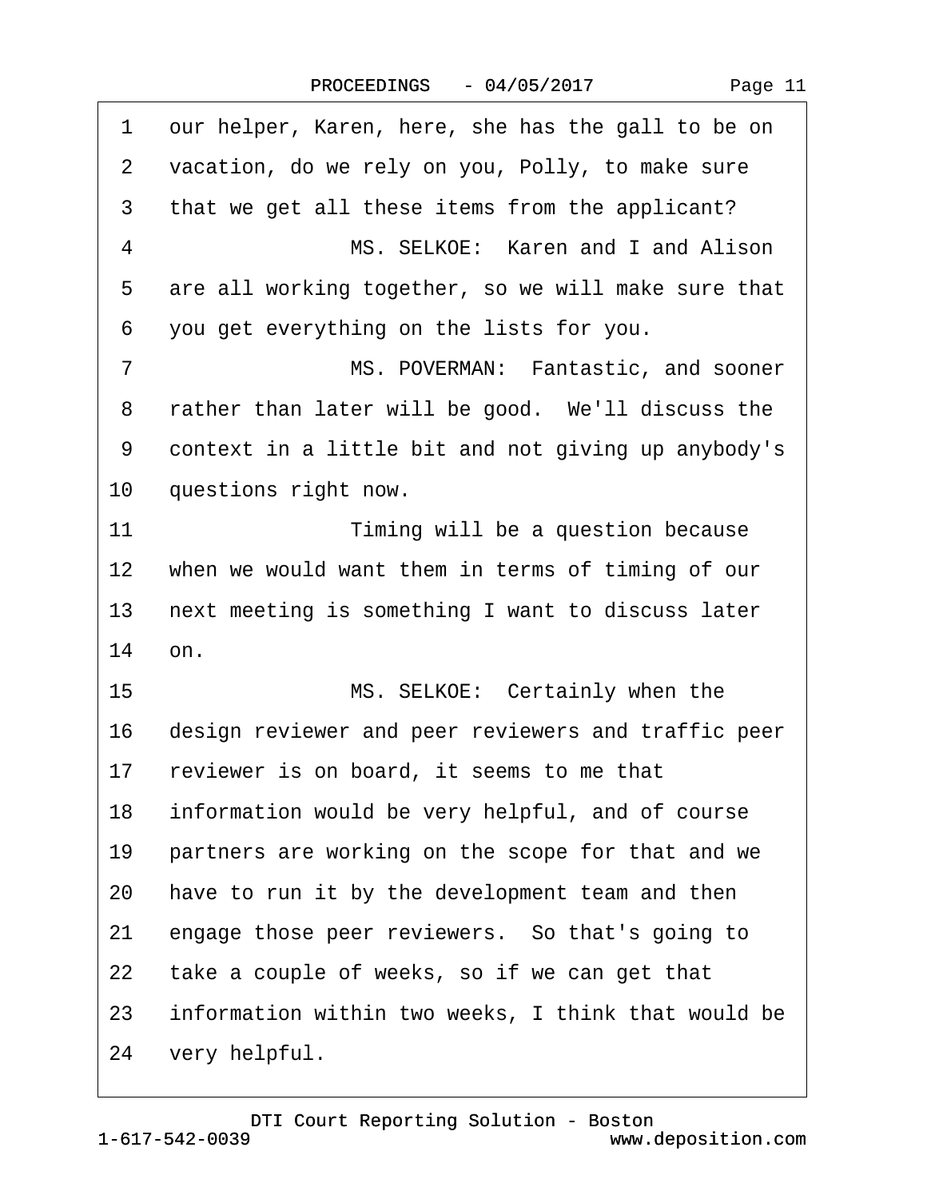1 our helper, Karen, here, she has the gall to be on
2 vacation, do we rely on you, Polly, to make sure
3 that we get all these items from the applicant?
4 MS. SELKOE: Karen and I and Alison
5 are all working together, so we will make sure that
6 you get everything on the lists for you.
7 MS. POVERMAN: Fantastic, and sooner
8 rather than later will be good. We'll discuss the
9 context in a little bit and not giving up anybody's
10 questions right now.
11 Timing will be a question because
12 when we would want them in terms of timing of our
13 next meeting is something I want to discuss later
14 on.
15 MS. SELKOE: Certainly when the
16 design reviewer and peer reviewers and traffic peer
17 reviewer is on board, it seems to me that
18 information would be very helpful, and of course
19 partners are working on the scope for that and we
20 have to run it by the development team and then
21 engage those peer reviewers. So that's going to
22 take a couple of weeks, so if we can get that
23 information within two weeks, I think that would be
24 very helpful.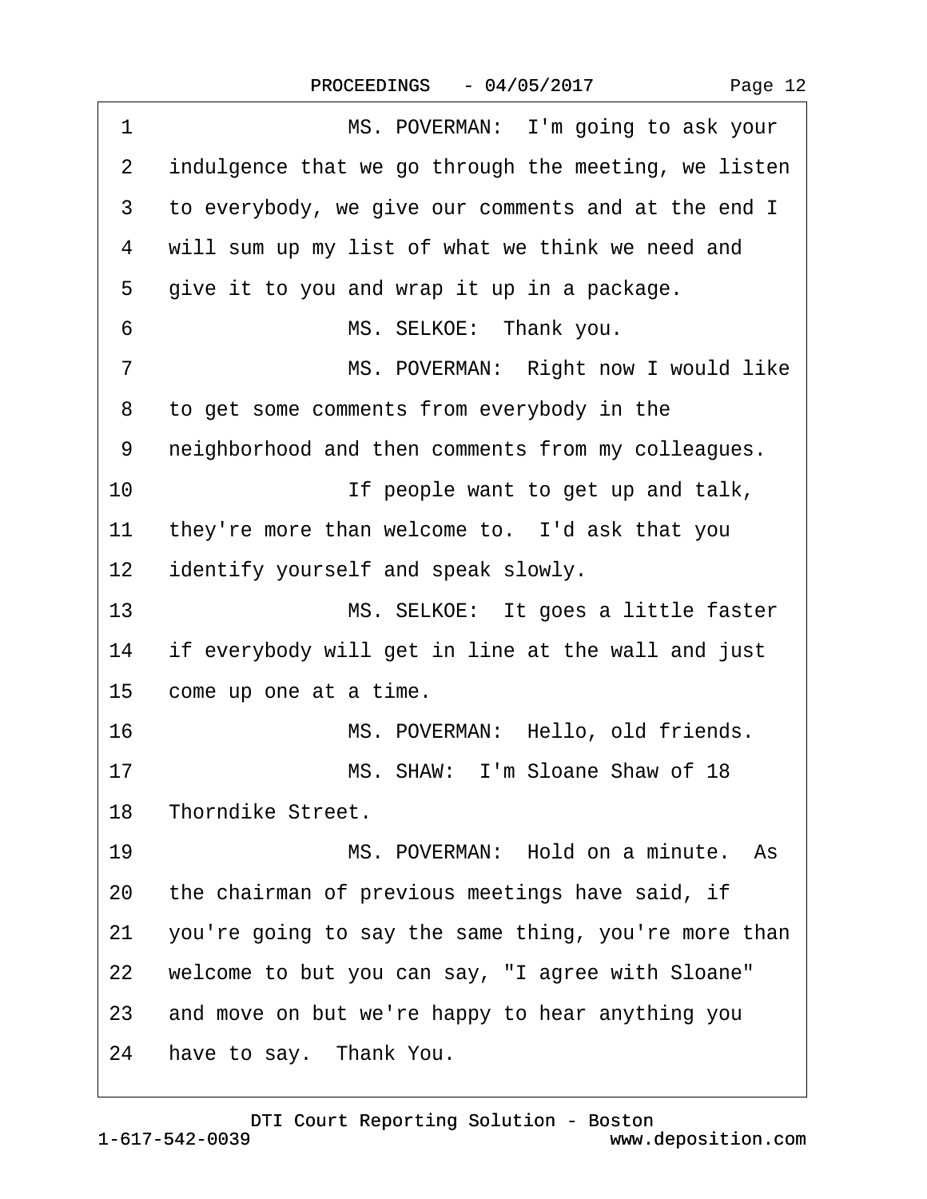1 MS. POVERMAN: I'm going to ask your
2 indulgence that we go through the meeting, we listen
3 to everybody, we give our comments and at the end I
4 will sum up my list of what we think we need and
5 give it to you and wrap it up in a package.
6 MS. SELKOE: Thank you.
7 MS. POVERMAN: Right now I would like
8 to get some comments from everybody in the
9 neighborhood and then comments from my colleagues.
10 If people want to get up and talk,
11 they're more than welcome to. I'd ask that you
12 identify yourself and speak slowly.
13 MS. SELKOE: It goes a little faster
14 if everybody will get in line at the wall and just
15 come up one at a time.
16 MS. POVERMAN: Hello, old friends.
17 MS. SHAW: I'm Sloane Shaw of 18
18 Thorndike Street.
19 MS. POVERMAN: Hold on a minute. As
20 the chairman of previous meetings have said, if
21 you're going to say the same thing, you're more than
22 welcome to but you can say, "I agree with Sloane"
23 and move on but we're happy to hear anything you
24 have to say. Thank You.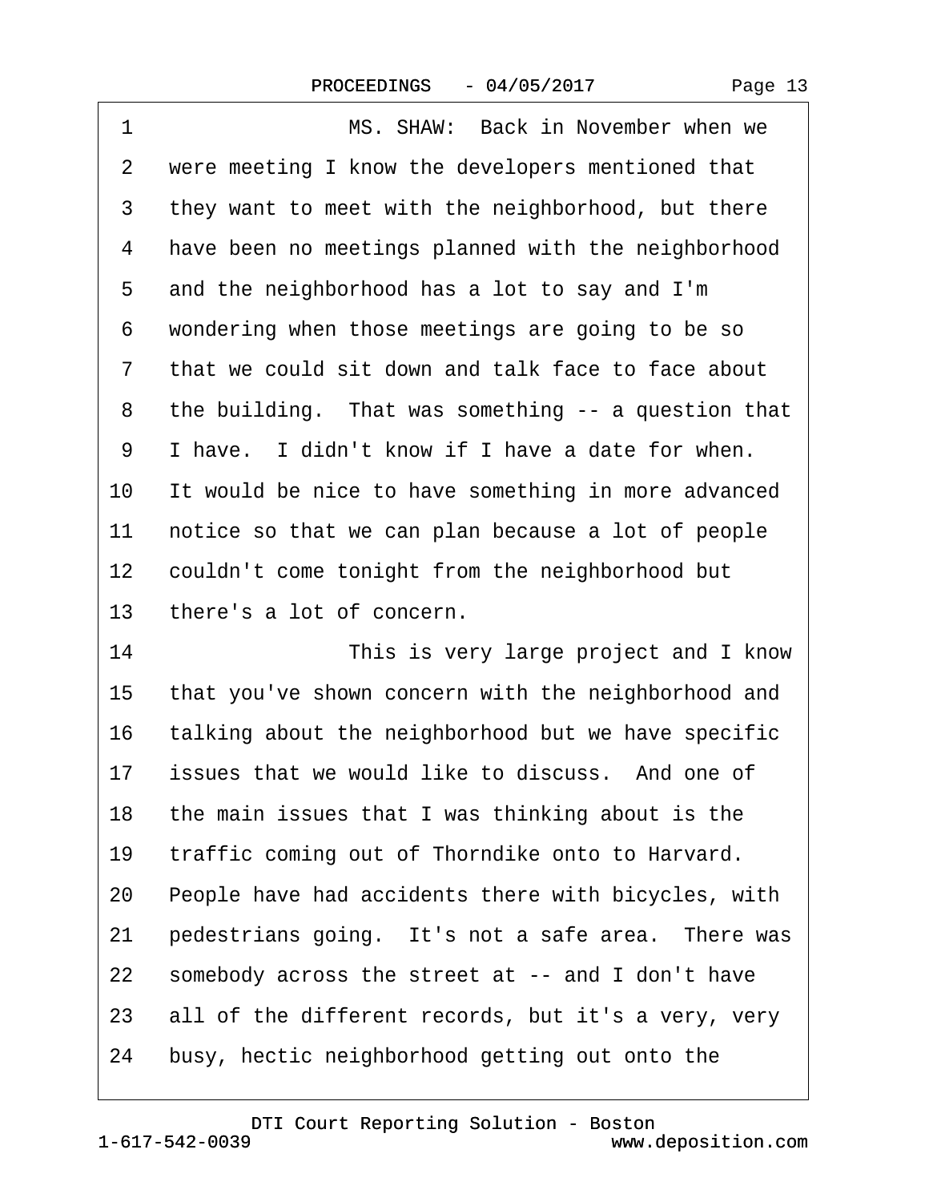1 MS. SHAW: Back in November when we
2 were meeting I know the developers mentioned that
3 they want to meet with the neighborhood, but there
4 have been no meetings planned with the neighborhood
5 and the neighborhood has a lot to say and I'm
6 wondering when those meetings are going to be so
7 that we could sit down and talk face to face about
8 the building. That was something -- a question that
9 I have. I didn't know if I have a date for when.
10 It would be nice to have something in more advanced
11 notice so that we can plan because a lot of people
12 couldn't come tonight from the neighborhood but
13 there's a lot of concern.
14 This is very large project and I know
15 that you've shown concern with the neighborhood and
16 talking about the neighborhood but we have specific
17 issues that we would like to discuss. And one of
18 the main issues that I was thinking about is the
19 traffic coming out of Thorndike onto to Harvard.
20 People have had accidents there with bicycles, with
21 pedestrians going. It's not a safe area. There was
22 somebody across the street at -- and I don't have
23 all of the different records, but it's a very, very
24 busy, hectic neighborhood getting out onto the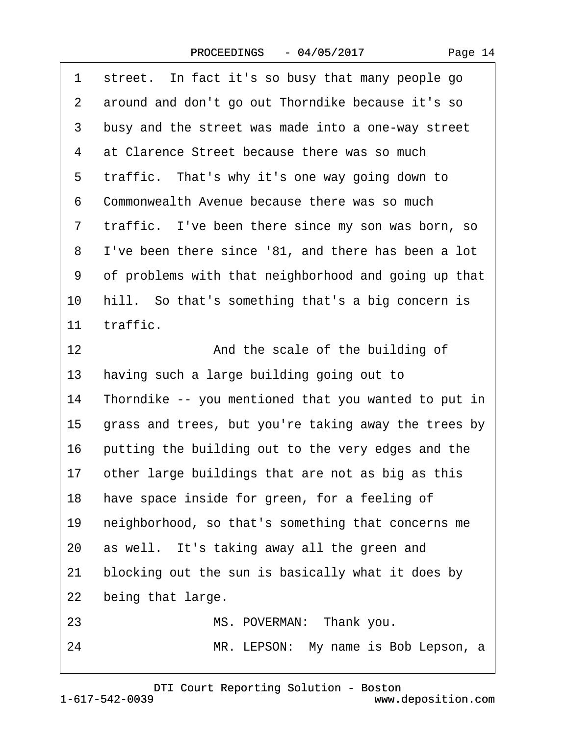1 street. In fact it's so busy that many people go
2 around and don't go out Thorndike because it's so
3 busy and the street was made into a one-way street
4 at Clarence Street because there was so much
5 traffic. That's why it's one way going down to
6 Commonwealth Avenue because there was so much
7 traffic. I've been there since my son was born, so
8 I've been there since '81, and there has been a lot
9 of problems with that neighborhood and going up that
10 hill. So that's something that's a big concern is
11 traffic.
12 And the scale of the building of
13 having such a large building going out to
14 Thorndike -- you mentioned that you wanted to put in
15 grass and trees, but you're taking away the trees by
16 putting the building out to the very edges and the
17 other large buildings that are not as big as this
18 have space inside for green, for a feeling of
19 neighborhood, so that's something that concerns me
20 as well. It's taking away all the green and
21 blocking out the sun is basically what it does by
22 being that large.
23 MS. POVERMAN: Thank you.
24 MR. LEPSON: My name is Bob Lepson, a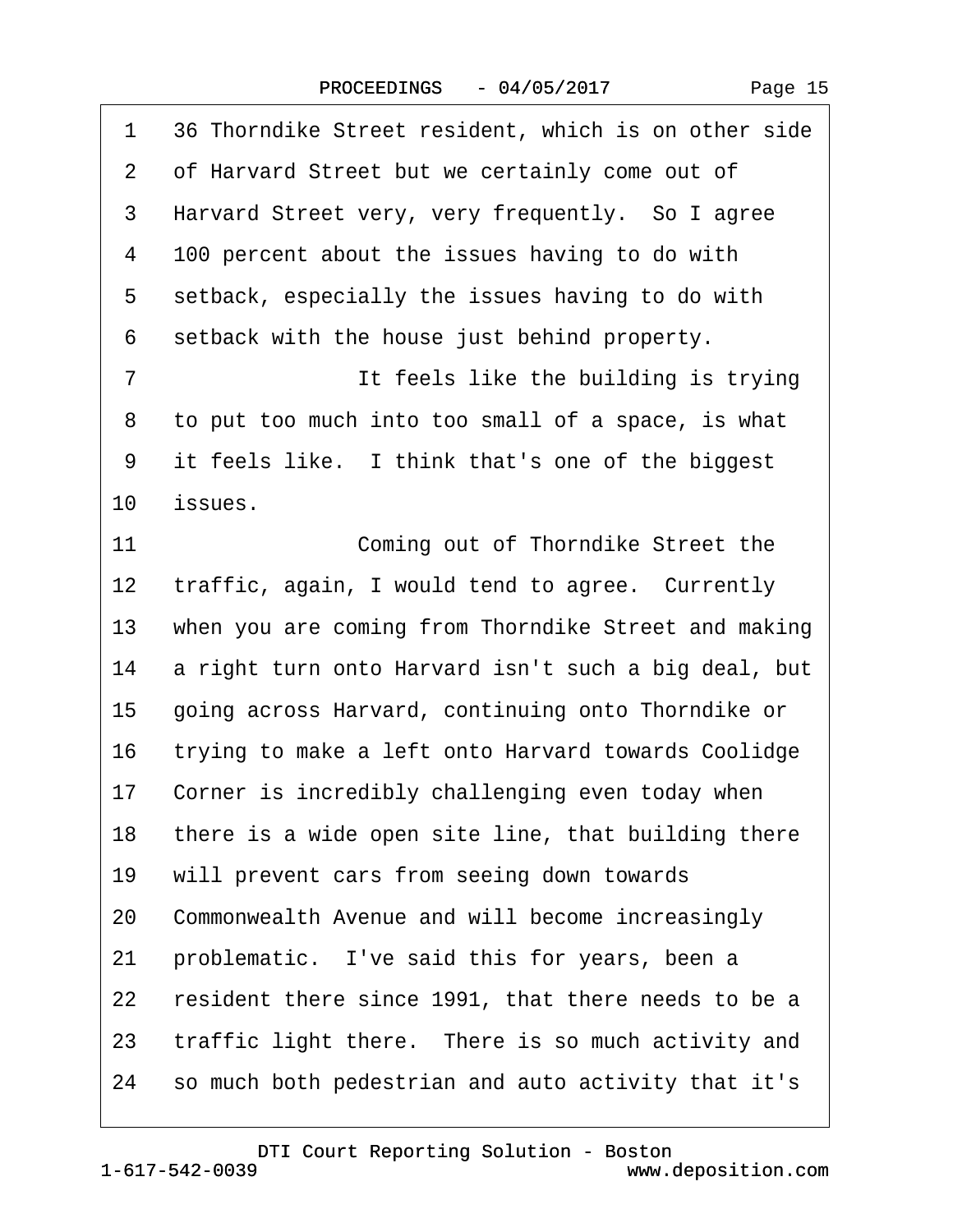36 Thorndike Street resident, which is on other side of Harvard Street but we certainly come out of Harvard Street very, very frequently. So I agree 100 percent about the issues having to do with setback, especially the issues having to do with setback with the house just behind property.

It feels like the building is trying to put too much into too small of a space, is what it feels like. I think that's one of the biggest issues.

Coming out of Thorndike Street the traffic, again, I would tend to agree. Currently when you are coming from Thorndike Street and making a right turn onto Harvard isn't such a big deal, but going across Harvard, continuing onto Thorndike or trying to make a left onto Harvard towards Coolidge Corner is incredibly challenging even today when there is a wide open site line, that building there will prevent cars from seeing down towards Commonwealth Avenue and will become increasingly problematic. I've said this for years, been a resident there since 1991, that there needs to be a traffic light there. There is so much activity and so much both pedestrian and auto activity that it's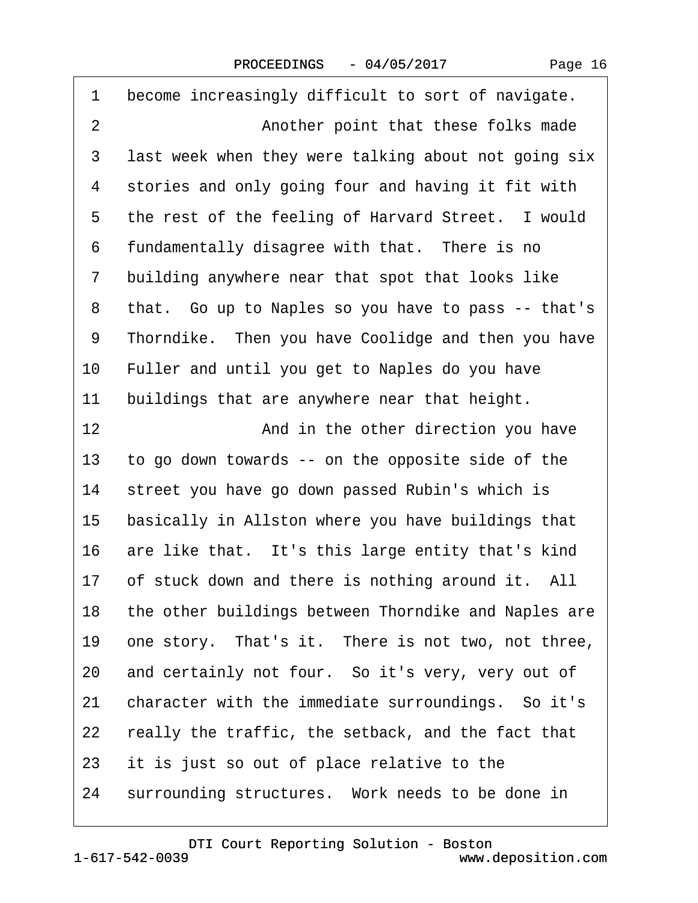1 become increasingly difficult to sort of navigate.

2 Another point that these folks made

3 last week when they were talking about not going six

4 stories and only going four and having it fit with

5 the rest of the feeling of Harvard Street. I would

6 fundamentally disagree with that. There is no

7 building anywhere near that spot that looks like

8 that. Go up to Naples so you have to pass -- that's

9 Thorndike. Then you have Coolidge and then you have

10 Fuller and until you get to Naples do you have

11 buildings that are anywhere near that height.

12 And in the other direction you have

13 to go down towards -- on the opposite side of the

14 street you have go down passed Rubin's which is

15 basically in Allston where you have buildings that

16 are like that. It's this large entity that's kind

17 of stuck down and there is nothing around it. All

18 the other buildings between Thorndike and Naples are

19 one story. That's it. There is not two, not three,

20 and certainly not four. So it's very, very out of

21 character with the immediate surroundings. So it's

22 really the traffic, the setback, and the fact that

23 it is just so out of place relative to the

24 surrounding structures. Work needs to be done in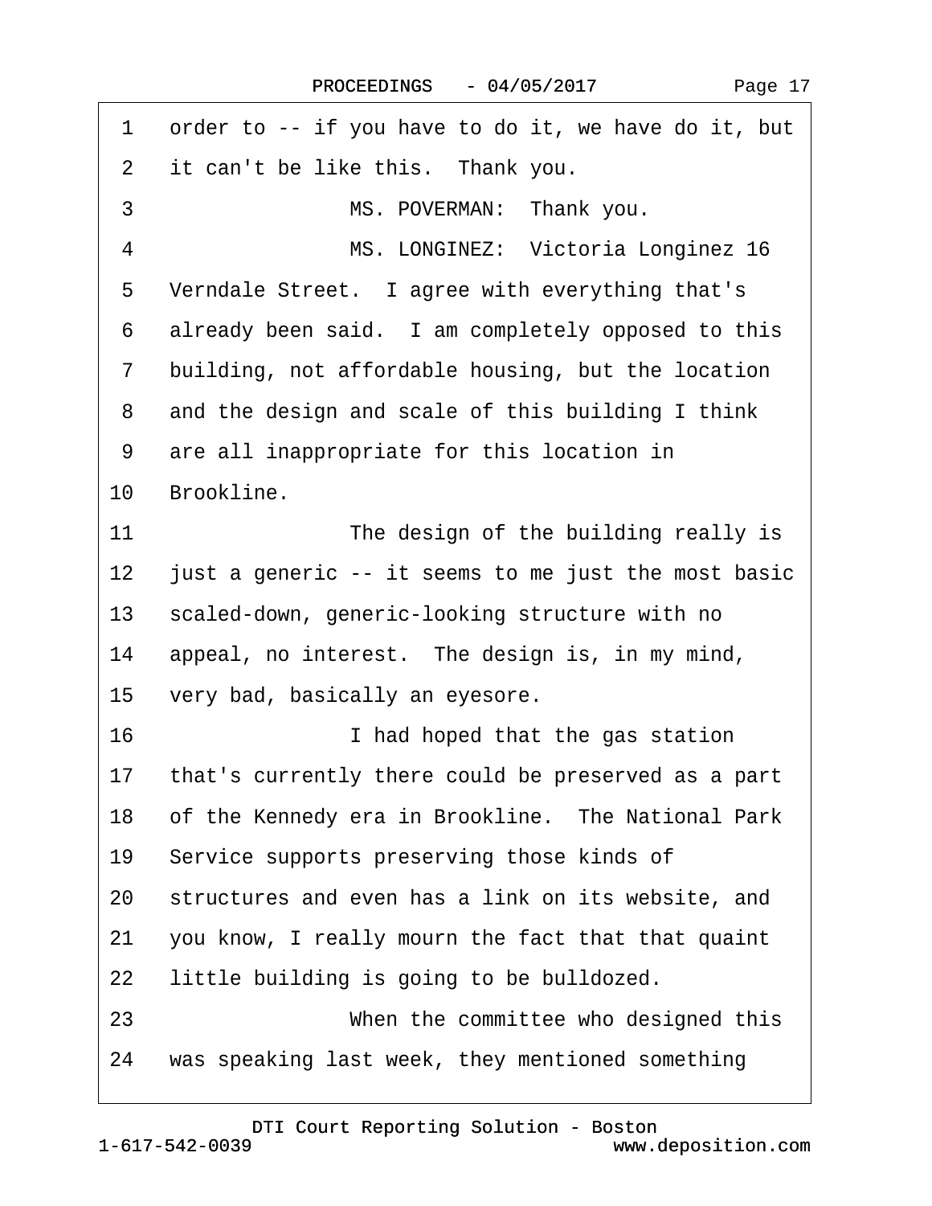order to -- if you have to do it, we have do it, but it can't be like this. Thank you.

MS. POVERMAN: Thank you.

MS. LONGINEZ: Victoria Longinez 16 Verndale Street. I agree with everything that's already been said. I am completely opposed to this building, not affordable housing, but the location and the design and scale of this building I think are all inappropriate for this location in Brookline.

The design of the building really is just a generic -- it seems to me just the most basic scaled-down, generic-looking structure with no appeal, no interest. The design is, in my mind, very bad, basically an eyesore.

I had hoped that the gas station that's currently there could be preserved as a part of the Kennedy era in Brookline. The National Park Service supports preserving those kinds of structures and even has a link on its website, and you know, I really mourn the fact that that quaint little building is going to be bulldozed.

When the committee who designed this was speaking last week, they mentioned something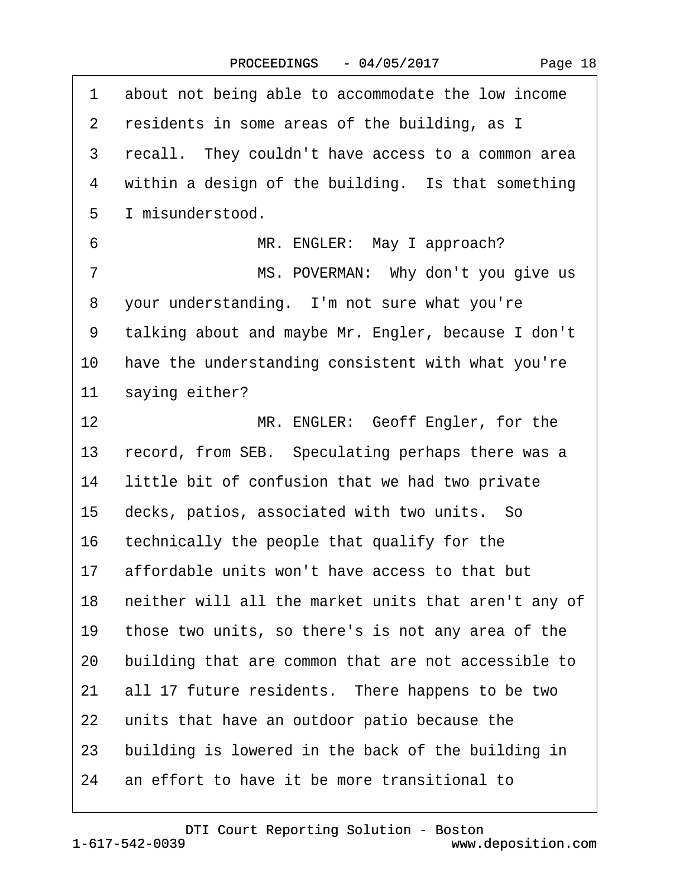1 about not being able to accommodate the low income
2 residents in some areas of the building, as I
3 recall. They couldn't have access to a common area
4 within a design of the building. Is that something
5 I misunderstood.

6 MR. ENGLER: May I approach?

7 MS. POVERMAN: Why don't you give us
8 your understanding. I'm not sure what you're
9 talking about and maybe Mr. Engler, because I don't
10 have the understanding consistent with what you're
11 saying either?

12 MR. ENGLER: Geoff Engler, for the
13 record, from SEB. Speculating perhaps there was a
14 little bit of confusion that we had two private
15 decks, patios, associated with two units. So
16 technically the people that qualify for the
17 affordable units won't have access to that but
18 neither will all the market units that aren't any of
19 those two units, so there's is not any area of the
20 building that are common that are not accessible to
21 all 17 future residents. There happens to be two
22 units that have an outdoor patio because the
23 building is lowered in the back of the building in
24 an effort to have it be more transitional to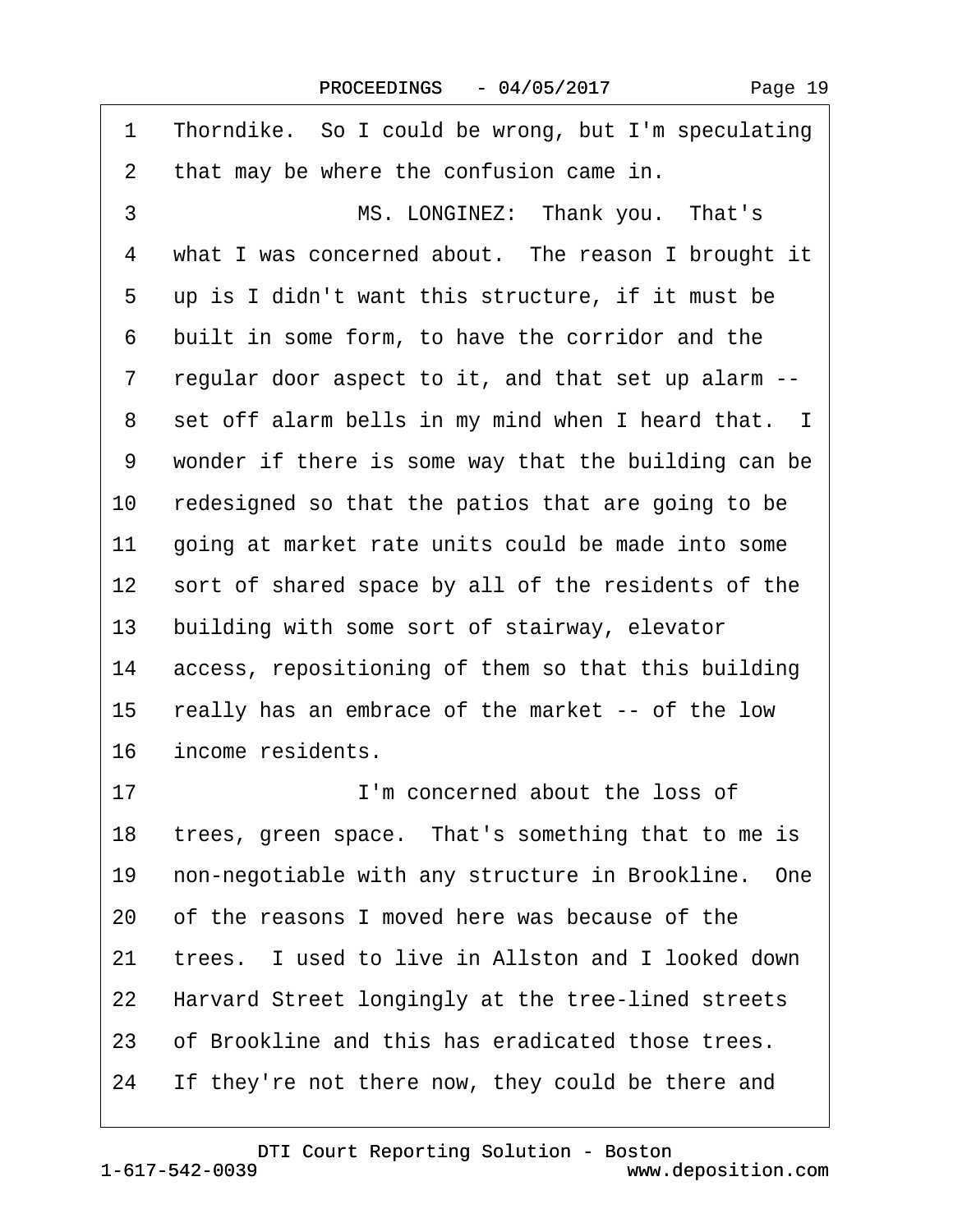1 Thorndike. So I could be wrong, but I'm speculating
2 that may be where the confusion came in.
3 MS. LONGINEZ: Thank you. That's
4 what I was concerned about. The reason I brought it
5 up is I didn't want this structure, if it must be
6 built in some form, to have the corridor and the
7 regular door aspect to it, and that set up alarm --
8 set off alarm bells in my mind when I heard that. I
9 wonder if there is some way that the building can be
10 redesigned so that the patios that are going to be
11 going at market rate units could be made into some
12 sort of shared space by all of the residents of the
13 building with some sort of stairway, elevator
14 access, repositioning of them so that this building
15 really has an embrace of the market -- of the low
16 income residents.
17 I'm concerned about the loss of
18 trees, green space. That's something that to me is
19 non-negotiable with any structure in Brookline. One
20 of the reasons I moved here was because of the
21 trees. I used to live in Allston and I looked down
22 Harvard Street longingly at the tree-lined streets
23 of Brookline and this has eradicated those trees.
24 If they're not there now, they could be there and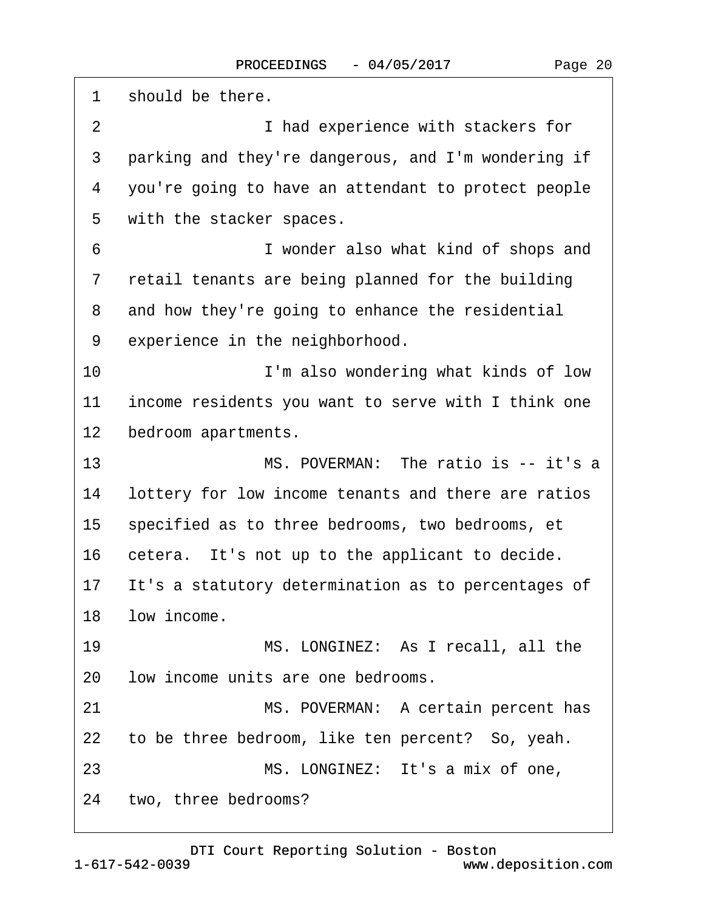1 should be there.

2 I had experience with stackers for

3 parking and they're dangerous, and I'm wondering if

4 you're going to have an attendant to protect people

5 with the stacker spaces.

6 I wonder also what kind of shops and

7 retail tenants are being planned for the building

8 and how they're going to enhance the residential

9 experience in the neighborhood.

10 I'm also wondering what kinds of low

11 income residents you want to serve with I think one

12 bedroom apartments.

13 MS. POVERMAN: The ratio is -- it's a

14 lottery for low income tenants and there are ratios

15 specified as to three bedrooms, two bedrooms, et

16 cetera. It's not up to the applicant to decide.

17 It's a statutory determination as to percentages of

18 low income.

19 MS. LONGINEZ: As I recall, all the

20 low income units are one bedrooms.

21 MS. POVERMAN: A certain percent has

22 to be three bedroom, like ten percent? So, yeah.

23 MS. LONGINEZ: It's a mix of one,

24 two, three bedrooms?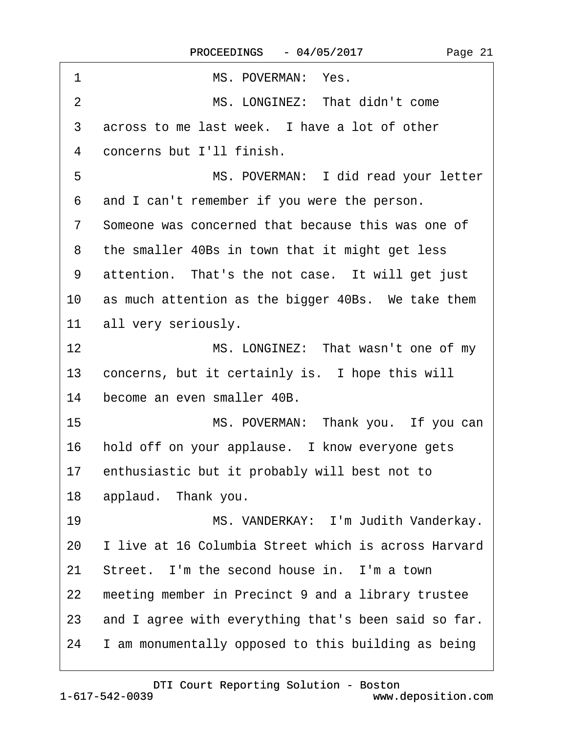1 MS. POVERMAN: Yes.

2 MS. LONGINEZ: That didn't come

3 across to me last week. I have a lot of other

4 concerns but I'll finish.

5 MS. POVERMAN: I did read your letter

6 and I can't remember if you were the person.

7 Someone was concerned that because this was one of

8 the smaller 40Bs in town that it might get less

9 attention. That's the not case. It will get just

10 as much attention as the bigger 40Bs. We take them

11 all very seriously.

12 MS. LONGINEZ: That wasn't one of my

13 concerns, but it certainly is. I hope this will

14 become an even smaller 40B.

15 MS. POVERMAN: Thank you. If you can

16 hold off on your applause. I know everyone gets

17 enthusiastic but it probably will best not to

18 applaud. Thank you.

19 MS. VANDERKAY: I'm Judith Vanderkay.

20 I live at 16 Columbia Street which is across Harvard

21 Street. I'm the second house in. I'm a town

22 meeting member in Precinct 9 and a library trustee

23 and I agree with everything that's been said so far.

24 I am monumentally opposed to this building as being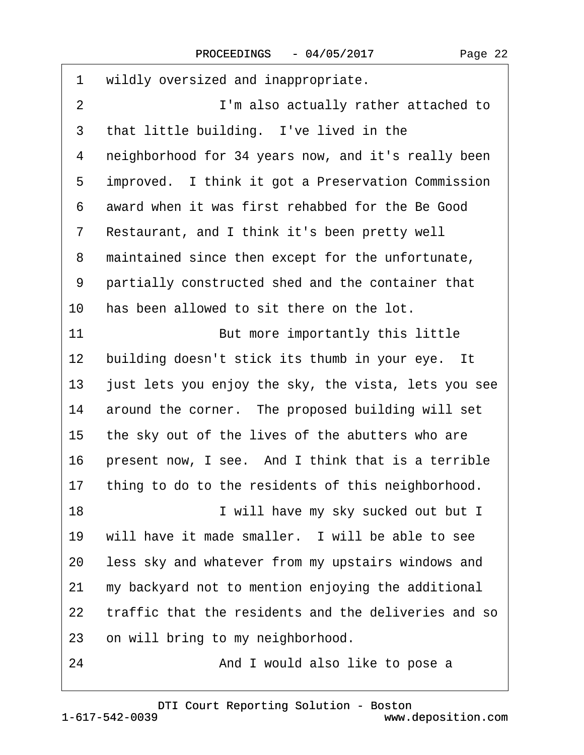1 wildly oversized and inappropriate.

2 I'm also actually rather attached to

3 that little building. I've lived in the

4 neighborhood for 34 years now, and it's really been

5 improved. I think it got a Preservation Commission

6 award when it was first rehabbed for the Be Good

7 Restaurant, and I think it's been pretty well

8 maintained since then except for the unfortunate,

9 partially constructed shed and the container that

10 has been allowed to sit there on the lot.

11 But more importantly this little

12 building doesn't stick its thumb in your eye. It

13 just lets you enjoy the sky, the vista, lets you see

14 around the corner. The proposed building will set

15 the sky out of the lives of the abutters who are

16 present now, I see. And I think that is a terrible

17 thing to do to the residents of this neighborhood.

18 I will have my sky sucked out but I

19 will have it made smaller. I will be able to see

20 less sky and whatever from my upstairs windows and

21 my backyard not to mention enjoying the additional

22 traffic that the residents and the deliveries and so

23 on will bring to my neighborhood.

24 And I would also like to pose a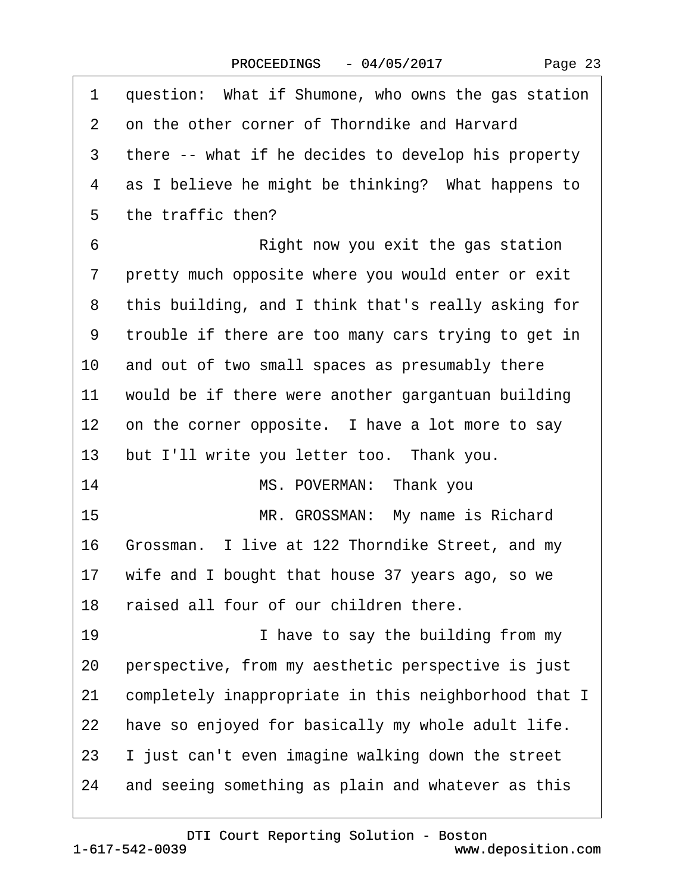1 question: What if Shumone, who owns the gas station
2 on the other corner of Thorndike and Harvard
3 there -- what if he decides to develop his property
4 as I believe he might be thinking? What happens to
5 the traffic then?
6 Right now you exit the gas station
7 pretty much opposite where you would enter or exit
8 this building, and I think that's really asking for
9 trouble if there are too many cars trying to get in
10 and out of two small spaces as presumably there
11 would be if there were another gargantuan building
12 on the corner opposite. I have a lot more to say
13 but I'll write you letter too. Thank you.
14 MS. POVERMAN: Thank you
15 MR. GROSSMAN: My name is Richard
16 Grossman. I live at 122 Thorndike Street, and my
17 wife and I bought that house 37 years ago, so we
18 raised all four of our children there.
19 I have to say the building from my
20 perspective, from my aesthetic perspective is just
21 completely inappropriate in this neighborhood that I
22 have so enjoyed for basically my whole adult life.
23 I just can't even imagine walking down the street
24 and seeing something as plain and whatever as this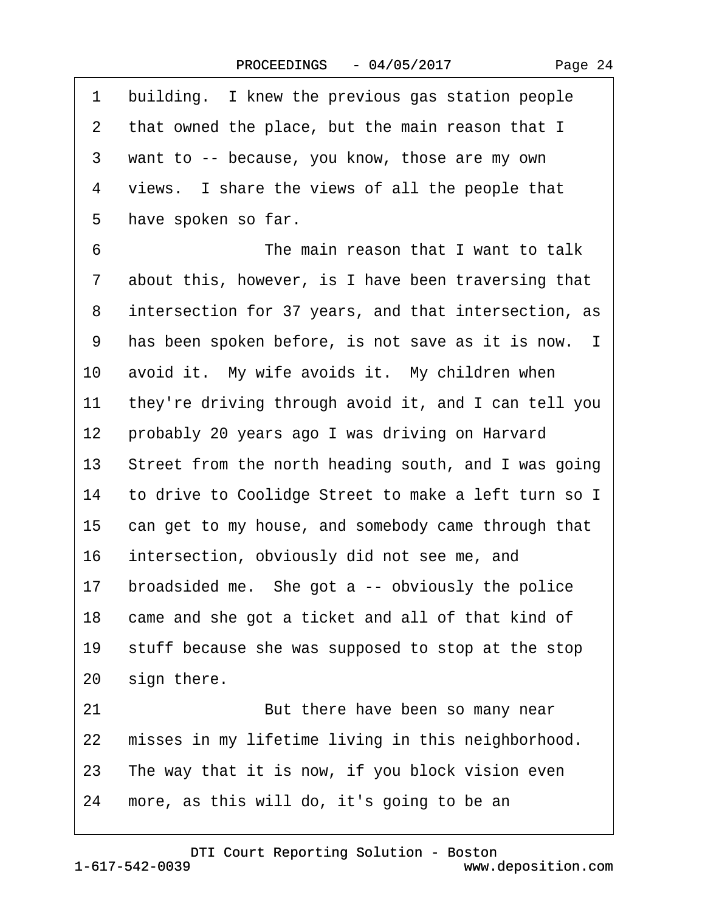1 building. I knew the previous gas station people
2 that owned the place, but the main reason that I
3 want to -- because, you know, those are my own
4 views. I share the views of all the people that
5 have spoken so far.
6 The main reason that I want to talk
7 about this, however, is I have been traversing that
8 intersection for 37 years, and that intersection, as
9 has been spoken before, is not save as it is now. I
10 avoid it. My wife avoids it. My children when
11 they're driving through avoid it, and I can tell you
12 probably 20 years ago I was driving on Harvard
13 Street from the north heading south, and I was going
14 to drive to Coolidge Street to make a left turn so I
15 can get to my house, and somebody came through that
16 intersection, obviously did not see me, and
17 broadsided me. She got a -- obviously the police
18 came and she got a ticket and all of that kind of
19 stuff because she was supposed to stop at the stop
20 sign there.
21 But there have been so many near
22 misses in my lifetime living in this neighborhood.
23 The way that it is now, if you block vision even
24 more, as this will do, it's going to be an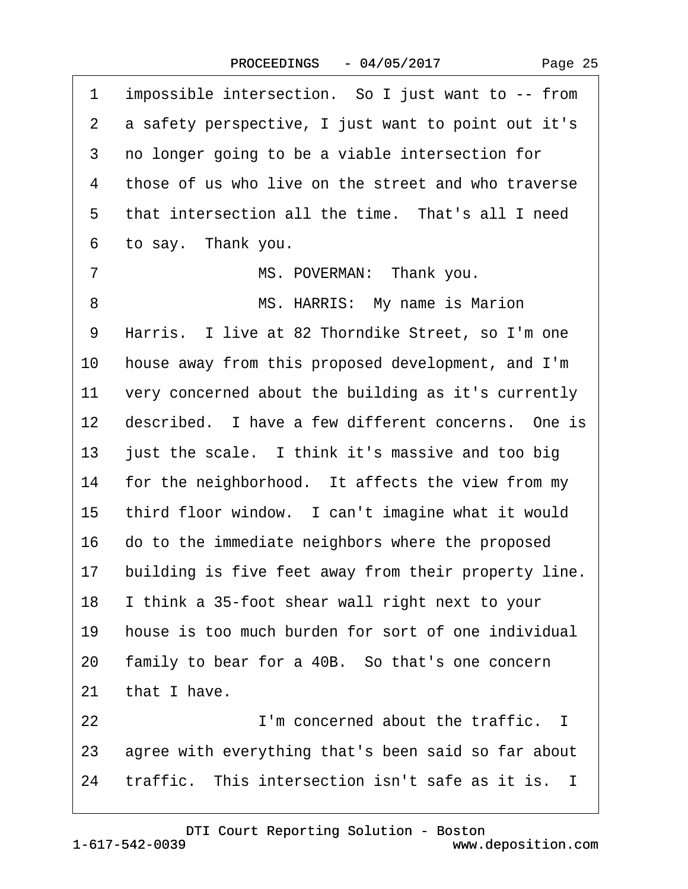1 impossible intersection. So I just want to -- from
2 a safety perspective, I just want to point out it's
3 no longer going to be a viable intersection for
4 those of us who live on the street and who traverse
5 that intersection all the time. That's all I need
6 to say. Thank you.
7 MS. POVERMAN: Thank you.
8 MS. HARRIS: My name is Marion
9 Harris. I live at 82 Thorndike Street, so I'm one
10 house away from this proposed development, and I'm
11 very concerned about the building as it's currently
12 described. I have a few different concerns. One is
13 just the scale. I think it's massive and too big
14 for the neighborhood. It affects the view from my
15 third floor window. I can't imagine what it would
16 do to the immediate neighbors where the proposed
17 building is five feet away from their property line.
18 I think a 35-foot shear wall right next to your
19 house is too much burden for sort of one individual
20 family to bear for a 40B. So that's one concern
21 that I have.
22 I'm concerned about the traffic. I
23 agree with everything that's been said so far about
24 traffic. This intersection isn't safe as it is. I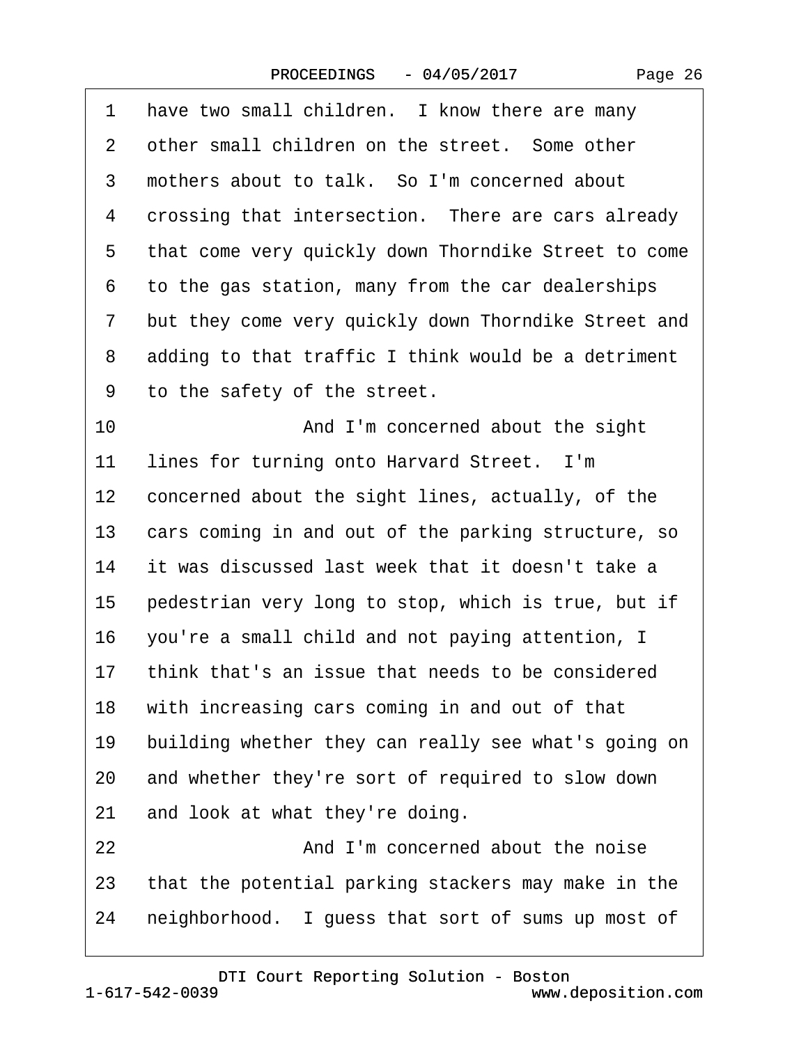1 have two small children. I know there are many
2 other small children on the street. Some other
3 mothers about to talk. So I'm concerned about
4 crossing that intersection. There are cars already
5 that come very quickly down Thorndike Street to come
6 to the gas station, many from the car dealerships
7 but they come very quickly down Thorndike Street and
8 adding to that traffic I think would be a detriment
9 to the safety of the street.
10 And I'm concerned about the sight
11 lines for turning onto Harvard Street. I'm
12 concerned about the sight lines, actually, of the
13 cars coming in and out of the parking structure, so
14 it was discussed last week that it doesn't take a
15 pedestrian very long to stop, which is true, but if
16 you're a small child and not paying attention, I
17 think that's an issue that needs to be considered
18 with increasing cars coming in and out of that
19 building whether they can really see what's going on
20 and whether they're sort of required to slow down
21 and look at what they're doing.
22 And I'm concerned about the noise
23 that the potential parking stackers may make in the
24 neighborhood. I guess that sort of sums up most of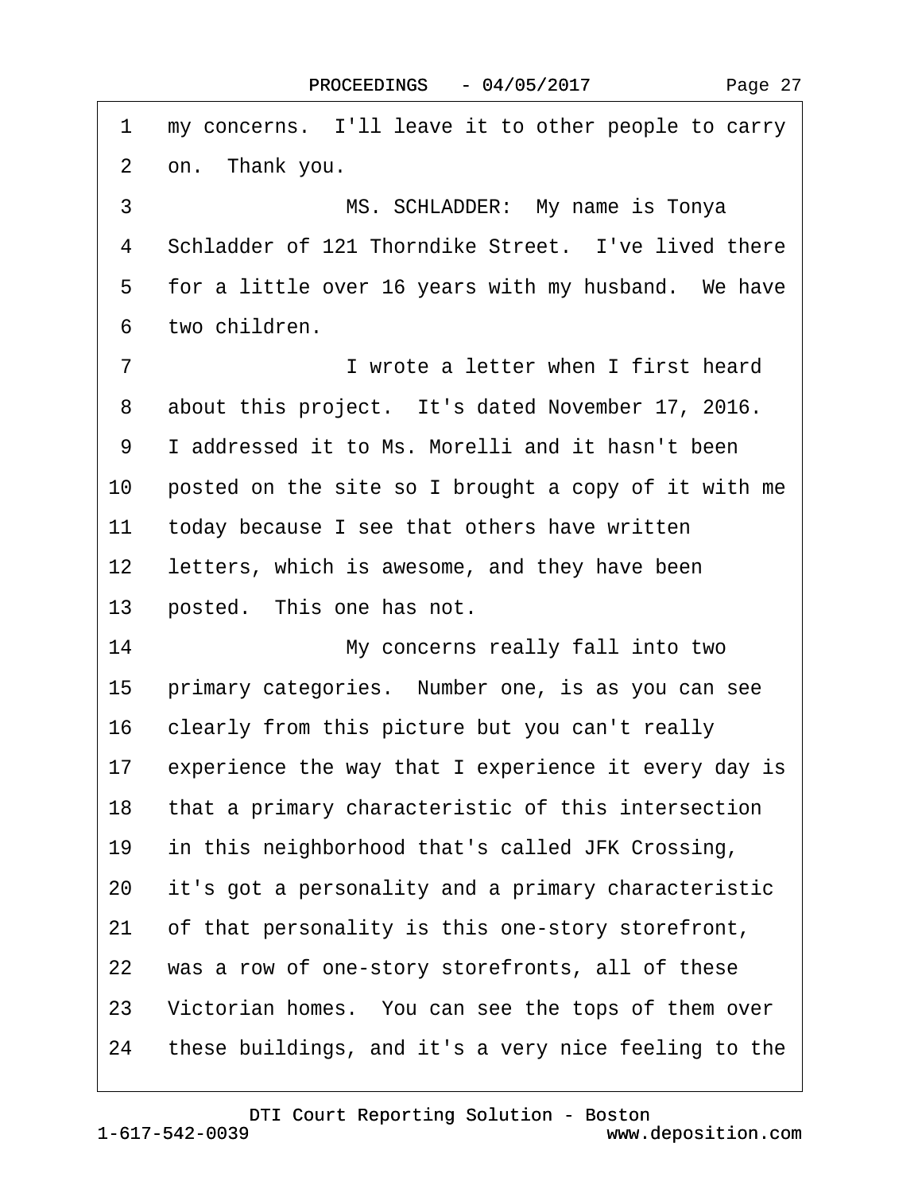1 my concerns. I'll leave it to other people to carry
2 on. Thank you.
3 MS. SCHLADDER: My name is Tonya
4 Schladder of 121 Thorndike Street. I've lived there
5 for a little over 16 years with my husband. We have
6 two children.
7 I wrote a letter when I first heard
8 about this project. It's dated November 17, 2016.
9 I addressed it to Ms. Morelli and it hasn't been
10 posted on the site so I brought a copy of it with me
11 today because I see that others have written
12 letters, which is awesome, and they have been
13 posted. This one has not.
14 My concerns really fall into two
15 primary categories. Number one, is as you can see
16 clearly from this picture but you can't really
17 experience the way that I experience it every day is
18 that a primary characteristic of this intersection
19 in this neighborhood that's called JFK Crossing,
20 it's got a personality and a primary characteristic
21 of that personality is this one-story storefront,
22 was a row of one-story storefronts, all of these
23 Victorian homes. You can see the tops of them over
24 these buildings, and it's a very nice feeling to the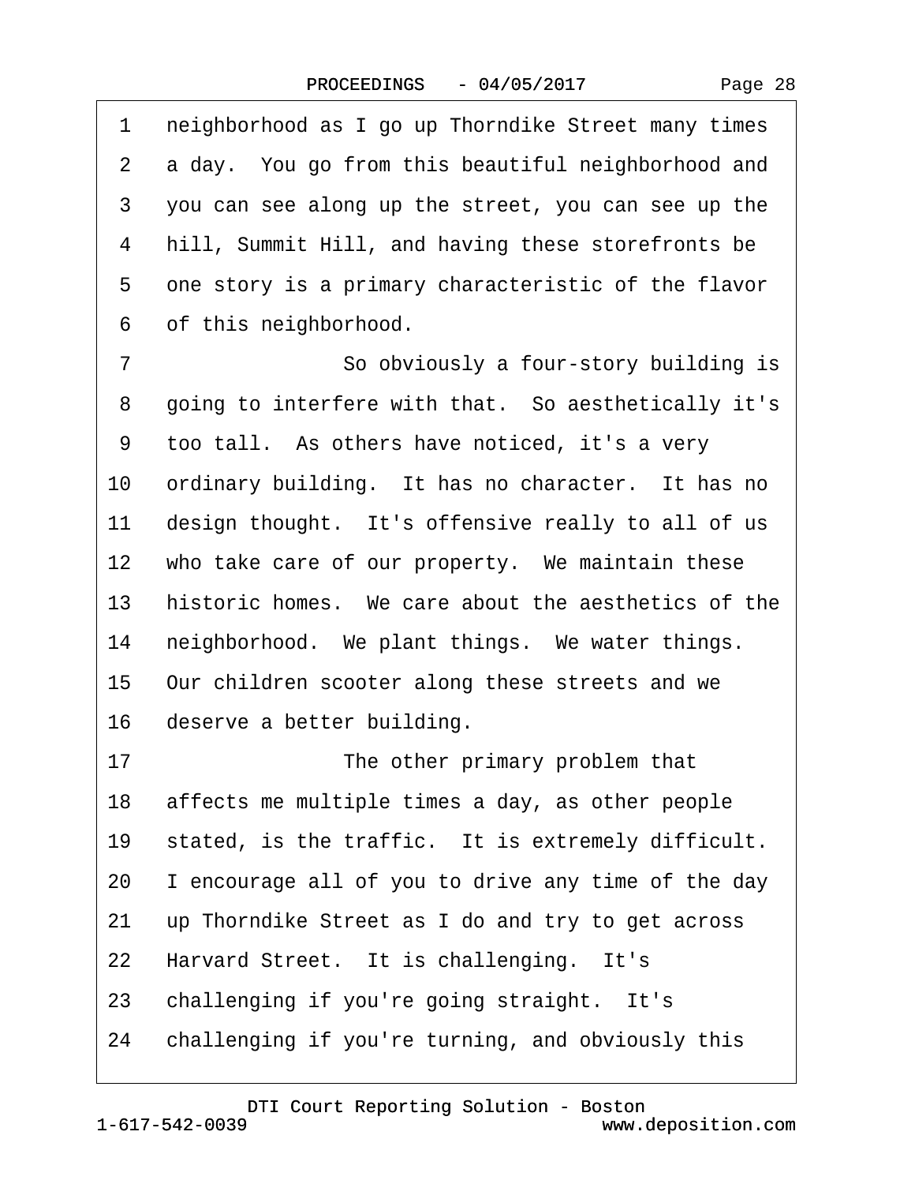neighborhood as I go up Thorndike Street many times a day. You go from this beautiful neighborhood and you can see along up the street, you can see up the hill, Summit Hill, and having these storefronts be one story is a primary characteristic of the flavor of this neighborhood.

So obviously a four-story building is going to interfere with that. So aesthetically it's too tall. As others have noticed, it's a very ordinary building. It has no character. It has no design thought. It's offensive really to all of us who take care of our property. We maintain these historic homes. We care about the aesthetics of the neighborhood. We plant things. We water things. Our children scooter along these streets and we deserve a better building.

The other primary problem that affects me multiple times a day, as other people stated, is the traffic. It is extremely difficult. I encourage all of you to drive any time of the day up Thorndike Street as I do and try to get across Harvard Street. It is challenging. It's challenging if you're going straight. It's challenging if you're turning, and obviously this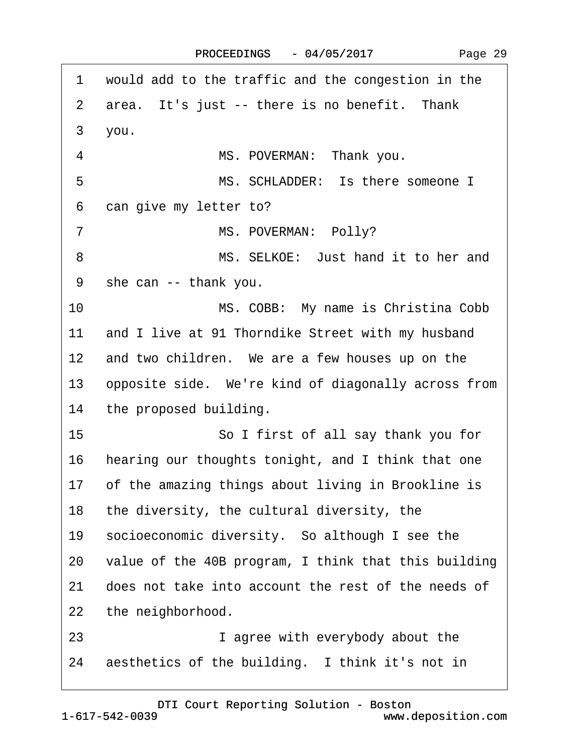1 would add to the traffic and the congestion in the
2 area. It's just -- there is no benefit. Thank
3 you.
4 MS. POVERMAN: Thank you.
5 MS. SCHLADDER: Is there someone I
6 can give my letter to?
7 MS. POVERMAN: Polly?
8 MS. SELKOE: Just hand it to her and
9 she can -- thank you.
10 MS. COBB: My name is Christina Cobb
11 and I live at 91 Thorndike Street with my husband
12 and two children. We are a few houses up on the
13 opposite side. We're kind of diagonally across from
14 the proposed building.
15 So I first of all say thank you for
16 hearing our thoughts tonight, and I think that one
17 of the amazing things about living in Brookline is
18 the diversity, the cultural diversity, the
19 socioeconomic diversity. So although I see the
20 value of the 40B program, I think that this building
21 does not take into account the rest of the needs of
22 the neighborhood.
23 I agree with everybody about the
24 aesthetics of the building. I think it's not in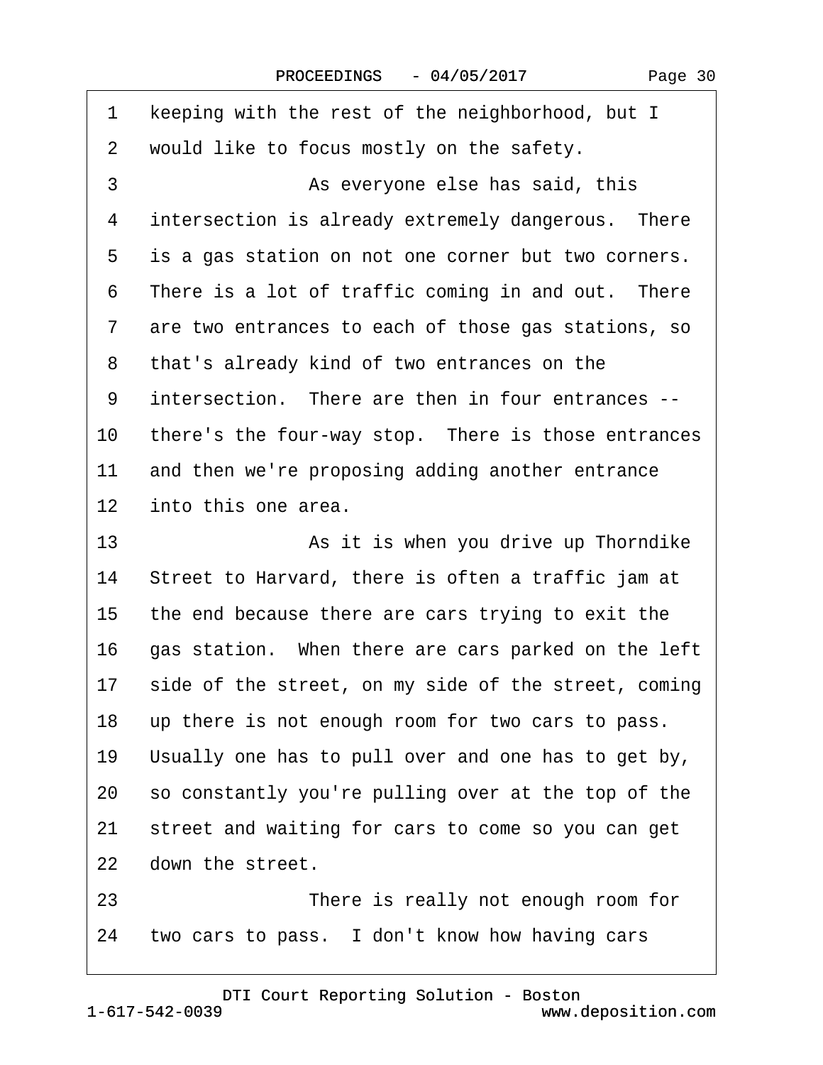1 keeping with the rest of the neighborhood, but I
2 would like to focus mostly on the safety.
3 As everyone else has said, this
4 intersection is already extremely dangerous. There
5 is a gas station on not one corner but two corners.
6 There is a lot of traffic coming in and out. There
7 are two entrances to each of those gas stations, so
8 that's already kind of two entrances on the
9 intersection. There are then in four entrances --
10 there's the four-way stop. There is those entrances
11 and then we're proposing adding another entrance
12 into this one area.
13 As it is when you drive up Thorndike
14 Street to Harvard, there is often a traffic jam at
15 the end because there are cars trying to exit the
16 gas station. When there are cars parked on the left
17 side of the street, on my side of the street, coming
18 up there is not enough room for two cars to pass.
19 Usually one has to pull over and one has to get by,
20 so constantly you're pulling over at the top of the
21 street and waiting for cars to come so you can get
22 down the street.
23 There is really not enough room for
24 two cars to pass. I don't know how having cars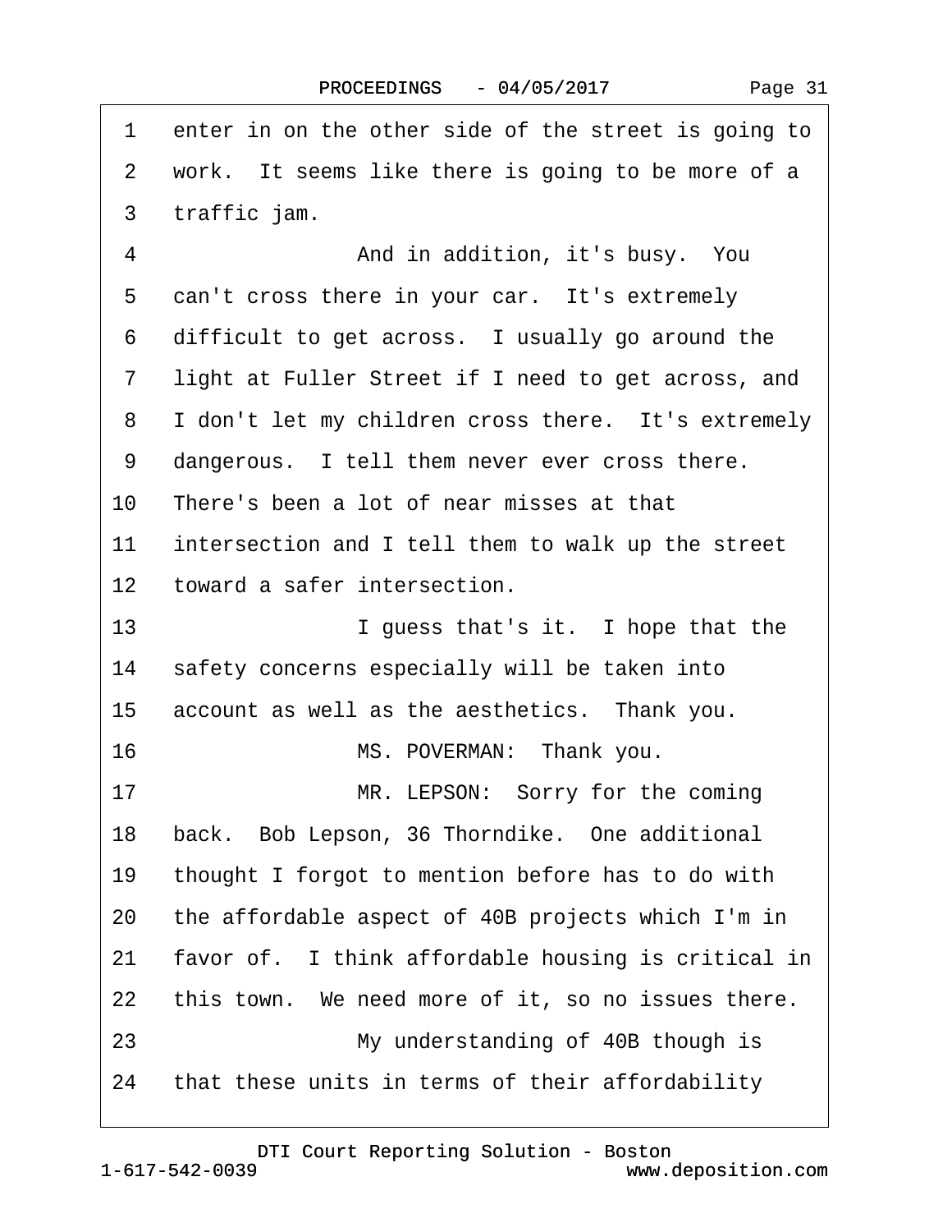1 enter in on the other side of the street is going to
2 work. It seems like there is going to be more of a
3 traffic jam.
4 And in addition, it's busy. You
5 can't cross there in your car. It's extremely
6 difficult to get across. I usually go around the
7 light at Fuller Street if I need to get across, and
8 I don't let my children cross there. It's extremely
9 dangerous. I tell them never ever cross there.
10 There's been a lot of near misses at that
11 intersection and I tell them to walk up the street
12 toward a safer intersection.
13 I guess that's it. I hope that the
14 safety concerns especially will be taken into
15 account as well as the aesthetics. Thank you.
16 MS. POVERMAN: Thank you.
17 MR. LEPSON: Sorry for the coming
18 back. Bob Lepson, 36 Thorndike. One additional
19 thought I forgot to mention before has to do with
20 the affordable aspect of 40B projects which I'm in
21 favor of. I think affordable housing is critical in
22 this town. We need more of it, so no issues there.
23 My understanding of 40B though is
24 that these units in terms of their affordability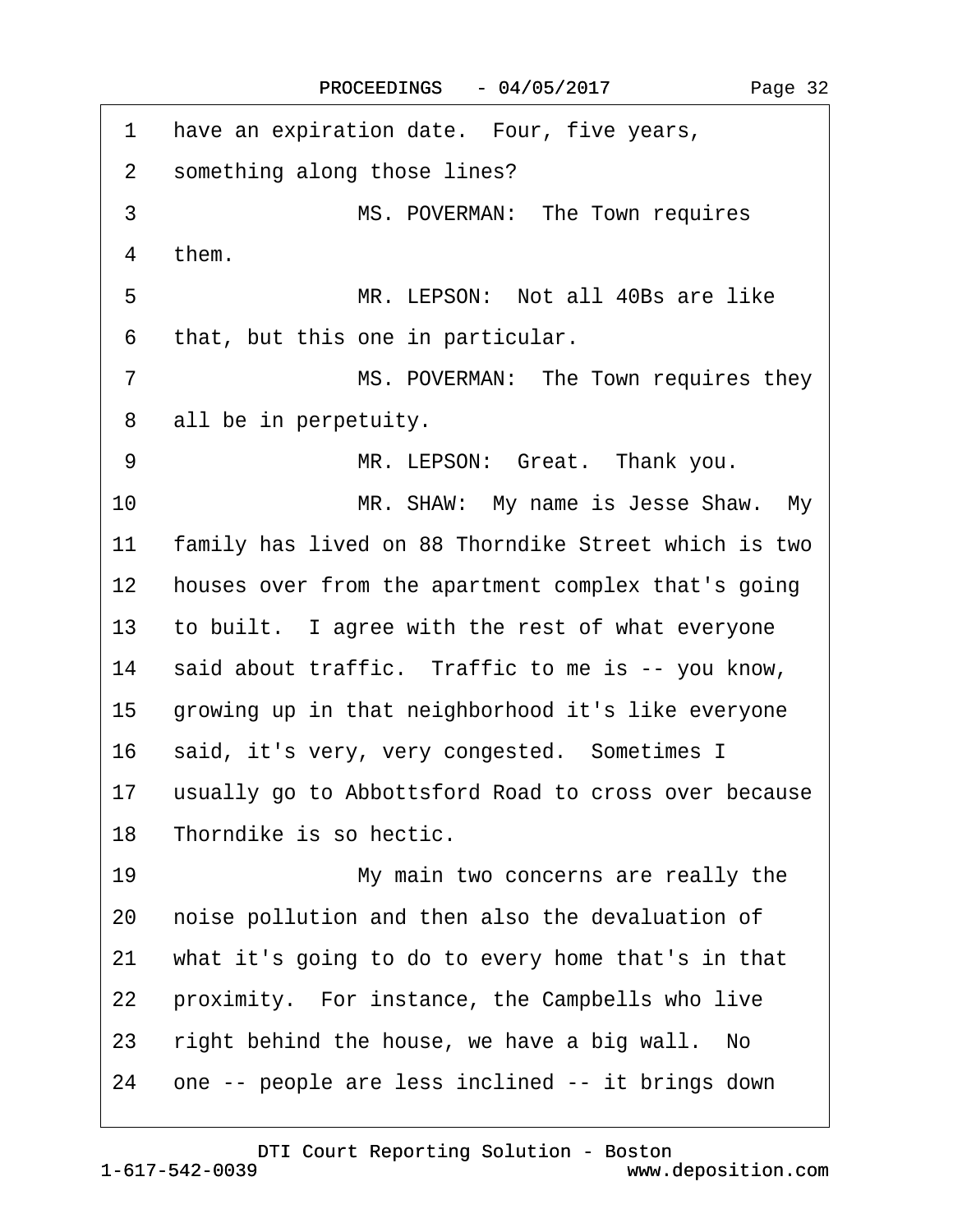1 have an expiration date. Four, five years,
2 something along those lines?
3 MS. POVERMAN: The Town requires
4 them.
5 MR. LEPSON: Not all 40Bs are like
6 that, but this one in particular.
7 MS. POVERMAN: The Town requires they
8 all be in perpetuity.
9 MR. LEPSON: Great. Thank you.
10 MR. SHAW: My name is Jesse Shaw. My
11 family has lived on 88 Thorndike Street which is two
12 houses over from the apartment complex that's going
13 to built. I agree with the rest of what everyone
14 said about traffic. Traffic to me is -- you know,
15 growing up in that neighborhood it's like everyone
16 said, it's very, very congested. Sometimes I
17 usually go to Abbottsford Road to cross over because
18 Thorndike is so hectic.
19 My main two concerns are really the
20 noise pollution and then also the devaluation of
21 what it's going to do to every home that's in that
22 proximity. For instance, the Campbells who live
23 right behind the house, we have a big wall. No
24 one -- people are less inclined -- it brings down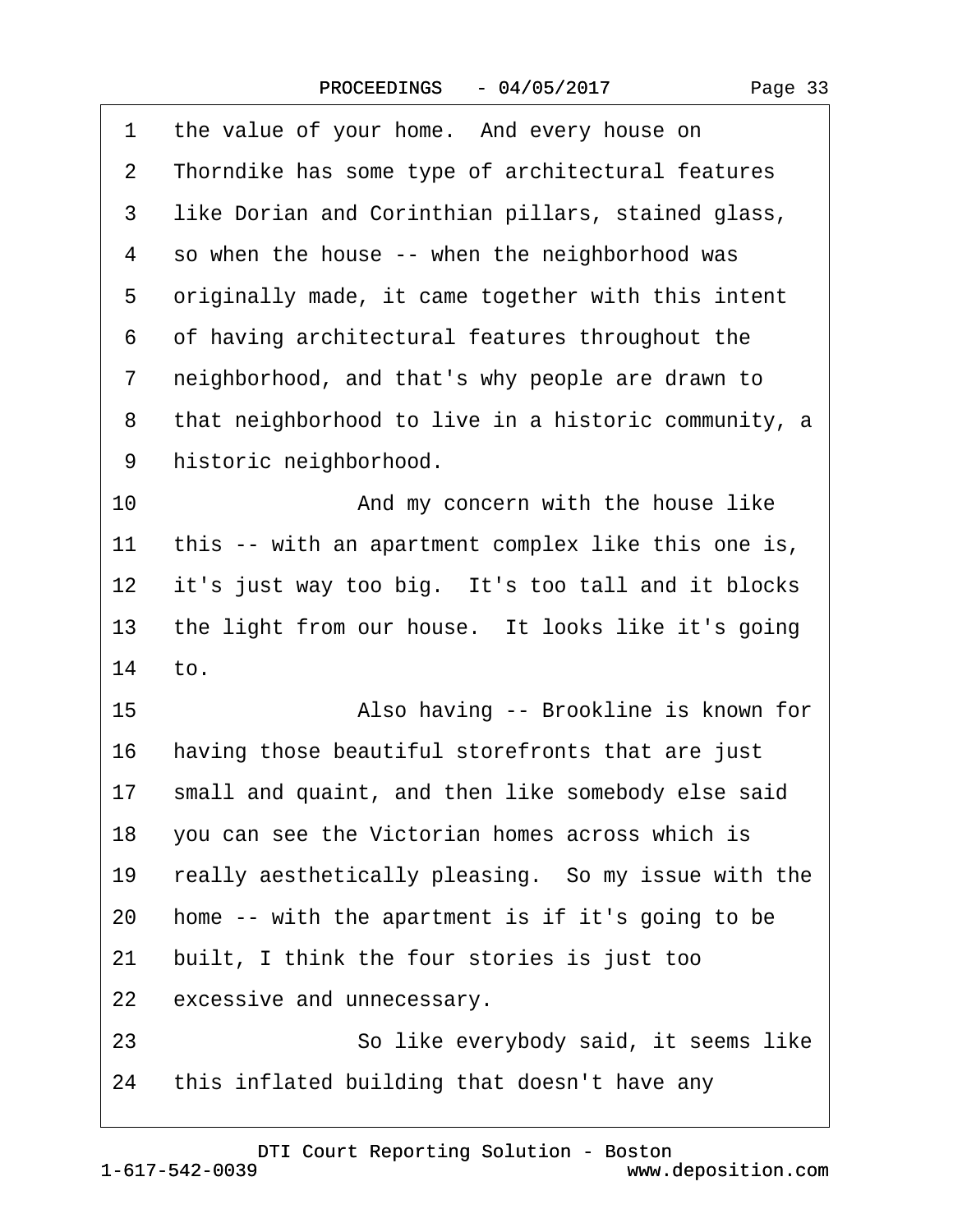1 the value of your home. And every house on
2 Thorndike has some type of architectural features
3 like Dorian and Corinthian pillars, stained glass,
4 so when the house -- when the neighborhood was
5 originally made, it came together with this intent
6 of having architectural features throughout the
7 neighborhood, and that's why people are drawn to
8 that neighborhood to live in a historic community, a
9 historic neighborhood.
10 And my concern with the house like
11 this -- with an apartment complex like this one is,
12 it's just way too big. It's too tall and it blocks
13 the light from our house. It looks like it's going
14 to.
15 Also having -- Brookline is known for
16 having those beautiful storefronts that are just
17 small and quaint, and then like somebody else said
18 you can see the Victorian homes across which is
19 really aesthetically pleasing. So my issue with the
20 home -- with the apartment is if it's going to be
21 built, I think the four stories is just too
22 excessive and unnecessary.
23 So like everybody said, it seems like
24 this inflated building that doesn't have any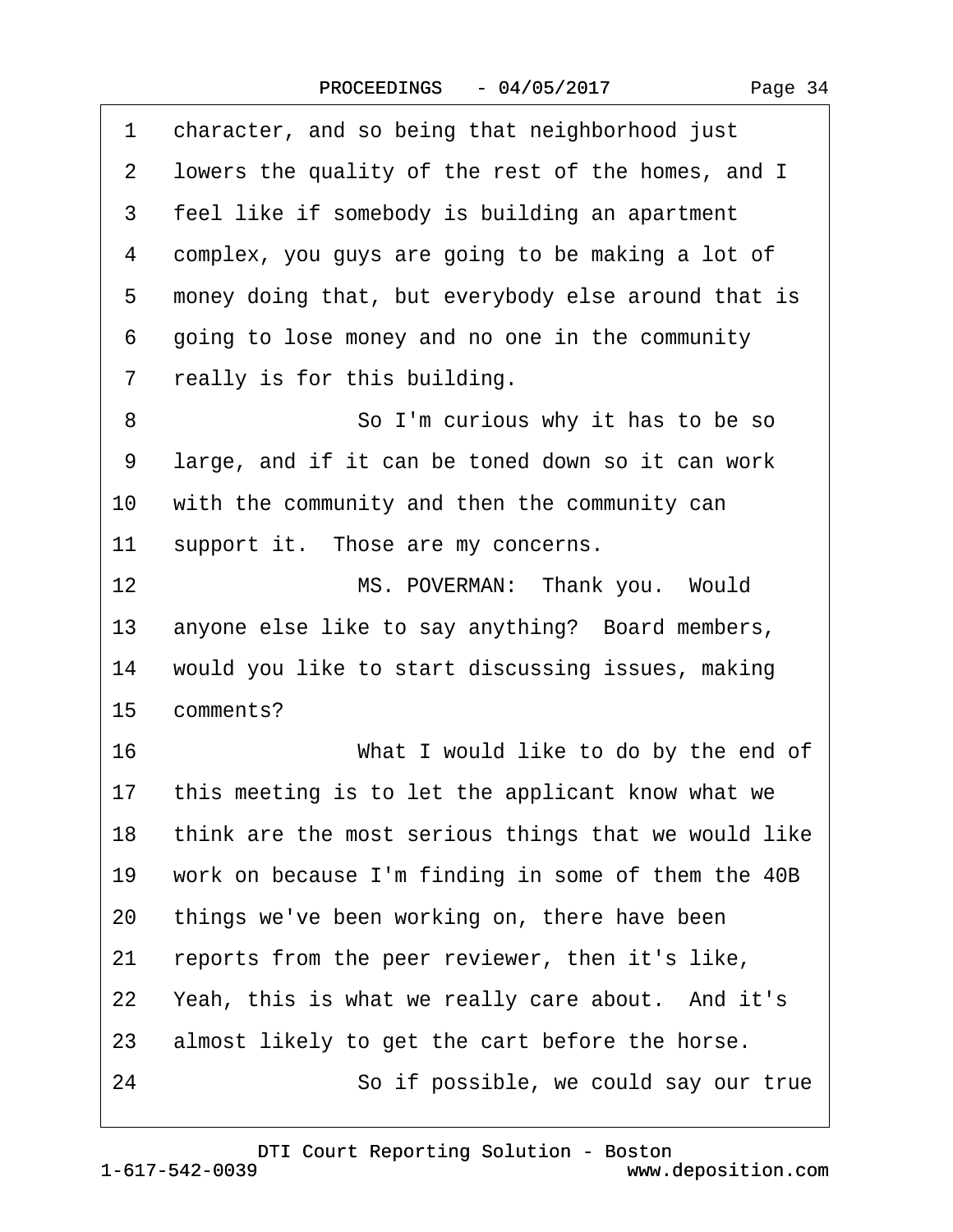1 character, and so being that neighborhood just
2 lowers the quality of the rest of the homes, and I
3 feel like if somebody is building an apartment
4 complex, you guys are going to be making a lot of
5 money doing that, but everybody else around that is
6 going to lose money and no one in the community
7 really is for this building.
8 So I'm curious why it has to be so
9 large, and if it can be toned down so it can work
10 with the community and then the community can
11 support it. Those are my concerns.
12 MS. POVERMAN: Thank you. Would
13 anyone else like to say anything? Board members,
14 would you like to start discussing issues, making
15 comments?
16 What I would like to do by the end of
17 this meeting is to let the applicant know what we
18 think are the most serious things that we would like
19 work on because I'm finding in some of them the 40B
20 things we've been working on, there have been
21 reports from the peer reviewer, then it's like,
22 Yeah, this is what we really care about. And it's
23 almost likely to get the cart before the horse.
24 So if possible, we could say our true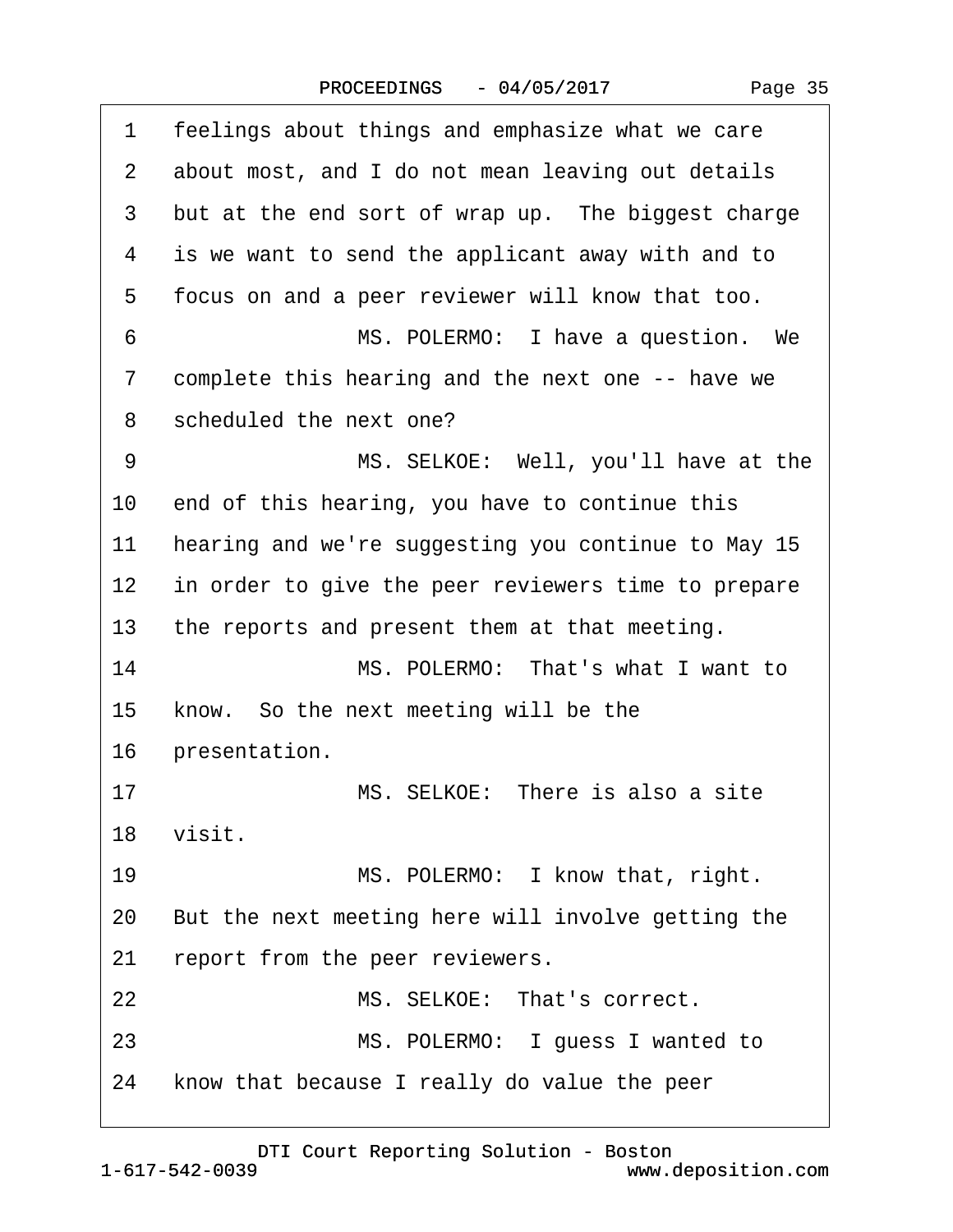1 feelings about things and emphasize what we care
2 about most, and I do not mean leaving out details
3 but at the end sort of wrap up. The biggest charge
4 is we want to send the applicant away with and to
5 focus on and a peer reviewer will know that too.
6 MS. POLERMO: I have a question. We
7 complete this hearing and the next one -- have we
8 scheduled the next one?
9 MS. SELKOE: Well, you'll have at the
10 end of this hearing, you have to continue this
11 hearing and we're suggesting you continue to May 15
12 in order to give the peer reviewers time to prepare
13 the reports and present them at that meeting.
14 MS. POLERMO: That's what I want to
15 know. So the next meeting will be the
16 presentation.
17 MS. SELKOE: There is also a site
18 visit.
19 MS. POLERMO: I know that, right.
20 But the next meeting here will involve getting the
21 report from the peer reviewers.
22 MS. SELKOE: That's correct.
23 MS. POLERMO: I guess I wanted to
24 know that because I really do value the peer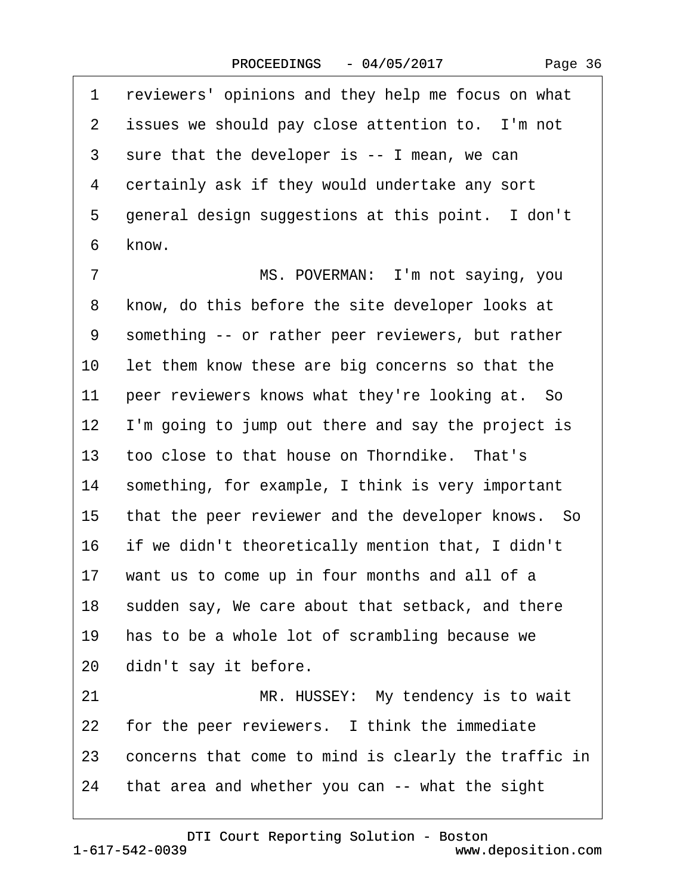1 reviewers' opinions and they help me focus on what
2 issues we should pay close attention to. I'm not
3 sure that the developer is -- I mean, we can
4 certainly ask if they would undertake any sort
5 general design suggestions at this point. I don't
6 know.

7 MS. POVERMAN: I'm not saying, you
8 know, do this before the site developer looks at
9 something -- or rather peer reviewers, but rather
10 let them know these are big concerns so that the
11 peer reviewers knows what they're looking at. So
12 I'm going to jump out there and say the project is
13 too close to that house on Thorndike. That's
14 something, for example, I think is very important
15 that the peer reviewer and the developer knows. So
16 if we didn't theoretically mention that, I didn't
17 want us to come up in four months and all of a
18 sudden say, We care about that setback, and there
19 has to be a whole lot of scrambling because we
20 didn't say it before.

21 MR. HUSSEY: My tendency is to wait
22 for the peer reviewers. I think the immediate
23 concerns that come to mind is clearly the traffic in
24 that area and whether you can -- what the sight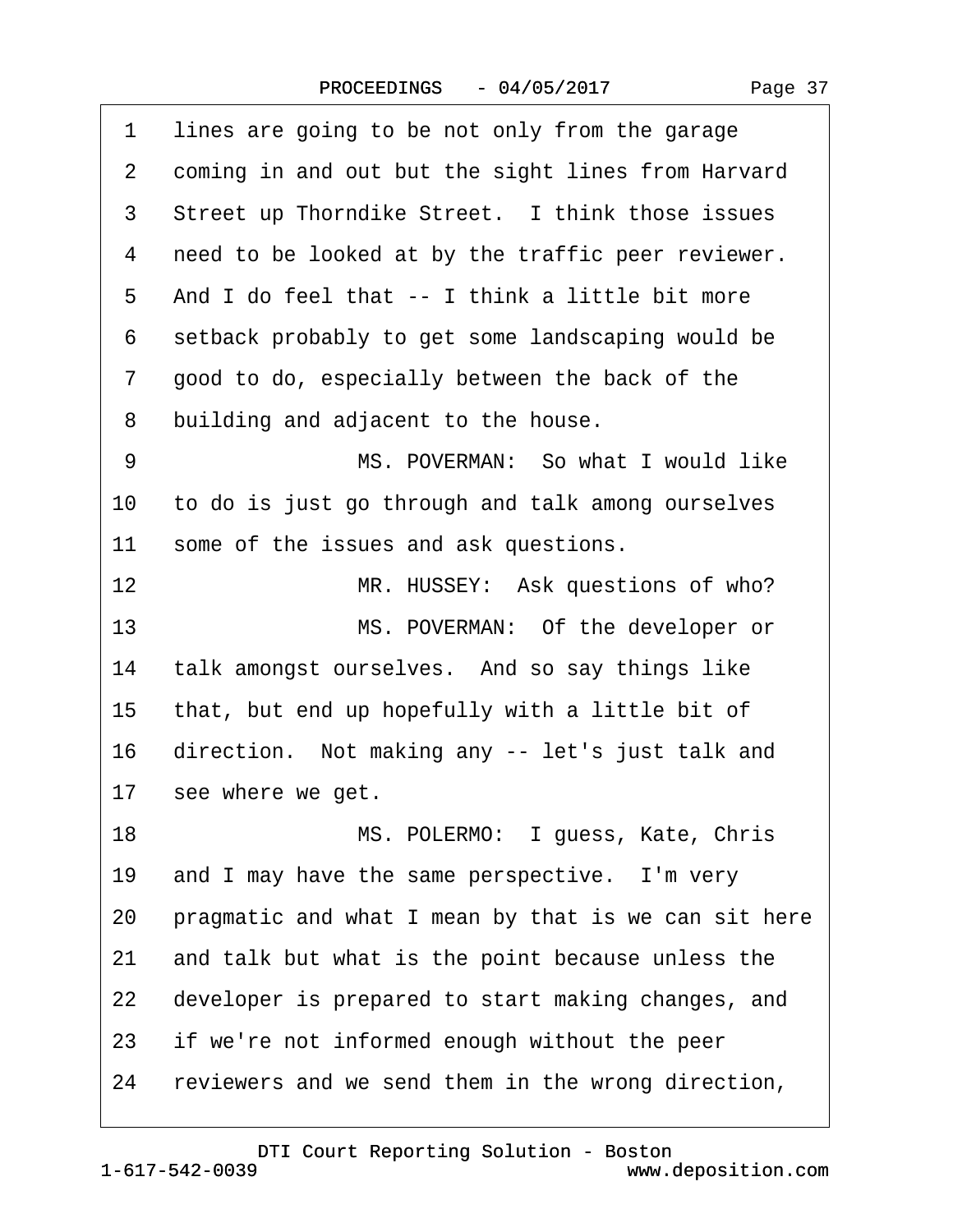1 lines are going to be not only from the garage
2 coming in and out but the sight lines from Harvard
3 Street up Thorndike Street. I think those issues
4 need to be looked at by the traffic peer reviewer.
5 And I do feel that -- I think a little bit more
6 setback probably to get some landscaping would be
7 good to do, especially between the back of the
8 building and adjacent to the house.
9 MS. POVERMAN: So what I would like
10 to do is just go through and talk among ourselves
11 some of the issues and ask questions.
12 MR. HUSSEY: Ask questions of who?
13 MS. POVERMAN: Of the developer or
14 talk amongst ourselves. And so say things like
15 that, but end up hopefully with a little bit of
16 direction. Not making any -- let's just talk and
17 see where we get.
18 MS. POLERMO: I guess, Kate, Chris
19 and I may have the same perspective. I'm very
20 pragmatic and what I mean by that is we can sit here
21 and talk but what is the point because unless the
22 developer is prepared to start making changes, and
23 if we're not informed enough without the peer
24 reviewers and we send them in the wrong direction,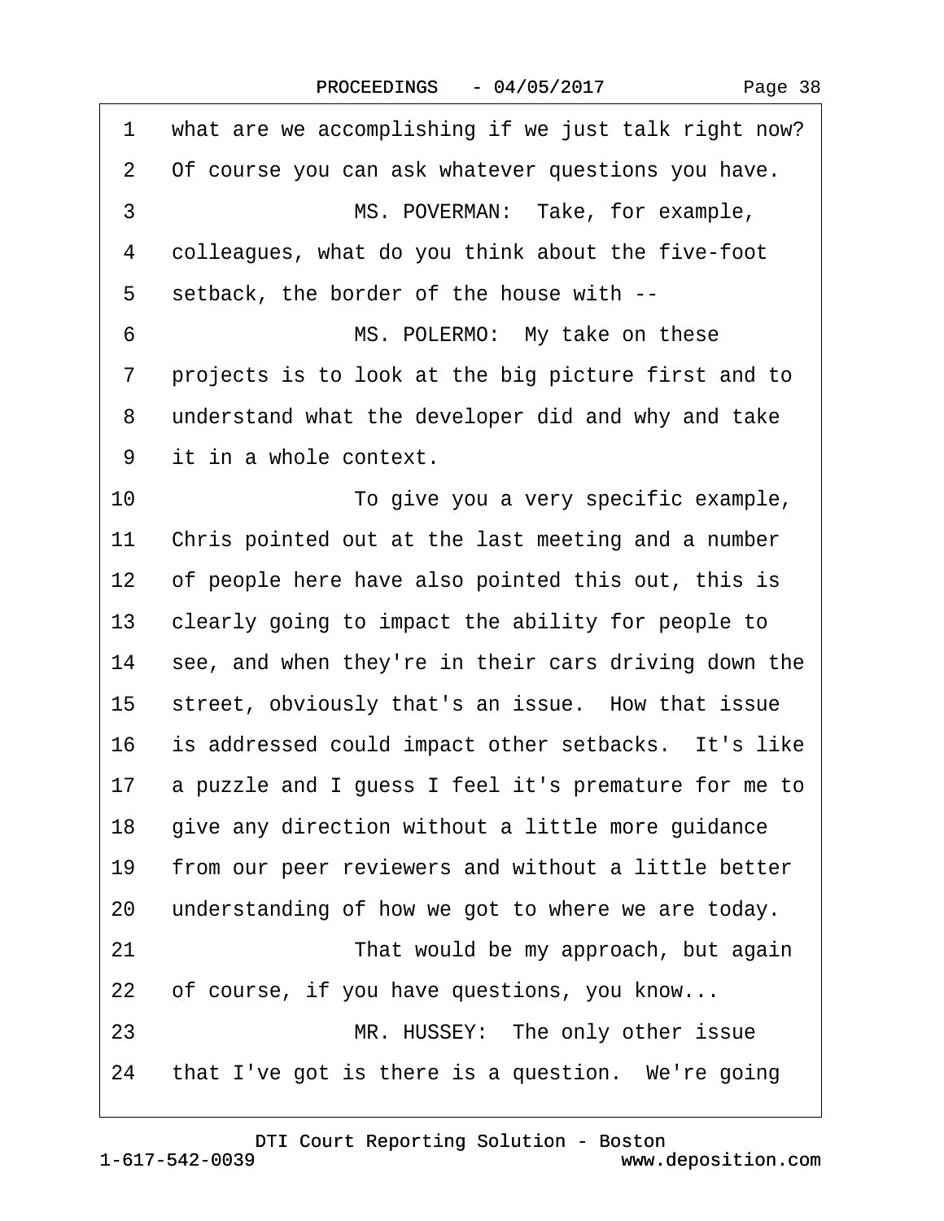1 what are we accomplishing if we just talk right now?
2 Of course you can ask whatever questions you have.
3 MS. POVERMAN: Take, for example,
4 colleagues, what do you think about the five-foot
5 setback, the border of the house with --
6 MS. POLERMO: My take on these
7 projects is to look at the big picture first and to
8 understand what the developer did and why and take
9 it in a whole context.
10 To give you a very specific example,
11 Chris pointed out at the last meeting and a number
12 of people here have also pointed this out, this is
13 clearly going to impact the ability for people to
14 see, and when they're in their cars driving down the
15 street, obviously that's an issue. How that issue
16 is addressed could impact other setbacks. It's like
17 a puzzle and I guess I feel it's premature for me to
18 give any direction without a little more guidance
19 from our peer reviewers and without a little better
20 understanding of how we got to where we are today.
21 That would be my approach, but again
22 of course, if you have questions, you know...
23 MR. HUSSEY: The only other issue
24 that I've got is there is a question. We're going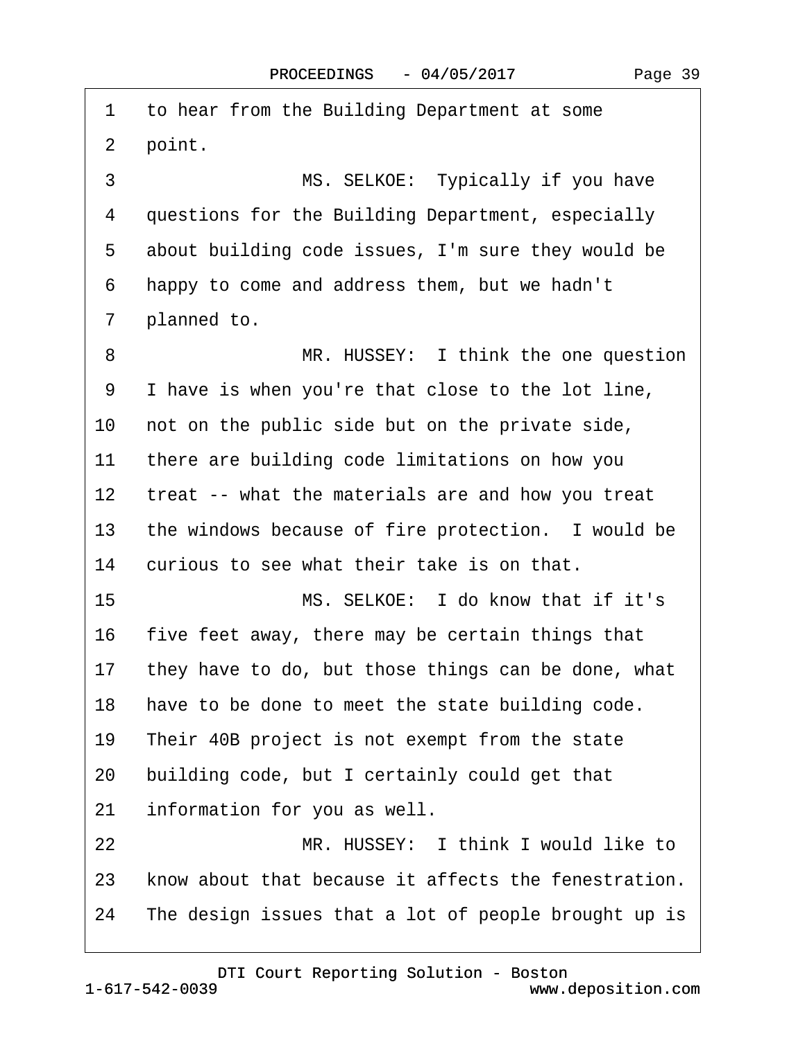1 to hear from the Building Department at some
2 point.
3 MS. SELKOE: Typically if you have
4 questions for the Building Department, especially
5 about building code issues, I'm sure they would be
6 happy to come and address them, but we hadn't
7 planned to.
8 MR. HUSSEY: I think the one question
9 I have is when you're that close to the lot line,
10 not on the public side but on the private side,
11 there are building code limitations on how you
12 treat -- what the materials are and how you treat
13 the windows because of fire protection. I would be
14 curious to see what their take is on that.
15 MS. SELKOE: I do know that if it's
16 five feet away, there may be certain things that
17 they have to do, but those things can be done, what
18 have to be done to meet the state building code.
19 Their 40B project is not exempt from the state
20 building code, but I certainly could get that
21 information for you as well.
22 MR. HUSSEY: I think I would like to
23 know about that because it affects the fenestration.
24 The design issues that a lot of people brought up is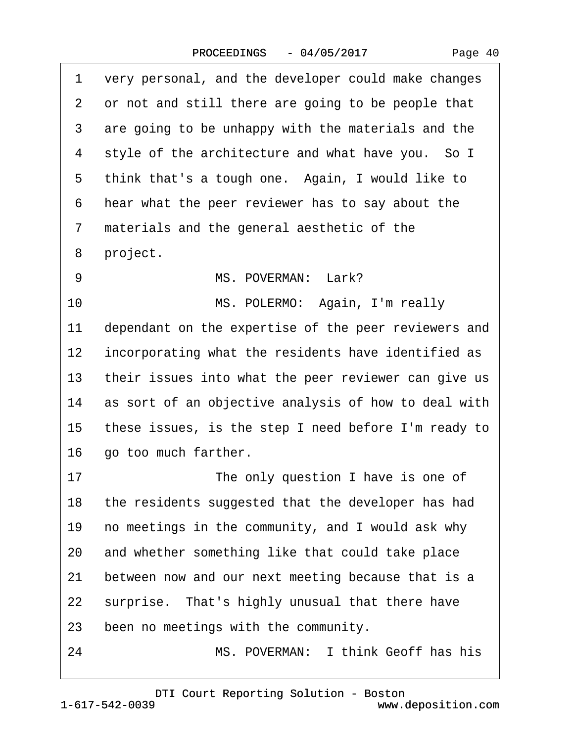1 very personal, and the developer could make changes
2 or not and still there are going to be people that
3 are going to be unhappy with the materials and the
4 style of the architecture and what have you. So I
5 think that's a tough one. Again, I would like to
6 hear what the peer reviewer has to say about the
7 materials and the general aesthetic of the
8 project.
9 MS. POVERMAN: Lark?
10 MS. POLERMO: Again, I'm really
11 dependant on the expertise of the peer reviewers and
12 incorporating what the residents have identified as
13 their issues into what the peer reviewer can give us
14 as sort of an objective analysis of how to deal with
15 these issues, is the step I need before I'm ready to
16 go too much farther.
17 The only question I have is one of
18 the residents suggested that the developer has had
19 no meetings in the community, and I would ask why
20 and whether something like that could take place
21 between now and our next meeting because that is a
22 surprise. That's highly unusual that there have
23 been no meetings with the community.
24 MS. POVERMAN: I think Geoff has his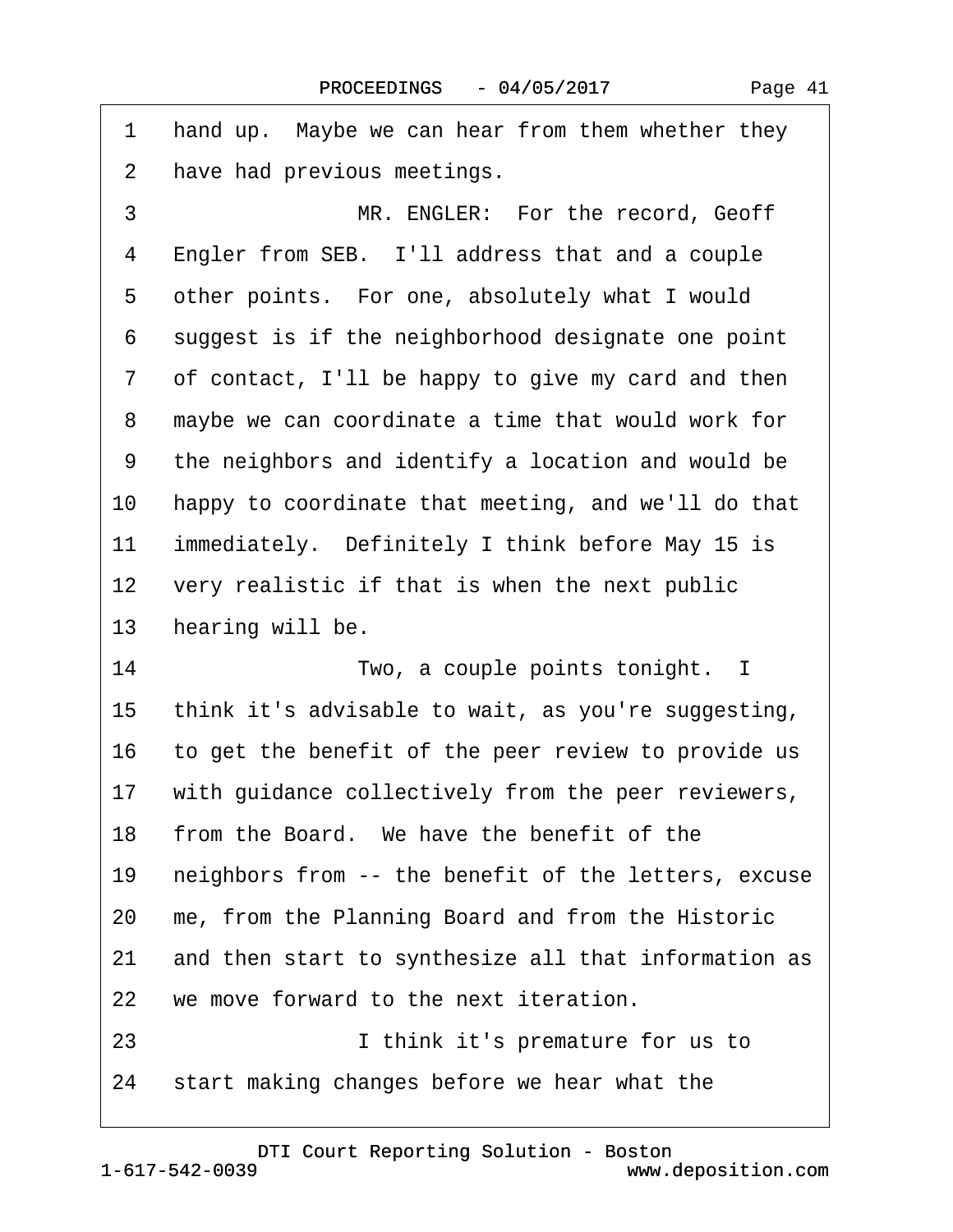1 hand up. Maybe we can hear from them whether they
2 have had previous meetings.
3 MR. ENGLER: For the record, Geoff
4 Engler from SEB. I'll address that and a couple
5 other points. For one, absolutely what I would
6 suggest is if the neighborhood designate one point
7 of contact, I'll be happy to give my card and then
8 maybe we can coordinate a time that would work for
9 the neighbors and identify a location and would be
10 happy to coordinate that meeting, and we'll do that
11 immediately. Definitely I think before May 15 is
12 very realistic if that is when the next public
13 hearing will be.
14 Two, a couple points tonight. I
15 think it's advisable to wait, as you're suggesting,
16 to get the benefit of the peer review to provide us
17 with guidance collectively from the peer reviewers,
18 from the Board. We have the benefit of the
19 neighbors from -- the benefit of the letters, excuse
20 me, from the Planning Board and from the Historic
21 and then start to synthesize all that information as
22 we move forward to the next iteration.
23 I think it's premature for us to
24 start making changes before we hear what the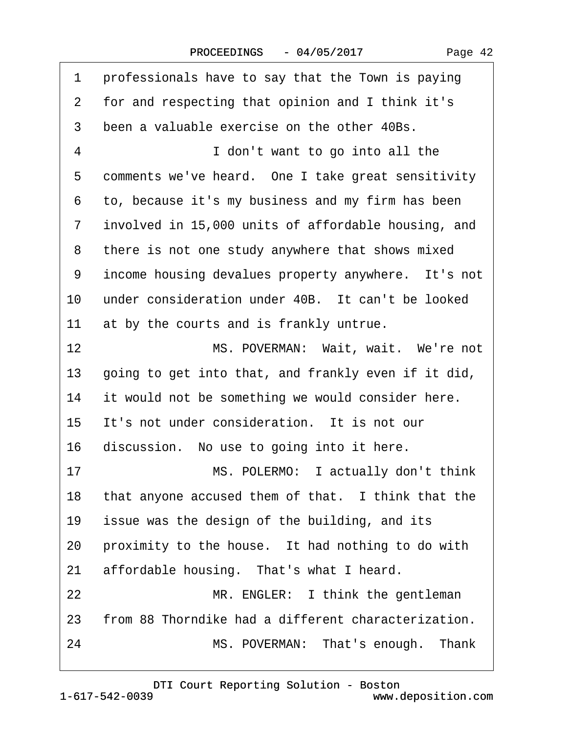1 professionals have to say that the Town is paying
2 for and respecting that opinion and I think it's
3 been a valuable exercise on the other 40Bs.
4 I don't want to go into all the
5 comments we've heard. One I take great sensitivity
6 to, because it's my business and my firm has been
7 involved in 15,000 units of affordable housing, and
8 there is not one study anywhere that shows mixed
9 income housing devalues property anywhere. It's not
10 under consideration under 40B. It can't be looked
11 at by the courts and is frankly untrue.
12 MS. POVERMAN: Wait, wait. We're not
13 going to get into that, and frankly even if it did,
14 it would not be something we would consider here.
15 It's not under consideration. It is not our
16 discussion. No use to going into it here.
17 MS. POLERMO: I actually don't think
18 that anyone accused them of that. I think that the
19 issue was the design of the building, and its
20 proximity to the house. It had nothing to do with
21 affordable housing. That's what I heard.
22 MR. ENGLER: I think the gentleman
23 from 88 Thorndike had a different characterization.
24 MS. POVERMAN: That's enough. Thank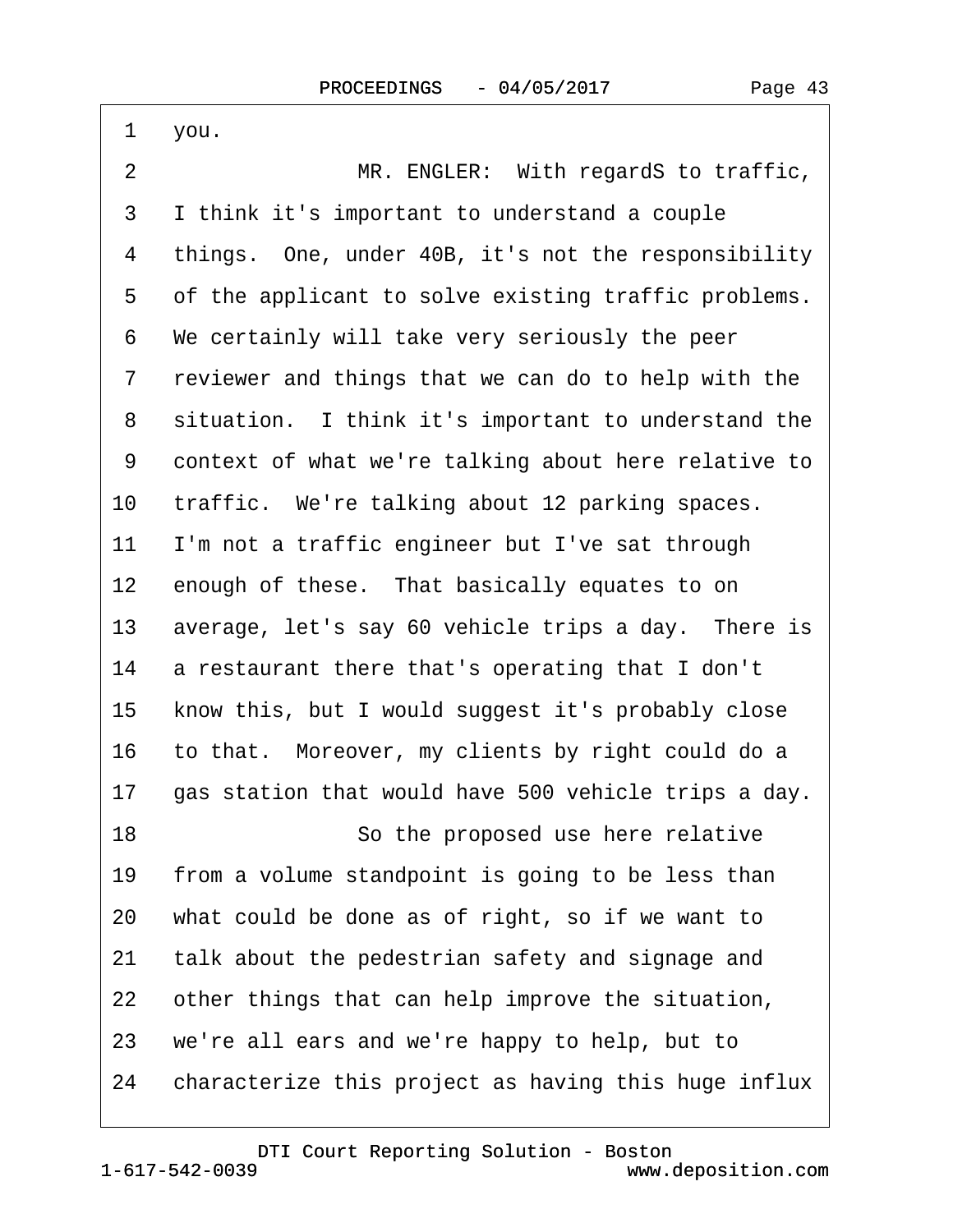1 you.

2 MR. ENGLER: With regardS to traffic,

3 I think it's important to understand a couple

4 things. One, under 40B, it's not the responsibility

5 of the applicant to solve existing traffic problems.

6 We certainly will take very seriously the peer

7 reviewer and things that we can do to help with the

8 situation. I think it's important to understand the

9 context of what we're talking about here relative to

10 traffic. We're talking about 12 parking spaces.

11 I'm not a traffic engineer but I've sat through

12 enough of these. That basically equates to on

13 average, let's say 60 vehicle trips a day. There is

14 a restaurant there that's operating that I don't

15 know this, but I would suggest it's probably close

16 to that. Moreover, my clients by right could do a

17 gas station that would have 500 vehicle trips a day.

18 So the proposed use here relative

19 from a volume standpoint is going to be less than

20 what could be done as of right, so if we want to

21 talk about the pedestrian safety and signage and

22 other things that can help improve the situation,

23 we're all ears and we're happy to help, but to

24 characterize this project as having this huge influx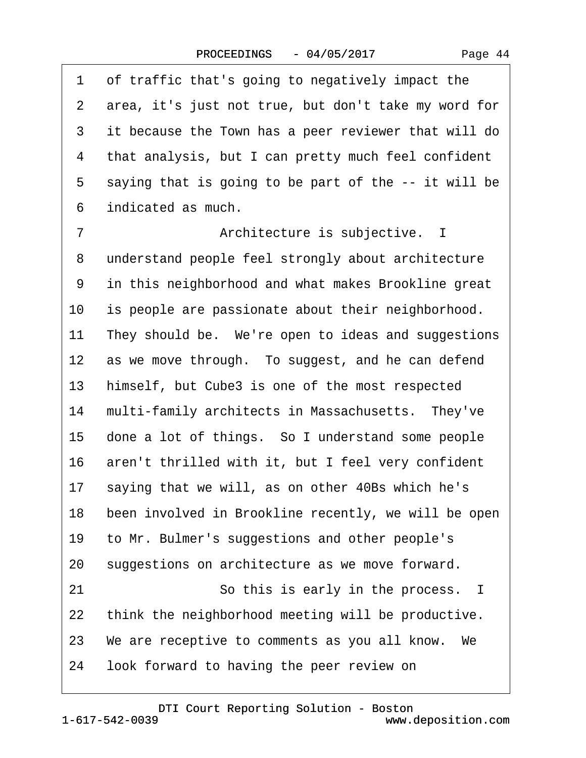1 of traffic that's going to negatively impact the
2 area, it's just not true, but don't take my word for
3 it because the Town has a peer reviewer that will do
4 that analysis, but I can pretty much feel confident
5 saying that is going to be part of the -- it will be
6 indicated as much.
7 Architecture is subjective. I
8 understand people feel strongly about architecture
9 in this neighborhood and what makes Brookline great
10 is people are passionate about their neighborhood.
11 They should be. We're open to ideas and suggestions
12 as we move through. To suggest, and he can defend
13 himself, but Cube3 is one of the most respected
14 multi-family architects in Massachusetts. They've
15 done a lot of things. So I understand some people
16 aren't thrilled with it, but I feel very confident
17 saying that we will, as on other 40Bs which he's
18 been involved in Brookline recently, we will be open
19 to Mr. Bulmer's suggestions and other people's
20 suggestions on architecture as we move forward.
21 So this is early in the process. I
22 think the neighborhood meeting will be productive.
23 We are receptive to comments as you all know. We
24 look forward to having the peer review on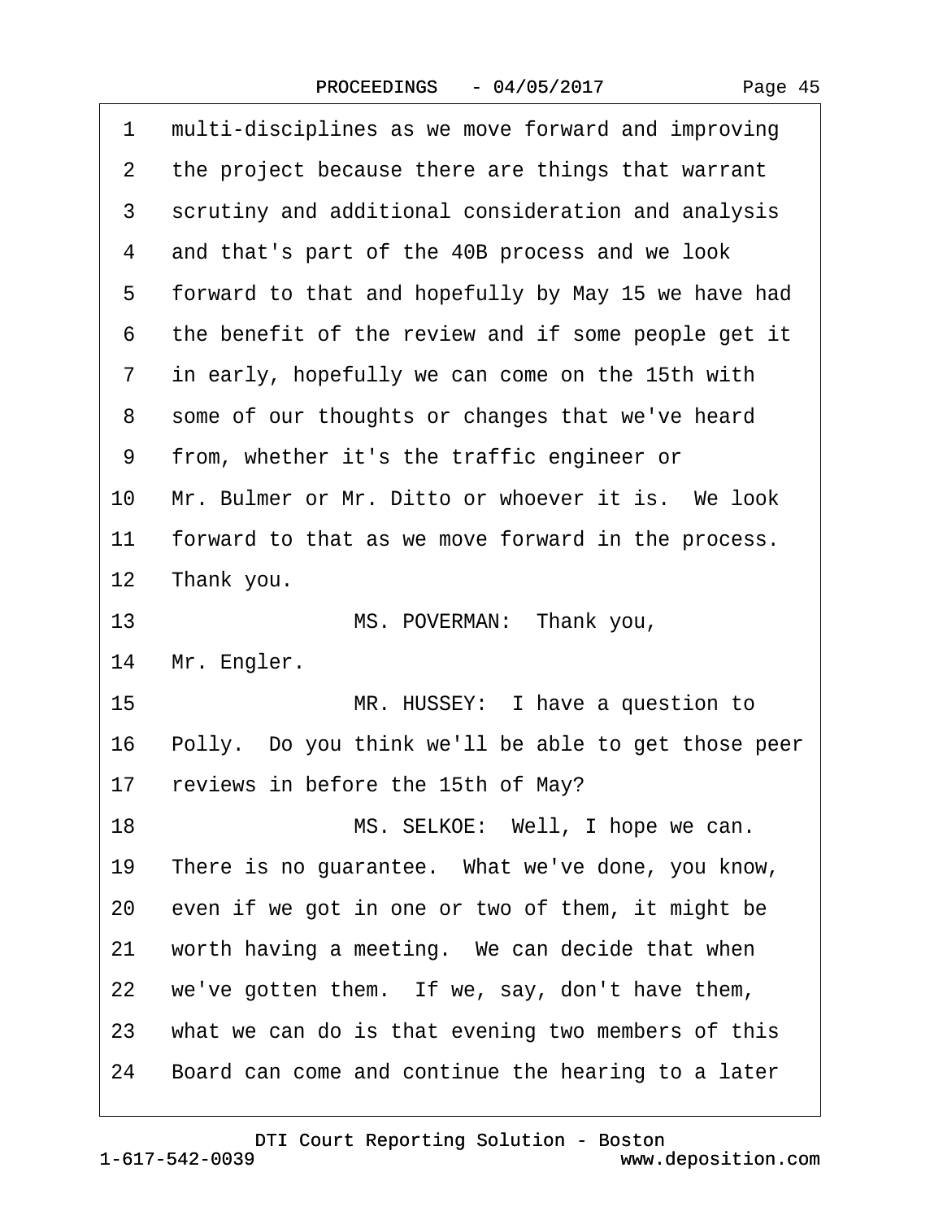1 multi-disciplines as we move forward and improving
2 the project because there are things that warrant
3 scrutiny and additional consideration and analysis
4 and that's part of the 40B process and we look
5 forward to that and hopefully by May 15 we have had
6 the benefit of the review and if some people get it
7 in early, hopefully we can come on the 15th with
8 some of our thoughts or changes that we've heard
9 from, whether it's the traffic engineer or
10 Mr. Bulmer or Mr. Ditto or whoever it is. We look
11 forward to that as we move forward in the process.
12 Thank you.
13 MS. POVERMAN: Thank you,
14 Mr. Engler.
15 MR. HUSSEY: I have a question to
16 Polly. Do you think we'll be able to get those peer
17 reviews in before the 15th of May?
18 MS. SELKOE: Well, I hope we can.
19 There is no guarantee. What we've done, you know,
20 even if we got in one or two of them, it might be
21 worth having a meeting. We can decide that when
22 we've gotten them. If we, say, don't have them,
23 what we can do is that evening two members of this
24 Board can come and continue the hearing to a later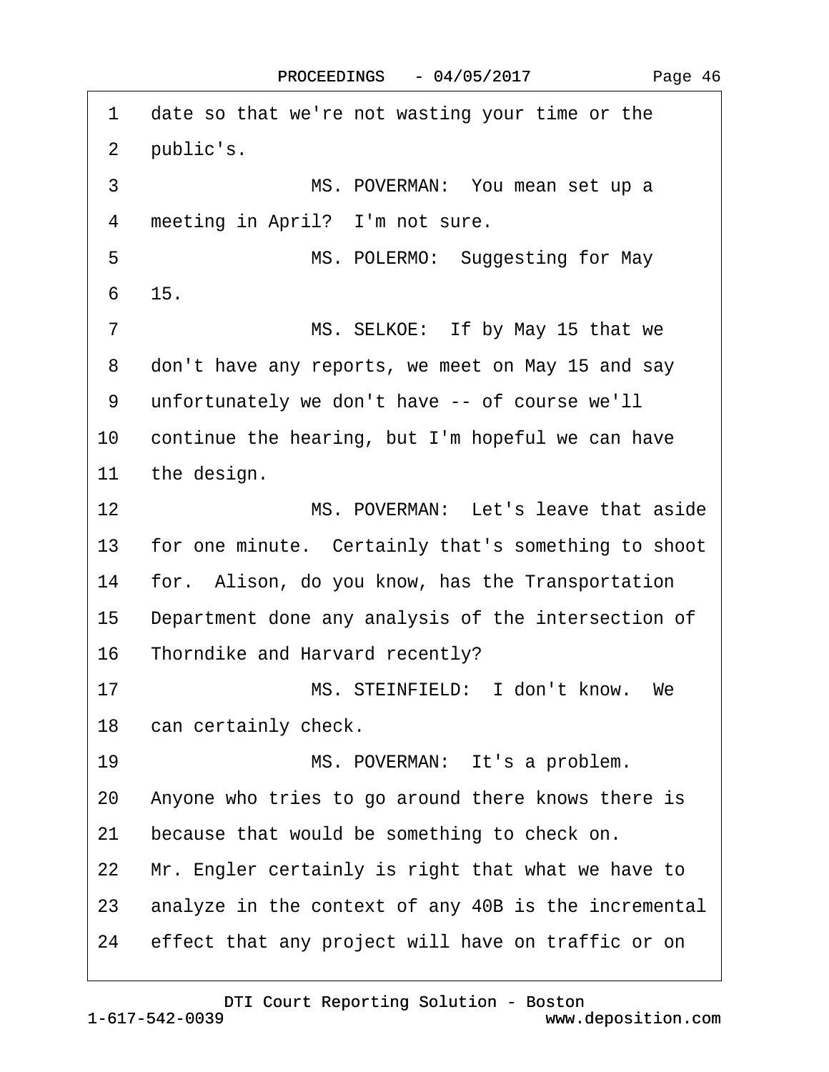1 date so that we're not wasting your time or the
2 public's.
3 MS. POVERMAN: You mean set up a
4 meeting in April? I'm not sure.
5 MS. POLERMO: Suggesting for May
6 15.
7 MS. SELKOE: If by May 15 that we
8 don't have any reports, we meet on May 15 and say
9 unfortunately we don't have -- of course we'll
10 continue the hearing, but I'm hopeful we can have
11 the design.
12 MS. POVERMAN: Let's leave that aside
13 for one minute. Certainly that's something to shoot
14 for. Alison, do you know, has the Transportation
15 Department done any analysis of the intersection of
16 Thorndike and Harvard recently?
17 MS. STEINFIELD: I don't know. We
18 can certainly check.
19 MS. POVERMAN: It's a problem.
20 Anyone who tries to go around there knows there is
21 because that would be something to check on.
22 Mr. Engler certainly is right that what we have to
23 analyze in the context of any 40B is the incremental
24 effect that any project will have on traffic or on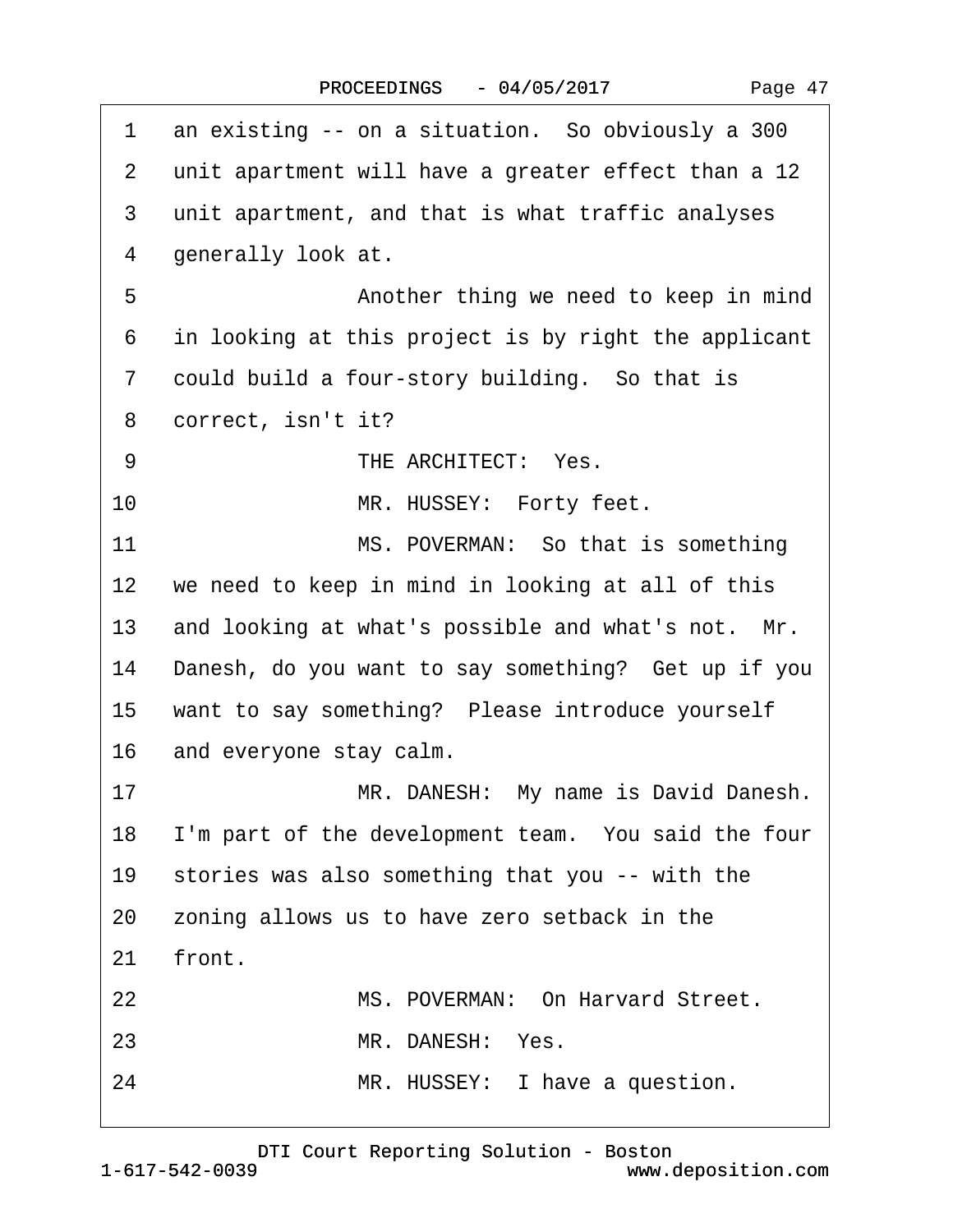1 an existing -- on a situation. So obviously a 300
2 unit apartment will have a greater effect than a 12
3 unit apartment, and that is what traffic analyses
4 generally look at.
5 Another thing we need to keep in mind
6 in looking at this project is by right the applicant
7 could build a four-story building. So that is
8 correct, isn't it?
9 THE ARCHITECT: Yes.
10 MR. HUSSEY: Forty feet.
11 MS. POVERMAN: So that is something
12 we need to keep in mind in looking at all of this
13 and looking at what's possible and what's not. Mr.
14 Danesh, do you want to say something? Get up if you
15 want to say something? Please introduce yourself
16 and everyone stay calm.
17 MR. DANESH: My name is David Danesh.
18 I'm part of the development team. You said the four
19 stories was also something that you -- with the
20 zoning allows us to have zero setback in the
21 front.
22 MS. POVERMAN: On Harvard Street.
23 MR. DANESH: Yes.
24 MR. HUSSEY: I have a question.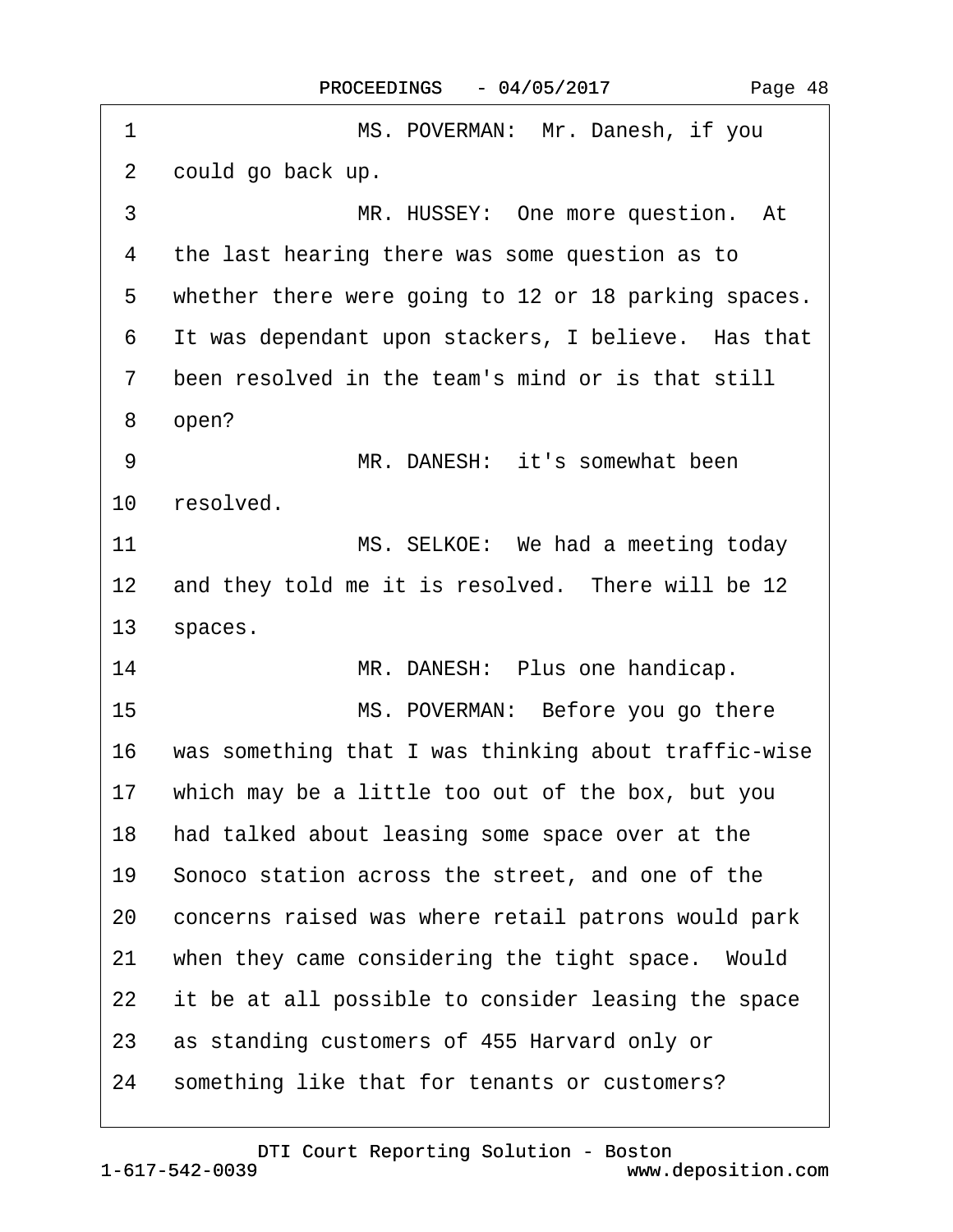1 MS. POVERMAN: Mr. Danesh, if you
2 could go back up.
3 MR. HUSSEY: One more question. At
4 the last hearing there was some question as to
5 whether there were going to 12 or 18 parking spaces.
6 It was dependant upon stackers, I believe. Has that
7 been resolved in the team's mind or is that still
8 open?
9 MR. DANESH: it's somewhat been
10 resolved.
11 MS. SELKOE: We had a meeting today
12 and they told me it is resolved. There will be 12
13 spaces.
14 MR. DANESH: Plus one handicap.
15 MS. POVERMAN: Before you go there
16 was something that I was thinking about traffic-wise
17 which may be a little too out of the box, but you
18 had talked about leasing some space over at the
19 Sonoco station across the street, and one of the
20 concerns raised was where retail patrons would park
21 when they came considering the tight space. Would
22 it be at all possible to consider leasing the space
23 as standing customers of 455 Harvard only or
24 something like that for tenants or customers?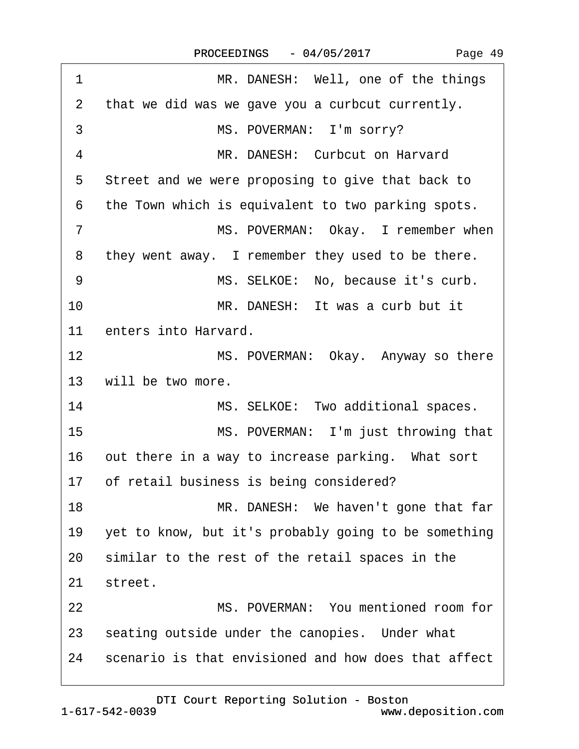1 MR. DANESH: Well, one of the things
2 that we did was we gave you a curbcut currently.
3 MS. POVERMAN: I'm sorry?
4 MR. DANESH: Curbcut on Harvard
5 Street and we were proposing to give that back to
6 the Town which is equivalent to two parking spots.
7 MS. POVERMAN: Okay. I remember when
8 they went away. I remember they used to be there.
9 MS. SELKOE: No, because it's curb.
10 MR. DANESH: It was a curb but it
11 enters into Harvard.
12 MS. POVERMAN: Okay. Anyway so there
13 will be two more.
14 MS. SELKOE: Two additional spaces.
15 MS. POVERMAN: I'm just throwing that
16 out there in a way to increase parking. What sort
17 of retail business is being considered?
18 MR. DANESH: We haven't gone that far
19 yet to know, but it's probably going to be something
20 similar to the rest of the retail spaces in the
21 street.
22 MS. POVERMAN: You mentioned room for
23 seating outside under the canopies. Under what
24 scenario is that envisioned and how does that affect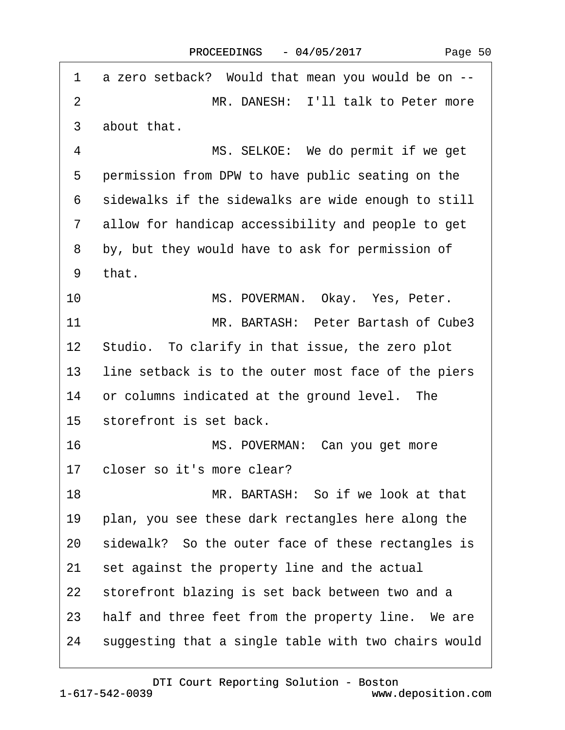1 a zero setback? Would that mean you would be on --

2 MR. DANESH: I'll talk to Peter more

3 about that.

4 MS. SELKOE: We do permit if we get

5 permission from DPW to have public seating on the

6 sidewalks if the sidewalks are wide enough to still

7 allow for handicap accessibility and people to get

8 by, but they would have to ask for permission of

9 that.

10 MS. POVERMAN. Okay. Yes, Peter.

11 MR. BARTASH: Peter Bartash of Cube3

12 Studio. To clarify in that issue, the zero plot

13 line setback is to the outer most face of the piers

14 or columns indicated at the ground level. The

15 storefront is set back.

16 MS. POVERMAN: Can you get more

17 closer so it's more clear?

18 MR. BARTASH: So if we look at that

19 plan, you see these dark rectangles here along the

20 sidewalk? So the outer face of these rectangles is

21 set against the property line and the actual

22 storefront blazing is set back between two and a

23 half and three feet from the property line. We are

24 suggesting that a single table with two chairs would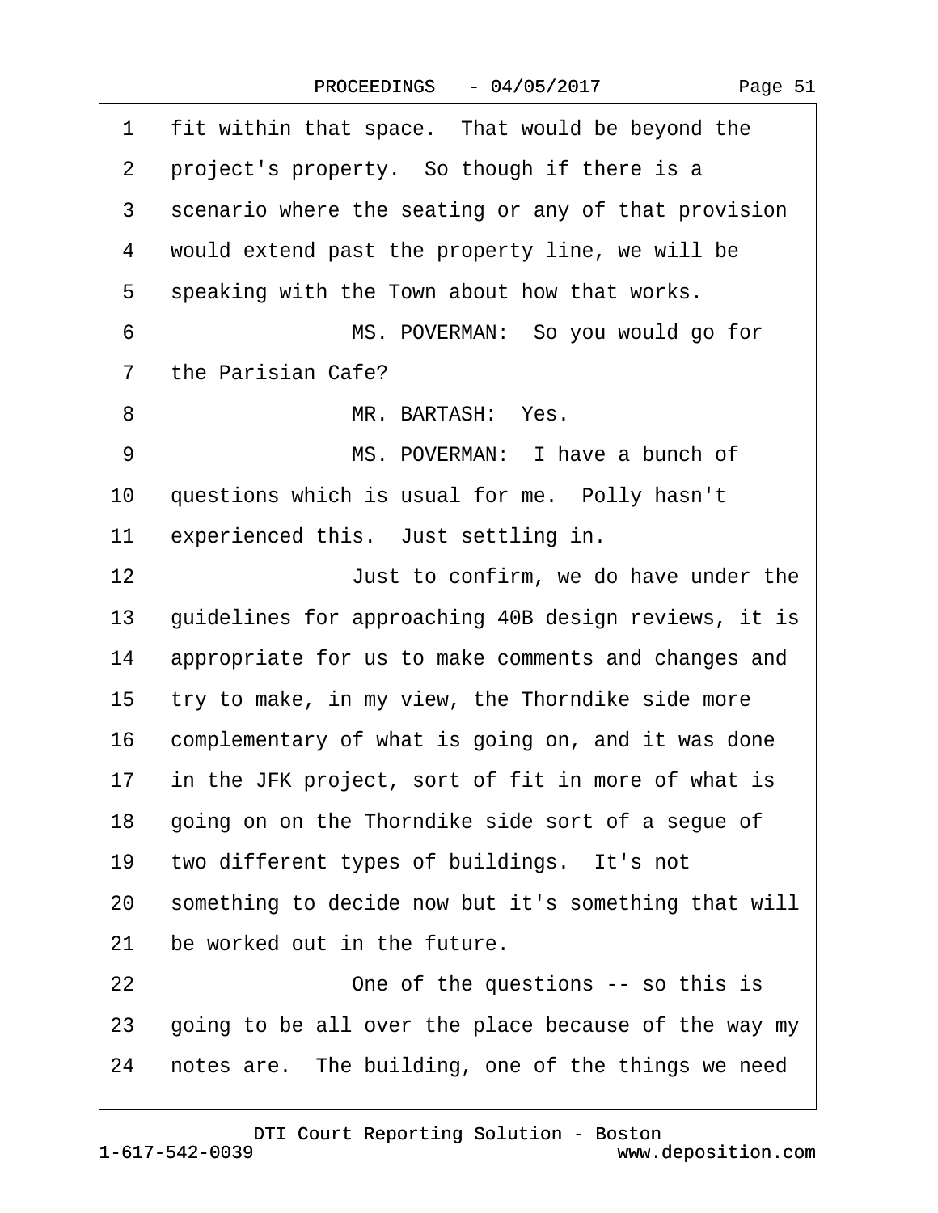1 fit within that space. That would be beyond the
2 project's property. So though if there is a
3 scenario where the seating or any of that provision
4 would extend past the property line, we will be
5 speaking with the Town about how that works.
6 MS. POVERMAN: So you would go for
7 the Parisian Cafe?
8 MR. BARTASH: Yes.
9 MS. POVERMAN: I have a bunch of
10 questions which is usual for me. Polly hasn't
11 experienced this. Just settling in.
12 Just to confirm, we do have under the
13 guidelines for approaching 40B design reviews, it is
14 appropriate for us to make comments and changes and
15 try to make, in my view, the Thorndike side more
16 complementary of what is going on, and it was done
17 in the JFK project, sort of fit in more of what is
18 going on on the Thorndike side sort of a segue of
19 two different types of buildings. It's not
20 something to decide now but it's something that will
21 be worked out in the future.
22 One of the questions -- so this is
23 going to be all over the place because of the way my
24 notes are. The building, one of the things we need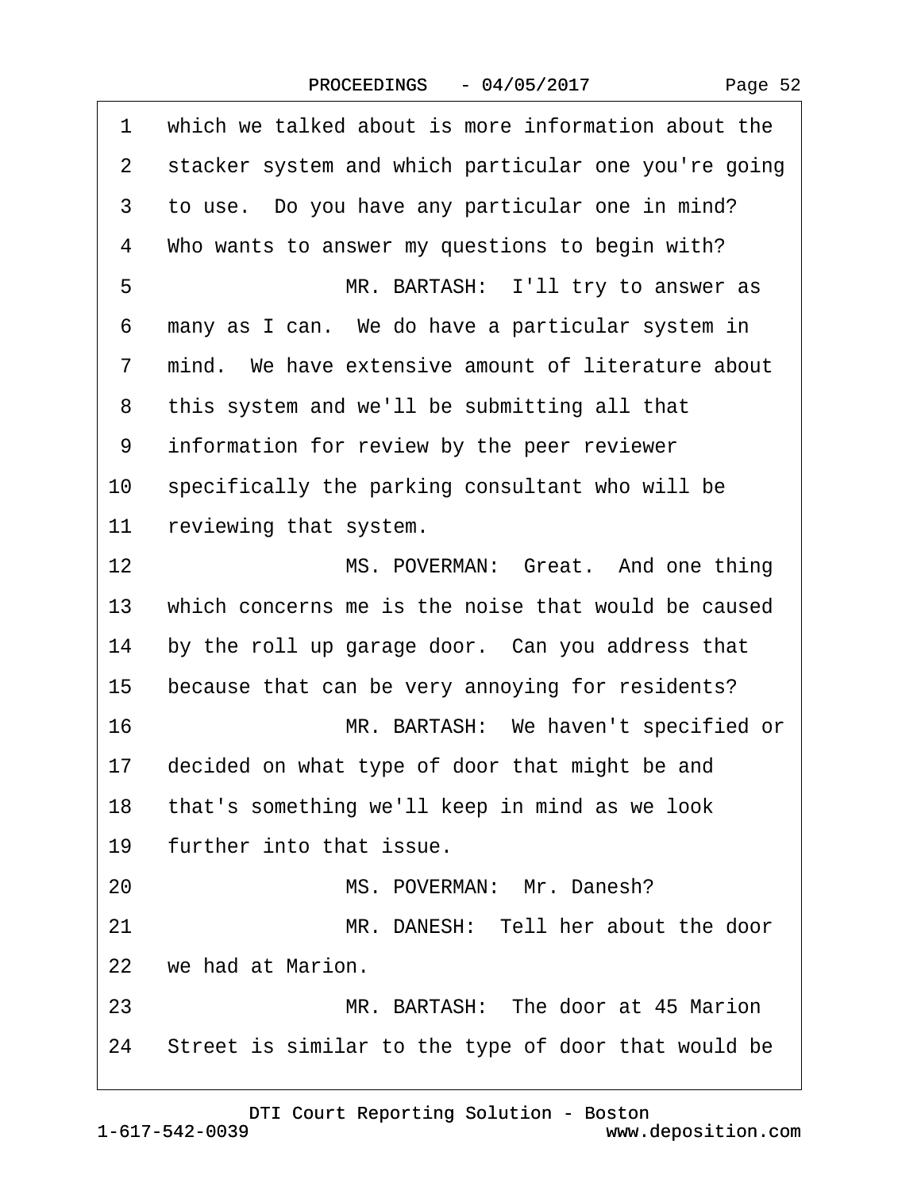1 which we talked about is more information about the
2 stacker system and which particular one you're going
3 to use. Do you have any particular one in mind?
4 Who wants to answer my questions to begin with?
5 MR. BARTASH: I'll try to answer as
6 many as I can. We do have a particular system in
7 mind. We have extensive amount of literature about
8 this system and we'll be submitting all that
9 information for review by the peer reviewer
10 specifically the parking consultant who will be
11 reviewing that system.
12 MS. POVERMAN: Great. And one thing
13 which concerns me is the noise that would be caused
14 by the roll up garage door. Can you address that
15 because that can be very annoying for residents?
16 MR. BARTASH: We haven't specified or
17 decided on what type of door that might be and
18 that's something we'll keep in mind as we look
19 further into that issue.
20 MS. POVERMAN: Mr. Danesh?
21 MR. DANESH: Tell her about the door
22 we had at Marion.
23 MR. BARTASH: The door at 45 Marion
24 Street is similar to the type of door that would be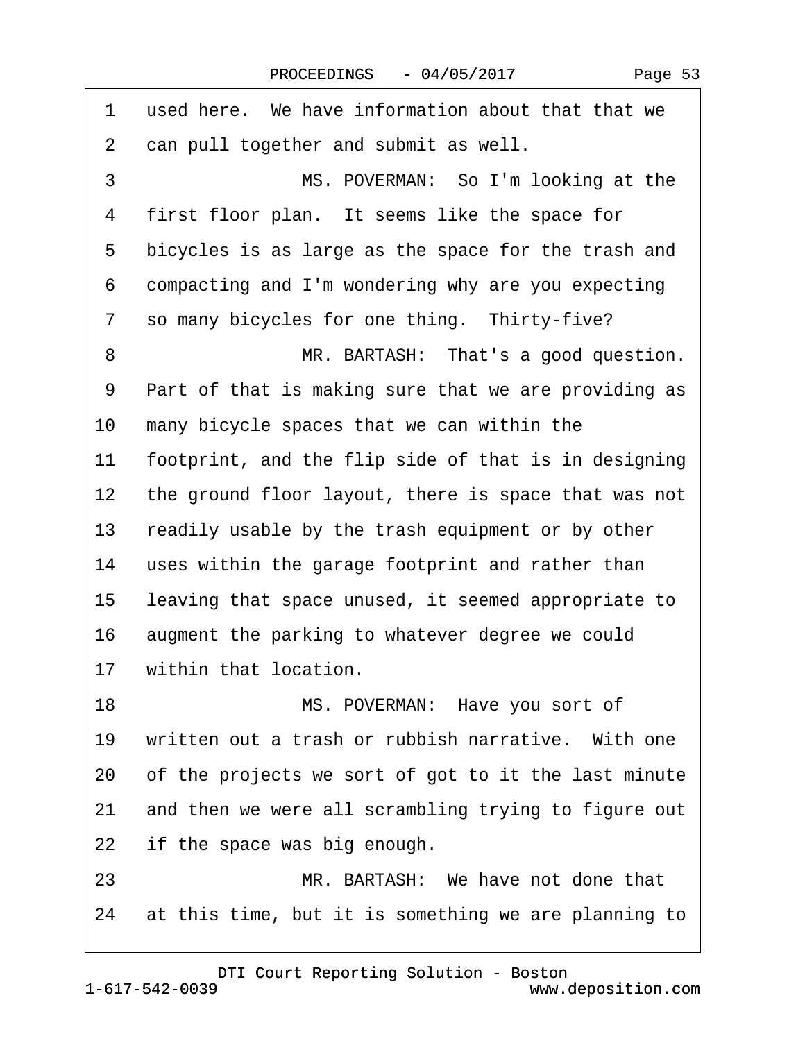1 used here. We have information about that that we
2 can pull together and submit as well.
3 MS. POVERMAN: So I'm looking at the
4 first floor plan. It seems like the space for
5 bicycles is as large as the space for the trash and
6 compacting and I'm wondering why are you expecting
7 so many bicycles for one thing. Thirty-five?
8 MR. BARTASH: That's a good question.
9 Part of that is making sure that we are providing as
10 many bicycle spaces that we can within the
11 footprint, and the flip side of that is in designing
12 the ground floor layout, there is space that was not
13 readily usable by the trash equipment or by other
14 uses within the garage footprint and rather than
15 leaving that space unused, it seemed appropriate to
16 augment the parking to whatever degree we could
17 within that location.
18 MS. POVERMAN: Have you sort of
19 written out a trash or rubbish narrative. With one
20 of the projects we sort of got to it the last minute
21 and then we were all scrambling trying to figure out
22 if the space was big enough.
23 MR. BARTASH: We have not done that
24 at this time, but it is something we are planning to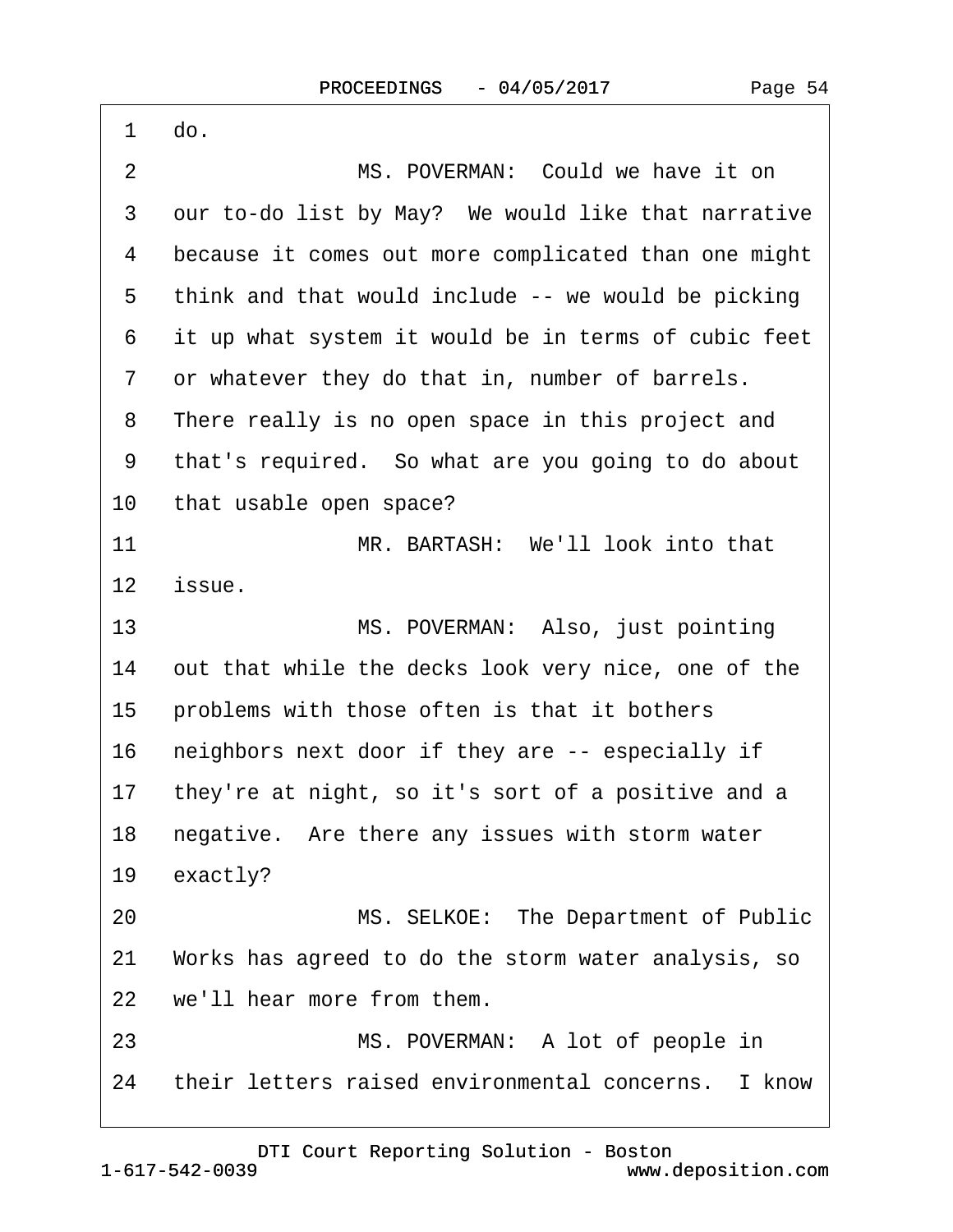1 do.

2 MS. POVERMAN: Could we have it on

3 our to-do list by May? We would like that narrative

4 because it comes out more complicated than one might

5 think and that would include -- we would be picking

6 it up what system it would be in terms of cubic feet

7 or whatever they do that in, number of barrels.

8 There really is no open space in this project and

9 that's required. So what are you going to do about

10 that usable open space?

11 MR. BARTASH: We'll look into that

12 issue.

13 MS. POVERMAN: Also, just pointing

14 out that while the decks look very nice, one of the

15 problems with those often is that it bothers

16 neighbors next door if they are -- especially if

17 they're at night, so it's sort of a positive and a

18 negative. Are there any issues with storm water

19 exactly?

20 MS. SELKOE: The Department of Public

21 Works has agreed to do the storm water analysis, so

22 we'll hear more from them.

23 MS. POVERMAN: A lot of people in

24 their letters raised environmental concerns. I know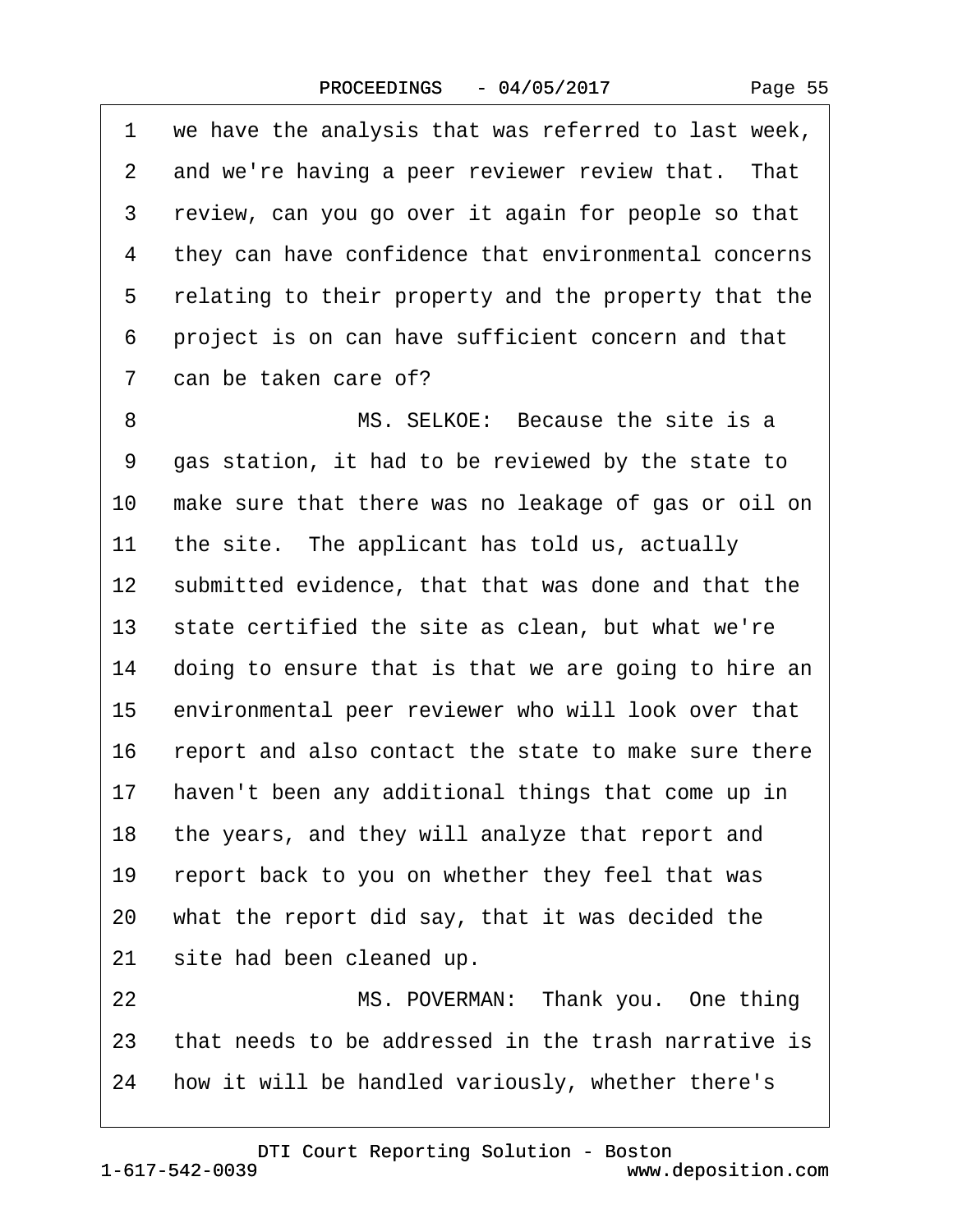1 we have the analysis that was referred to last week,
2 and we're having a peer reviewer review that. That
3 review, can you go over it again for people so that
4 they can have confidence that environmental concerns
5 relating to their property and the property that the
6 project is on can have sufficient concern and that
7 can be taken care of?

8 MS. SELKOE: Because the site is a
9 gas station, it had to be reviewed by the state to
10 make sure that there was no leakage of gas or oil on
11 the site. The applicant has told us, actually
12 submitted evidence, that that was done and that the
13 state certified the site as clean, but what we're
14 doing to ensure that is that we are going to hire an
15 environmental peer reviewer who will look over that
16 report and also contact the state to make sure there
17 haven't been any additional things that come up in
18 the years, and they will analyze that report and
19 report back to you on whether they feel that was
20 what the report did say, that it was decided the
21 site had been cleaned up.

22 MS. POVERMAN: Thank you. One thing
23 that needs to be addressed in the trash narrative is
24 how it will be handled variously, whether there's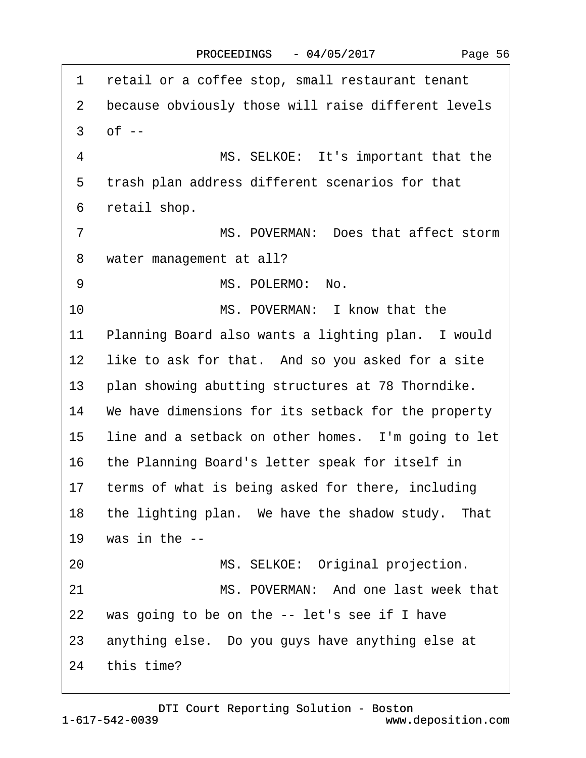1 retail or a coffee stop, small restaurant tenant
2 because obviously those will raise different levels
3 of --
4 MS. SELKOE: It's important that the
5 trash plan address different scenarios for that
6 retail shop.
7 MS. POVERMAN: Does that affect storm
8 water management at all?
9 MS. POLERMO: No.
10 MS. POVERMAN: I know that the
11 Planning Board also wants a lighting plan. I would
12 like to ask for that. And so you asked for a site
13 plan showing abutting structures at 78 Thorndike.
14 We have dimensions for its setback for the property
15 line and a setback on other homes. I'm going to let
16 the Planning Board's letter speak for itself in
17 terms of what is being asked for there, including
18 the lighting plan. We have the shadow study. That
19 was in the --
20 MS. SELKOE: Original projection.
21 MS. POVERMAN: And one last week that
22 was going to be on the -- let's see if I have
23 anything else. Do you guys have anything else at
24 this time?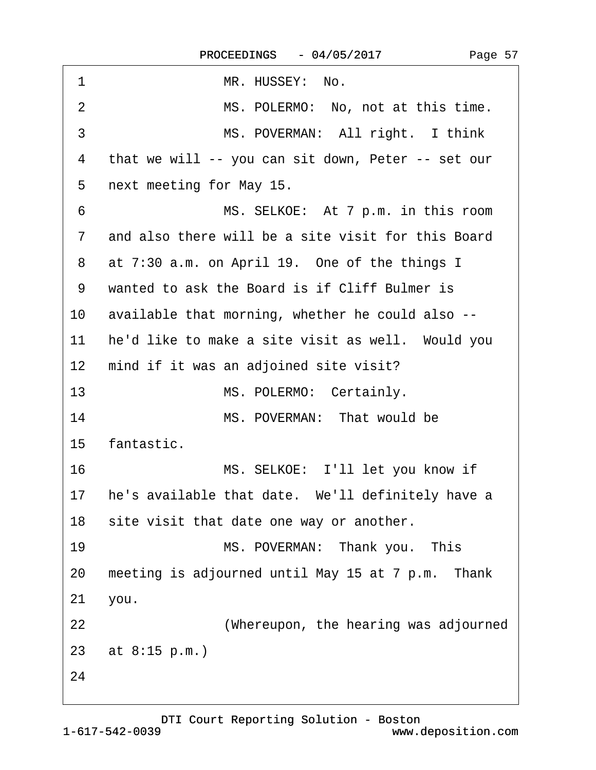1 MR. HUSSEY: No.

2 MS. POLERMO: No, not at this time.

3 MS. POVERMAN: All right. I think

4 that we will -- you can sit down, Peter -- set our

5 next meeting for May 15.

6 MS. SELKOE: At 7 p.m. in this room

7 and also there will be a site visit for this Board

8 at 7:30 a.m. on April 19. One of the things I

9 wanted to ask the Board is if Cliff Bulmer is

10 available that morning, whether he could also --

11 he'd like to make a site visit as well. Would you

12 mind if it was an adjoined site visit?

13 MS. POLERMO: Certainly.

14 MS. POVERMAN: That would be

15 fantastic.

16 MS. SELKOE: I'll let you know if

17 he's available that date. We'll definitely have a

18 site visit that date one way or another.

19 MS. POVERMAN: Thank you. This

20 meeting is adjourned until May 15 at 7 p.m. Thank

21 you.

22 (Whereupon, the hearing was adjourned

23 at 8:15 p.m.)

24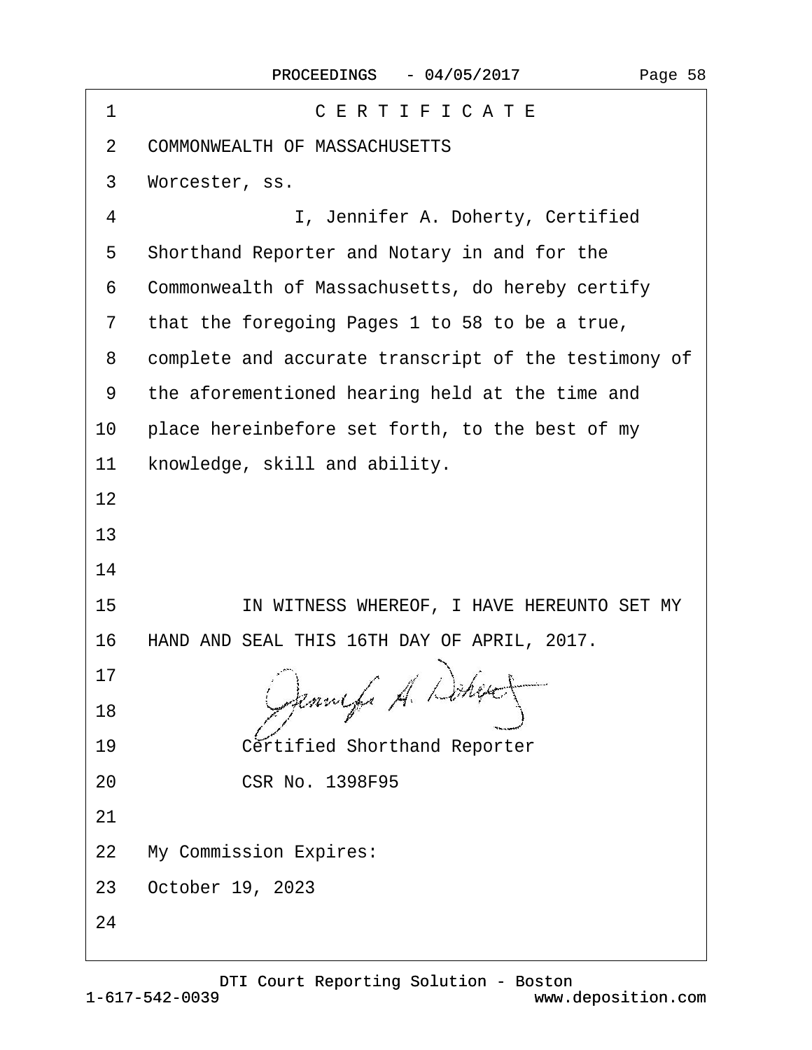# C E R T I F I C A T E

COMMONWEALTH OF MASSACHUSETTS

Worcester, ss.

I, Jennifer A. Doherty, Certified Shorthand Reporter and Notary in and for the Commonwealth of Massachusetts, do hereby certify that the foregoing Pages 1 to 58 to be a true, complete and accurate transcript of the testimony of the aforementioned hearing held at the time and place hereinbefore set forth, to the best of my knowledge, skill and ability.

IN WITNESS WHEREOF, I HAVE HEREUNTO SET MY HAND AND SEAL THIS 16TH DAY OF APRIL, 2017.

Jennifer A. Doherty

Certified Shorthand Reporter

CSR No. 1398F95

My Commission Expires:

October 19, 2023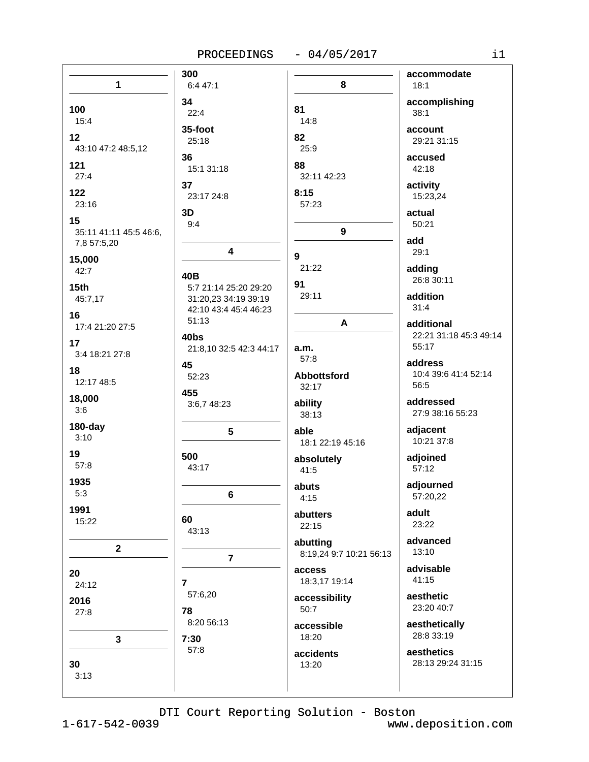## 1

**100**
15:4

**12**
43:10 47:2 48:5,12

**121**
27:4

**122**
23:16

**15**
35:11 41:11 45:5 46:6, 7,8 57:5,20

**15,000**
42:7

**15th**
45:7,17

**16**
17:4 21:20 27:5

**17**
3:4 18:21 27:8

**18**
12:17 48:5

**18,000**
3:6

**180-day**
3:10

**19**
57:8

**1935**
5:3

**1991**
15:22

## 2

**20**
24:12

**2016**
27:8

## 3

**30**
3:13

**300**
6:4 47:1

**34**
22:4

**35-foot**
25:18

**36**
15:1 31:18

**37**
23:17 24:8

**3D**
9:4

## 4

**40B**
5:7 21:14 25:20 29:20 31:20,23 34:19 39:19 42:10 43:4 45:4 46:23 51:13

**40bs**
21:8,10 32:5 42:3 44:17

**45**
52:23

**455**
3:6,7 48:23

## 5

**500**
43:17

## 6

**60**
43:13

## 7

**7**
57:6,20

**78**
8:20 56:13

**7:30**
57:8

## 8

**81**
14:8

**82**
25:9

**88**
32:11 42:23

**8:15**
57:23

## 9

**9**
21:22

**91**
29:11

## A

**a.m.**
57:8

**Abbottsford**
32:17

**ability**
38:13

**able**
18:1 22:19 45:16

**absolutely**
41:5

**abuts**
4:15

**abutters**
22:15

**abutting**
8:19,24 9:7 10:21 56:13

**access**
18:3,17 19:14

**accessibility**
50:7

**accessible**
18:20

**accidents**
13:20

**accommodate**
18:1

**accomplishing**
38:1

**account**
29:21 31:15

**accused**
42:18

**activity**
15:23,24

**actual**
50:21

**add**
29:1

**adding**
26:8 30:11

**addition**
31:4

**additional**
22:21 31:18 45:3 49:14 55:17

**address**
10:4 39:6 41:4 52:14 56:5

**addressed**
27:9 38:16 55:23

**adjacent**
10:21 37:8

**adjoined**
57:12

**adjourned**
57:20,22

**adult**
23:22

**advanced**
13:10

**advisable**
41:15

**aesthetic**
23:20 40:7

**aesthetically**
28:8 33:19

**aesthetics**
28:13 29:24 31:15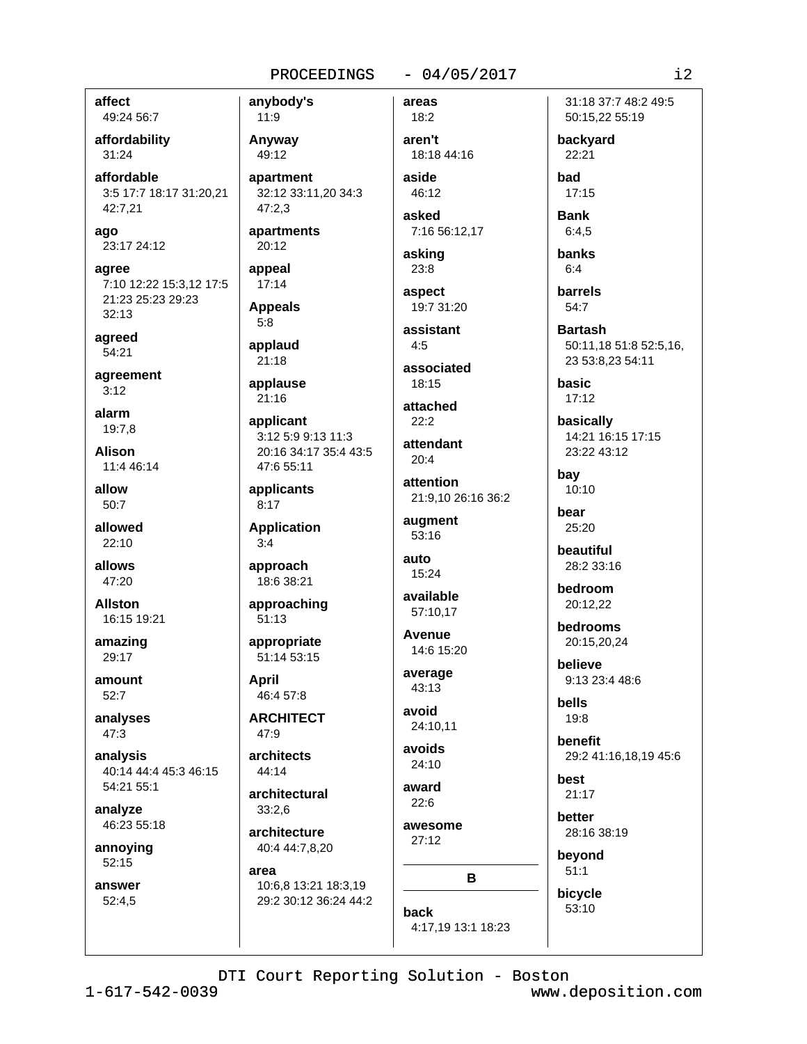**affect**
49:24 56:7

**affordability**
31:24

**affordable**
3:5 17:7 18:17 31:20,21 42:7,21

**ago**
23:17 24:12

**agree**
7:10 12:22 15:3,12 17:5 21:23 25:23 29:23 32:13

**agreed**
54:21

**agreement**
3:12

**alarm**
19:7,8

**Alison**
11:4 46:14

**allow**
50:7

**allowed**
22:10

**allows**
47:20

**Allston**
16:15 19:21

**amazing**
29:17

**amount**
52:7

**analyses**
47:3

**analysis**
40:14 44:4 45:3 46:15 54:21 55:1

**analyze**
46:23 55:18

**annoying**
52:15

**answer**
52:4,5

**anybody's**
11:9

**Anyway**
49:12

**apartment**
32:12 33:11,20 34:3 47:2,3

**apartments**
20:12

**appeal**
17:14

**Appeals**
5:8

**applaud**
21:18

**applause**
21:16

**applicant**
3:12 5:9 9:13 11:3 20:16 34:17 35:4 43:5 47:6 55:11

**applicants**
8:17

**Application**
3:4

**approach**
18:6 38:21

**approaching**
51:13

**appropriate**
51:14 53:15

**April**
46:4 57:8

**ARCHITECT**
47:9

**architects**
44:14

**architectural**
33:2,6

**architecture**
40:4 44:7,8,20

**area**
10:6,8 13:21 18:3,19 29:2 30:12 36:24 44:2

**areas**
18:2

**aren't**
18:18 44:16

**aside**
46:12

**asked**
7:16 56:12,17

**asking**
23:8

**aspect**
19:7 31:20

**assistant**
4:5

**associated**
18:15

**attached**
22:2

**attendant**
20:4

**attention**
21:9,10 26:16 36:2

**augment**
53:16

**auto**
15:24

**available**
57:10,17

**Avenue**
14:6 15:20

**average**
43:13

**avoid**
24:10,11

**avoids**
24:10

**award**
22:6

**awesome**
27:12

**B**

**back**
4:17,19 13:1 18:23 31:18 37:7 48:2 49:5 50:15,22 55:19

**backyard**
22:21

**bad**
17:15

**Bank**
6:4,5

**banks**
6:4

**barrels**
54:7

**Bartash**
50:11,18 51:8 52:5,16, 23 53:8,23 54:11

**basic**
17:12

**basically**
14:21 16:15 17:15 23:22 43:12

**bay**
10:10

**bear**
25:20

**beautiful**
28:2 33:16

**bedroom**
20:12,22

**bedrooms**
20:15,20,24

**believe**
9:13 23:4 48:6

**bells**
19:8

**benefit**
29:2 41:16,18,19 45:6

**best**
21:17

**better**
28:16 38:19

**beyond**
51:1

**bicycle**
53:10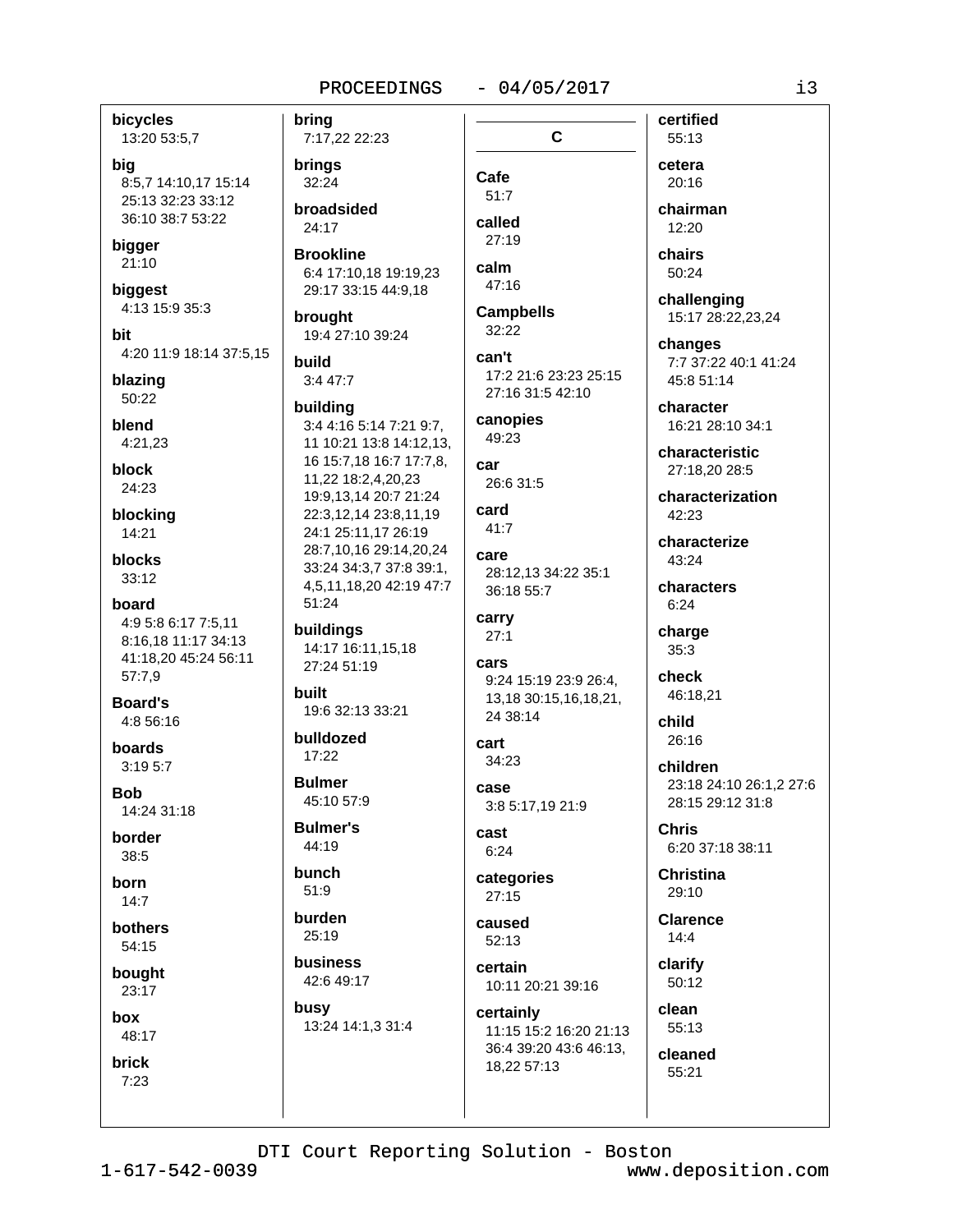**bicycles**
13:20 53:5,7

**big**
8:5,7 14:10,17 15:14 25:13 32:23 33:12 36:10 38:7 53:22

**bigger**
21:10

**biggest**
4:13 15:9 35:3

**bit**
4:20 11:9 18:14 37:5,15

**blazing**
50:22

**blend**
4:21,23

**block**
24:23

**blocking**
14:21

**blocks**
33:12

**board**
4:9 5:8 6:17 7:5,11 8:16,18 11:17 34:13 41:18,20 45:24 56:11 57:7,9

**Board's**
4:8 56:16

**boards**
3:19 5:7

**Bob**
14:24 31:18

**border**
38:5

**born**
14:7

**bothers**
54:15

**bought**
23:17

**box**
48:17

**brick**
7:23

**bring**
7:17,22 22:23

**brings**
32:24

**broadsided**
24:17

**Brookline**
6:4 17:10,18 19:19,23 29:17 33:15 44:9,18

**brought**
19:4 27:10 39:24

**build**
3:4 47:7

**building**
3:4 4:16 5:14 7:21 9:7, 11 10:21 13:8 14:12,13, 16 15:7,18 16:7 17:7,8, 11,22 18:2,4,20,23 19:9,13,14 20:7 21:24 22:3,12,14 23:8,11,19 24:1 25:11,17 26:19 28:7,10,16 29:14,20,24 33:24 34:3,7 37:8 39:1, 4,5,11,18,20 42:19 47:7 51:24

**buildings**
14:17 16:11,15,18 27:24 51:19

**built**
19:6 32:13 33:21

**bulldozed**
17:22

**Bulmer**
45:10 57:9

**Bulmer's**
44:19

**bunch**
51:9

**burden**
25:19

**business**
42:6 49:17

**busy**
13:24 14:1,3 31:4

## C

**Cafe**
51:7

**called**
27:19

**calm**
47:16

**Campbells**
32:22

**can't**
17:2 21:6 23:23 25:15 27:16 31:5 42:10

**canopies**
49:23

**car**
26:6 31:5

**card**
41:7

**care**
28:12,13 34:22 35:1 36:18 55:7

**carry**
27:1

**cars**
9:24 15:19 23:9 26:4, 13,18 30:15,16,18,21, 24 38:14

**cart**
34:23

**case**
3:8 5:17,19 21:9

**cast**
6:24

**categories**
27:15

**caused**
52:13

**certain**
10:11 20:21 39:16

**certainly**
11:15 15:2 16:20 21:13 36:4 39:20 43:6 46:13, 18,22 57:13

**certified**
55:13

**cetera**
20:16

**chairman**
12:20

**chairs**
50:24

**challenging**
15:17 28:22,23,24

**changes**
7:7 37:22 40:1 41:24 45:8 51:14

**character**
16:21 28:10 34:1

**characteristic**
27:18,20 28:5

**characterization**
42:23

**characterize**
43:24

**characters**
6:24

**charge**
35:3

**check**
46:18,21

**child**
26:16

**children**
23:18 24:10 26:1,2 27:6 28:15 29:12 31:8

**Chris**
6:20 37:18 38:11

**Christina**
29:10

**Clarence**
14:4

**clarify**
50:12

**clean**
55:13

**cleaned**
55:21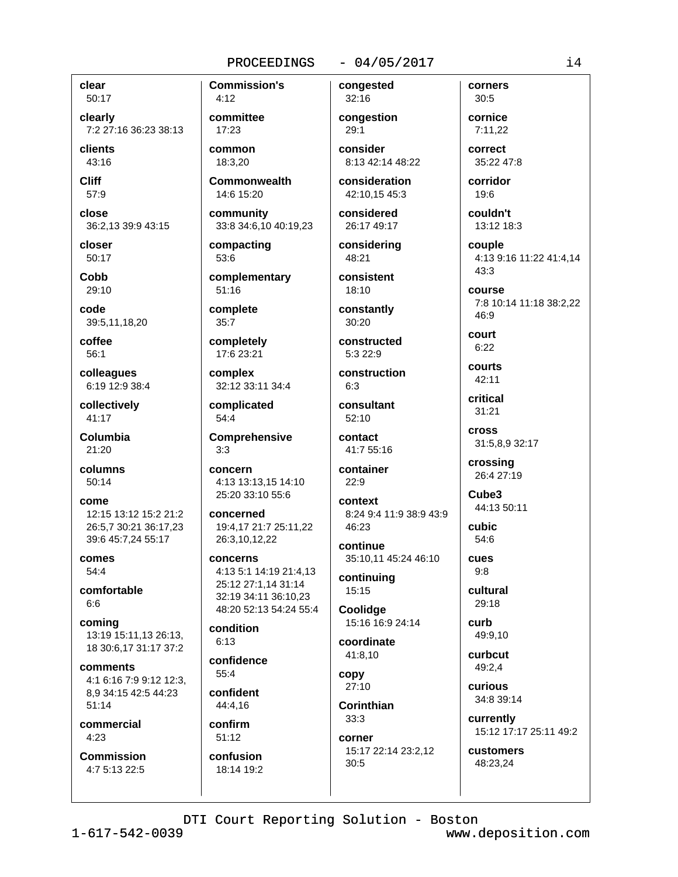**clear**
50:17

**clearly**
7:2 27:16 36:23 38:13

**clients**
43:16

**Cliff**
57:9

**close**
36:2,13 39:9 43:15

**closer**
50:17

**Cobb**
29:10

**code**
39:5,11,18,20

**coffee**
56:1

**colleagues**
6:19 12:9 38:4

**collectively**
41:17

**Columbia**
21:20

**columns**
50:14

**come**
12:15 13:12 15:2 21:2 26:5,7 30:21 36:17,23 39:6 45:7,24 55:17

**comes**
54:4

**comfortable**
6:6

**coming**
13:19 15:11,13 26:13, 18 30:6,17 31:17 37:2

**comments**
4:1 6:16 7:9 9:12 12:3, 8,9 34:15 42:5 44:23 51:14

**commercial**
4:23

**Commission**
4:7 5:13 22:5

**Commission's**
4:12

**committee**
17:23

**common**
18:3,20

**Commonwealth**
14:6 15:20

**community**
33:8 34:6,10 40:19,23

**compacting**
53:6

**complementary**
51:16

**complete**
35:7

**completely**
17:6 23:21

**complex**
32:12 33:11 34:4

**complicated**
54:4

**Comprehensive**
3:3

**concern**
4:13 13:13,15 14:10 25:20 33:10 55:6

**concerned**
19:4,17 21:7 25:11,22 26:3,10,12,22

**concerns**
4:13 5:1 14:19 21:4,13 25:12 27:1,14 31:14 32:19 34:11 36:10,23 48:20 52:13 54:24 55:4

**condition**
6:13

**confidence**
55:4

**confident**
44:4,16

**confirm**
51:12

**confusion**
18:14 19:2

**congested**
32:16

**congestion**
29:1

**consider**
8:13 42:14 48:22

**consideration**
42:10,15 45:3

**considered**
26:17 49:17

**considering**
48:21

**consistent**
18:10

**constantly**
30:20

**constructed**
5:3 22:9

**construction**
6:3

**consultant**
52:10

**contact**
41:7 55:16

**container**
22:9

**context**
8:24 9:4 11:9 38:9 43:9 46:23

**continue**
35:10,11 45:24 46:10

**continuing**
15:15

**Coolidge**
15:16 16:9 24:14

**coordinate**
41:8,10

**copy**
27:10

**Corinthian**
33:3

**corner**
15:17 22:14 23:2,12 30:5

**corners**
30:5

**cornice**
7:11,22

**correct**
35:22 47:8

**corridor**
19:6

**couldn't**
13:12 18:3

**couple**
4:13 9:16 11:22 41:4,14 43:3

**course**
7:8 10:14 11:18 38:2,22 46:9

**court**
6:22

**courts**
42:11

**critical**
31:21

**cross**
31:5,8,9 32:17

**crossing**
26:4 27:19

**Cube3**
44:13 50:11

**cubic**
54:6

**cues**
9:8

**cultural**
29:18

**curb**
49:9,10

**curbcut**
49:2,4

**curious**
34:8 39:14

**currently**
15:12 17:17 25:11 49:2

**customers**
48:23,24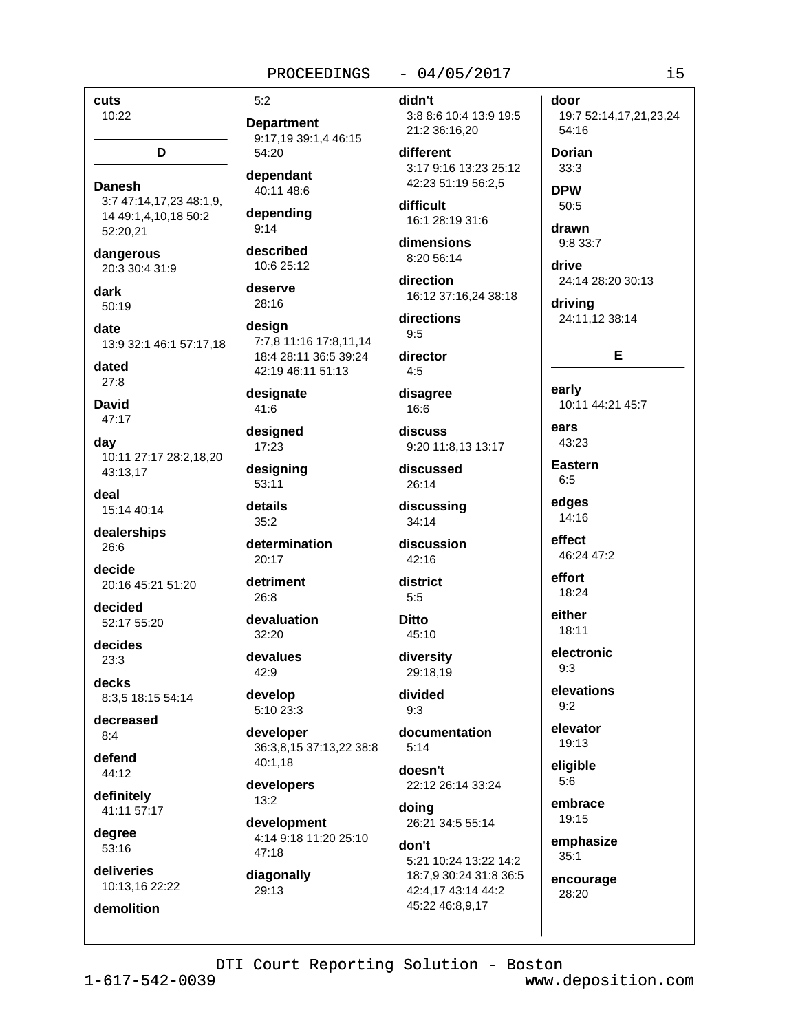**cuts**
10:22

## D

**Danesh**
3:7 47:14,17,23 48:1,9, 14 49:1,4,10,18 50:2 52:20,21

**dangerous**
20:3 30:4 31:9

**dark**
50:19

**date**
13:9 32:1 46:1 57:17,18

**dated**
27:8

**David**
47:17

**day**
10:11 27:17 28:2,18,20 43:13,17

**deal**
15:14 40:14

**dealerships**
26:6

**decide**
20:16 45:21 51:20

**decided**
52:17 55:20

**decides**
23:3

**decks**
8:3,5 18:15 54:14

**decreased**
8:4

**defend**
44:12

**definitely**
41:11 57:17

**degree**
53:16

**deliveries**
10:13,16 22:22

**demolition**
5:2

**Department**
9:17,19 39:1,4 46:15 54:20

**dependant**
40:11 48:6

**depending**
9:14

**described**
10:6 25:12

**deserve**
28:16

**design**
7:7,8 11:16 17:8,11,14 18:4 28:11 36:5 39:24 42:19 46:11 51:13

**designate**
41:6

**designed**
17:23

**designing**
53:11

**details**
35:2

**determination**
20:17

**detriment**
26:8

**devaluation**
32:20

**devalues**
42:9

**develop**
5:10 23:3

**developer**
36:3,8,15 37:13,22 38:8 40:1,18

**developers**
13:2

**development**
4:14 9:18 11:20 25:10 47:18

**diagonally**
29:13

**didn't**
3:8 8:6 10:4 13:9 19:5 21:2 36:16,20

**different**
3:17 9:16 13:23 25:12 42:23 51:19 56:2,5

**difficult**
16:1 28:19 31:6

**dimensions**
8:20 56:14

**direction**
16:12 37:16,24 38:18

**directions**
9:5

**director**
4:5

**disagree**
16:6

**discuss**
9:20 11:8,13 13:17

**discussed**
26:14

**discussing**
34:14

**discussion**
42:16

**district**
5:5

**Ditto**
45:10

**diversity**
29:18,19

**divided**
9:3

**documentation**
5:14

**doesn't**
22:12 26:14 33:24

**doing**
26:21 34:5 55:14

**don't**
5:21 10:24 13:22 14:2 18:7,9 30:24 31:8 36:5 42:4,17 43:14 44:2 45:22 46:8,9,17

**door**
19:7 52:14,17,21,23,24 54:16

**Dorian**
33:3

**DPW**
50:5

**drawn**
9:8 33:7

**drive**
24:14 28:20 30:13

**driving**
24:11,12 38:14

## E

**early**
10:11 44:21 45:7

**ears**
43:23

**Eastern**
6:5

**edges**
14:16

**effect**
46:24 47:2

**effort**
18:24

**either**
18:11

**electronic**
9:3

**elevations**
9:2

**elevator**
19:13

**eligible**
5:6

**embrace**
19:15

**emphasize**
35:1

**encourage**
28:20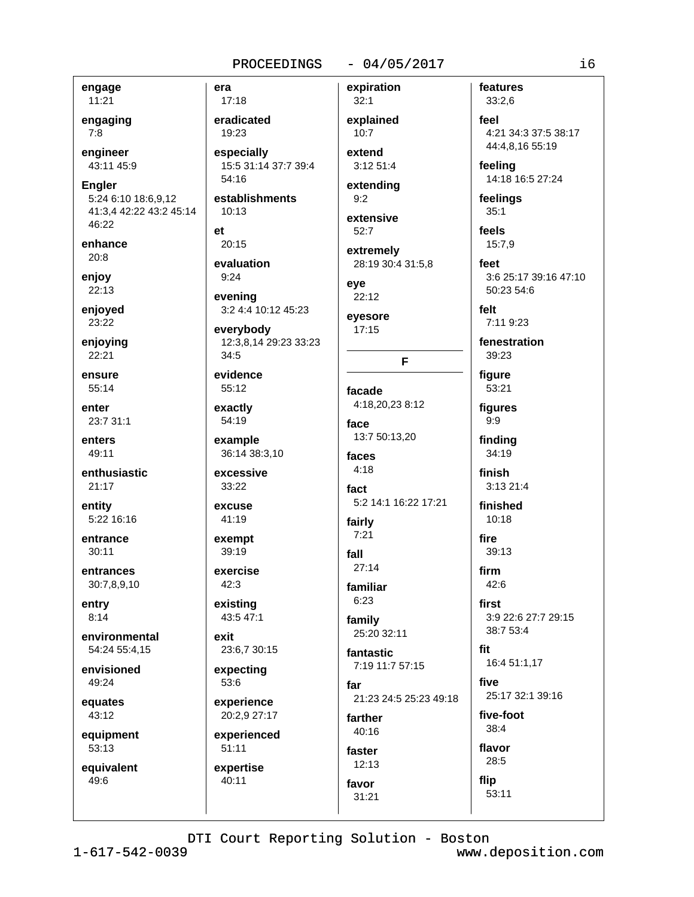**engage**
11:21

**engaging**
7:8

**engineer**
43:11 45:9

**Engler**
5:24 6:10 18:6,9,12 41:3,4 42:22 43:2 45:14 46:22

**enhance**
20:8

**enjoy**
22:13

**enjoyed**
23:22

**enjoying**
22:21

**ensure**
55:14

**enter**
23:7 31:1

**enters**
49:11

**enthusiastic**
21:17

**entity**
5:22 16:16

**entrance**
30:11

**entrances**
30:7,8,9,10

**entry**
8:14

**environmental**
54:24 55:4,15

**envisioned**
49:24

**equates**
43:12

**equipment**
53:13

**equivalent**
49:6

**era**
17:18

**eradicated**
19:23

**especially**
15:5 31:14 37:7 39:4 54:16

**establishments**
10:13

**et**
20:15

**evaluation**
9:24

**evening**
3:2 4:4 10:12 45:23

**everybody**
12:3,8,14 29:23 33:23 34:5

**evidence**
55:12

**exactly**
54:19

**example**
36:14 38:3,10

**excessive**
33:22

**excuse**
41:19

**exempt**
39:19

**exercise**
42:3

**existing**
43:5 47:1

**exit**
23:6,7 30:15

**expecting**
53:6

**experience**
20:2,9 27:17

**experienced**
51:11

**expertise**
40:11

**expiration**
32:1

**explained**
10:7

**extend**
3:12 51:4

**extending**
9:2

**extensive**
52:7

**extremely**
28:19 30:4 31:5,8

**eye**
22:12

**eyesore**
17:15

## F

**facade**
4:18,20,23 8:12

**face**
13:7 50:13,20

**faces**
4:18

**fact**
5:2 14:1 16:22 17:21

**fairly**
7:21

**fall**
27:14

**familiar**
6:23

**family**
25:20 32:11

**fantastic**
7:19 11:7 57:15

**far**
21:23 24:5 25:23 49:18

**farther**
40:16

**faster**
12:13

**favor**
31:21

**features**
33:2,6

**feel**
4:21 34:3 37:5 38:17 44:4,8,16 55:19

**feeling**
14:18 16:5 27:24

**feelings**
35:1

**feels**
15:7,9

**feet**
3:6 25:17 39:16 47:10 50:23 54:6

**felt**
7:11 9:23

**fenestration**
39:23

**figure**
53:21

**figures**
9:9

**finding**
34:19

**finish**
3:13 21:4

**finished**
10:18

**fire**
39:13

**firm**
42:6

**first**
3:9 22:6 27:7 29:15 38:7 53:4

**fit**
16:4 51:1,17

**five**
25:17 32:1 39:16

**five-foot**
38:4

**flavor**
28:5

**flip**
53:11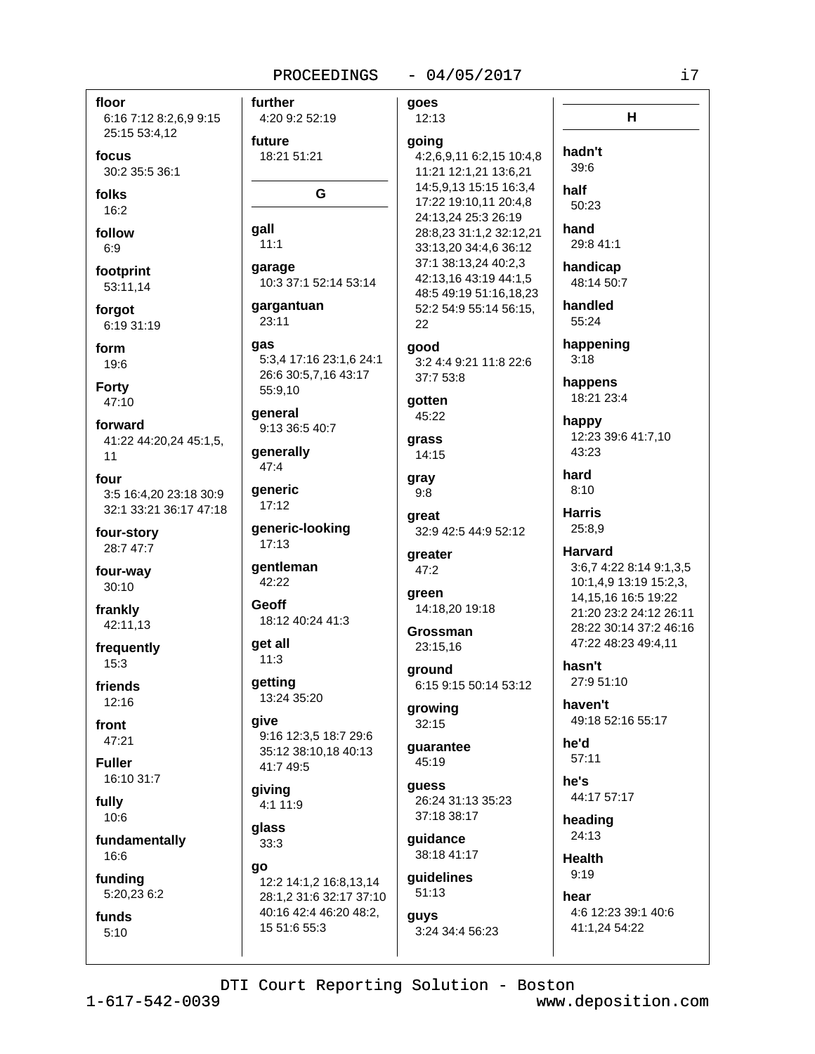**floor**
6:16 7:12 8:2,6,9 9:15 25:15 53:4,12

**focus**
30:2 35:5 36:1

**folks**
16:2

**follow**
6:9

**footprint**
53:11,14

**forgot**
6:19 31:19

**form**
19:6

**Forty**
47:10

**forward**
41:22 44:20,24 45:1,5, 11

**four**
3:5 16:4,20 23:18 30:9 32:1 33:21 36:17 47:18

**four-story**
28:7 47:7

**four-way**
30:10

**frankly**
42:11,13

**frequently**
15:3

**friends**
12:16

**front**
47:21

**Fuller**
16:10 31:7

**fully**
10:6

**fundamentally**
16:6

**funding**
5:20,23 6:2

**funds**
5:10

**further**
4:20 9:2 52:19

**future**
18:21 51:21

## G

**gall**
11:1

**garage**
10:3 37:1 52:14 53:14

**gargantuan**
23:11

**gas**
5:3,4 17:16 23:1,6 24:1 26:6 30:5,7,16 43:17 55:9,10

**general**
9:13 36:5 40:7

**generally**
47:4

**generic**
17:12

**generic-looking**
17:13

**gentleman**
42:22

**Geoff**
18:12 40:24 41:3

**get all**
11:3

**getting**
13:24 35:20

**give**
9:16 12:3,5 18:7 29:6 35:12 38:10,18 40:13 41:7 49:5

**giving**
4:1 11:9

**glass**
33:3

**go**
12:2 14:1,2 16:8,13,14 28:1,2 31:6 32:17 37:10 40:16 42:4 46:20 48:2, 15 51:6 55:3

**goes**
12:13

**going**
4:2,6,9,11 6:2,15 10:4,8 11:21 12:1,21 13:6,21 14:5,9,13 15:15 16:3,4 17:22 19:10,11 20:4,8 24:13,24 25:3 26:19 28:8,23 31:1,2 32:12,21 33:13,20 34:4,6 36:12 37:1 38:13,24 40:2,3 42:13,16 43:19 44:1,5 48:5 49:19 51:16,18,23 52:2 54:9 55:14 56:15, 22

**good**
3:2 4:4 9:21 11:8 22:6 37:7 53:8

**gotten**
45:22

**grass**
14:15

**gray**
9:8

**great**
32:9 42:5 44:9 52:12

**greater**
47:2

**green**
14:18,20 19:18

**Grossman**
23:15,16

**ground**
6:15 9:15 50:14 53:12

**growing**
32:15

**guarantee**
45:19

**guess**
26:24 31:13 35:23 37:18 38:17

**guidance**
38:18 41:17

**guidelines**
51:13

**guys**
3:24 34:4 56:23

## H

**hadn't**
39:6

**half**
50:23

**hand**
29:8 41:1

**handicap**
48:14 50:7

**handled**
55:24

**happening**
3:18

**happens**
18:21 23:4

**happy**
12:23 39:6 41:7,10 43:23

**hard**
8:10

**Harris**
25:8,9

**Harvard**
3:6,7 4:22 8:14 9:1,3,5 10:1,4,9 13:19 15:2,3, 14,15,16 16:5 19:22 21:20 23:2 24:12 26:11 28:22 30:14 37:2 46:16 47:22 48:23 49:4,11

**hasn't**
27:9 51:10

**haven't**
49:18 52:16 55:17

**he'd**
57:11

**he's**
44:17 57:17

**heading**
24:13

**Health**
9:19

**hear**
4:6 12:23 39:1 40:6 41:1,24 54:22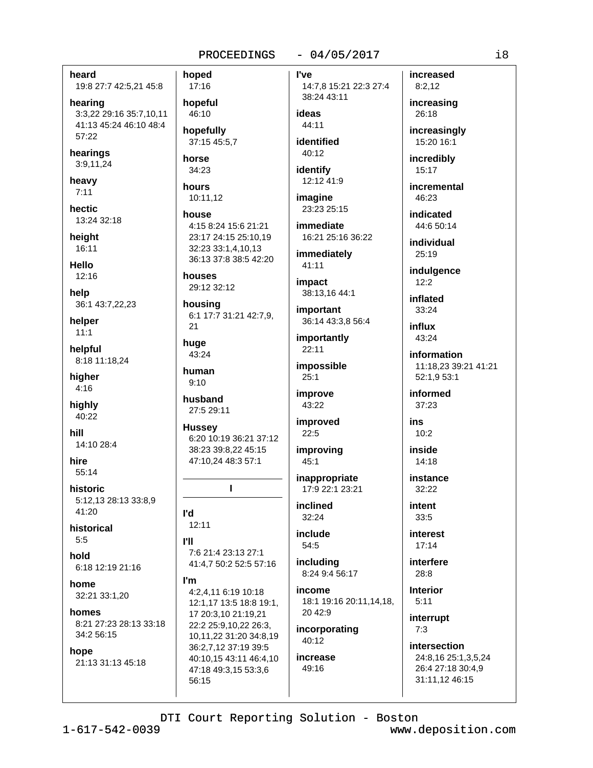**heard**
19:8 27:7 42:5,21 45:8

**hearing**
3:3,22 29:16 35:7,10,11 41:13 45:24 46:10 48:4 57:22

**hearings**
3:9,11,24

**heavy**
7:11

**hectic**
13:24 32:18

**height**
16:11

**Hello**
12:16

**help**
36:1 43:7,22,23

**helper**
11:1

**helpful**
8:18 11:18,24

**higher**
4:16

**highly**
40:22

**hill**
14:10 28:4

**hire**
55:14

**historic**
5:12,13 28:13 33:8,9 41:20

**historical**
5:5

**hold**
6:18 12:19 21:16

**home**
32:21 33:1,20

**homes**
8:21 27:23 28:13 33:18 34:2 56:15

**hope**
21:13 31:13 45:18

**hoped**
17:16

**hopeful**
46:10

**hopefully**
37:15 45:5,7

**horse**
34:23

**hours**
10:11,12

**house**
4:15 8:24 15:6 21:21 23:17 24:15 25:10,19 32:23 33:1,4,10,13 36:13 37:8 38:5 42:20

**houses**
29:12 32:12

**housing**
6:1 17:7 31:21 42:7,9, 21

**huge**
43:24

**human**
9:10

**husband**
27:5 29:11

**Hussey**
6:20 10:19 36:21 37:12 38:23 39:8,22 45:15 47:10,24 48:3 57:1

**I**

**I'd**
12:11

**I'll**
7:6 21:4 23:13 27:1 41:4,7 50:2 52:5 57:16

**I'm**
4:2,4,11 6:19 10:18 12:1,17 13:5 18:8 19:1, 17 20:3,10 21:19,21 22:2 25:9,10,22 26:3, 10,11,22 31:20 34:8,19 36:2,7,12 37:19 39:5 40:10,15 43:11 46:4,10 47:18 49:3,15 53:3,6 56:15

**I've**
14:7,8 15:21 22:3 27:4 38:24 43:11

**ideas**
44:11

**identified**
40:12

**identify**
12:12 41:9

**imagine**
23:23 25:15

**immediate**
16:21 25:16 36:22

**immediately**
41:11

**impact**
38:13,16 44:1

**important**
36:14 43:3,8 56:4

**importantly**
22:11

**impossible**
25:1

**improve**
43:22

**improved**
22:5

**improving**
45:1

**inappropriate**
17:9 22:1 23:21

**inclined**
32:24

**include**
54:5

**including**
8:24 9:4 56:17

**income**
18:1 19:16 20:11,14,18, 20 42:9

**incorporating**
40:12

**increase**
49:16

**increased**
8:2,12

**increasing**
26:18

**increasingly**
15:20 16:1

**incredibly**
15:17

**incremental**
46:23

**indicated**
44:6 50:14

**individual**
25:19

**indulgence**
12:2

**inflated**
33:24

**influx**
43:24

**information**
11:18,23 39:21 41:21 52:1,9 53:1

**informed**
37:23

**ins**
10:2

**inside**
14:18

**instance**
32:22

**intent**
33:5

**interest**
17:14

**interfere**
28:8

**Interior**
5:11

**interrupt**
7:3

**intersection**
24:8,16 25:1,3,5,24 26:4 27:18 30:4,9 31:11,12 46:15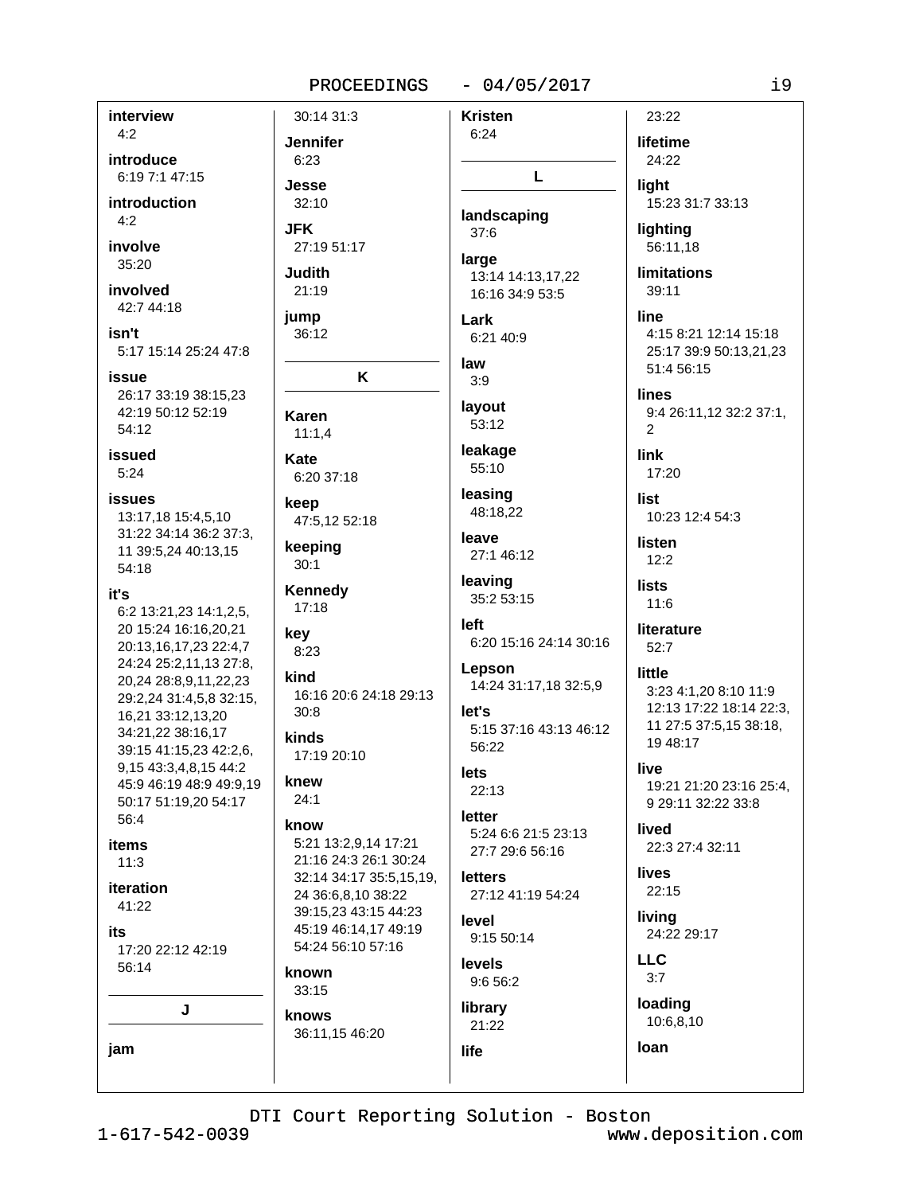**interview**
4:2

**introduce**
6:19 7:1 47:15

**introduction**
4:2

**involve**
35:20

**involved**
42:7 44:18

**isn't**
5:17 15:14 25:24 47:8

**issue**
26:17 33:19 38:15,23 42:19 50:12 52:19 54:12

**issued**
5:24

**issues**
13:17,18 15:4,5,10 31:22 34:14 36:2 37:3, 11 39:5,24 40:13,15 54:18

**it's**
6:2 13:21,23 14:1,2,5, 20 15:24 16:16,20,21 20:13,16,17,23 22:4,7 24:24 25:2,11,13 27:8, 20,24 28:8,9,11,22,23 29:2,24 31:4,5,8 32:15, 16,21 33:12,13,20 34:21,22 38:16,17 39:15 41:15,23 42:2,6, 9,15 43:3,4,8,15 44:2 45:9 46:19 48:9 49:9,19 50:17 51:19,20 54:17 56:4

**items**
11:3

**iteration**
41:22

**its**
17:20 22:12 42:19 56:14

## J

**jam**
30:14 31:3

**Jennifer**
6:23

**Jesse**
32:10

**JFK**
27:19 51:17

**Judith**
21:19

**jump**
36:12

## K

**Karen**
11:1,4

**Kate**
6:20 37:18

**keep**
47:5,12 52:18

**keeping**
30:1

**Kennedy**
17:18

**key**
8:23

**kind**
16:16 20:6 24:18 29:13 30:8

**kinds**
17:19 20:10

**knew**
24:1

**know**
5:21 13:2,9,14 17:21 21:16 24:3 26:1 30:24 32:14 34:17 35:5,15,19, 24 36:6,8,10 38:22 39:15,23 43:15 44:23 45:19 46:14,17 49:19 54:24 56:10 57:16

**known**
33:15

**knows**
36:11,15 46:20

**Kristen**
6:24

## L

**landscaping**
37:6

**large**
13:14 14:13,17,22 16:16 34:9 53:5

**Lark**
6:21 40:9

**law**
3:9

**layout**
53:12

**leakage**
55:10

**leasing**
48:18,22

**leave**
27:1 46:12

**leaving**
35:2 53:15

**left**
6:20 15:16 24:14 30:16

**Lepson**
14:24 31:17,18 32:5,9

**let's**
5:15 37:16 43:13 46:12 56:22

**lets**
22:13

**letter**
5:24 6:6 21:5 23:13 27:7 29:6 56:16

**letters**
27:12 41:19 54:24

**level**
9:15 50:14

**levels**
9:6 56:2

**library**
21:22

**life**
23:22

**lifetime**
24:22

**light**
15:23 31:7 33:13

**lighting**
56:11,18

**limitations**
39:11

**line**
4:15 8:21 12:14 15:18 25:17 39:9 50:13,21,23 51:4 56:15

**lines**
9:4 26:11,12 32:2 37:1, 2

**link**
17:20

**list**
10:23 12:4 54:3

**listen**
12:2

**lists**
11:6

**literature**
52:7

**little**
3:23 4:1,20 8:10 11:9 12:13 17:22 18:14 22:3, 11 27:5 37:5,15 38:18, 19 48:17

**live**
19:21 21:20 23:16 25:4, 9 29:11 32:22 33:8

**lived**
22:3 27:4 32:11

**lives**
22:15

**living**
24:22 29:17

**LLC**
3:7

**loading**
10:6,8,10

**loan**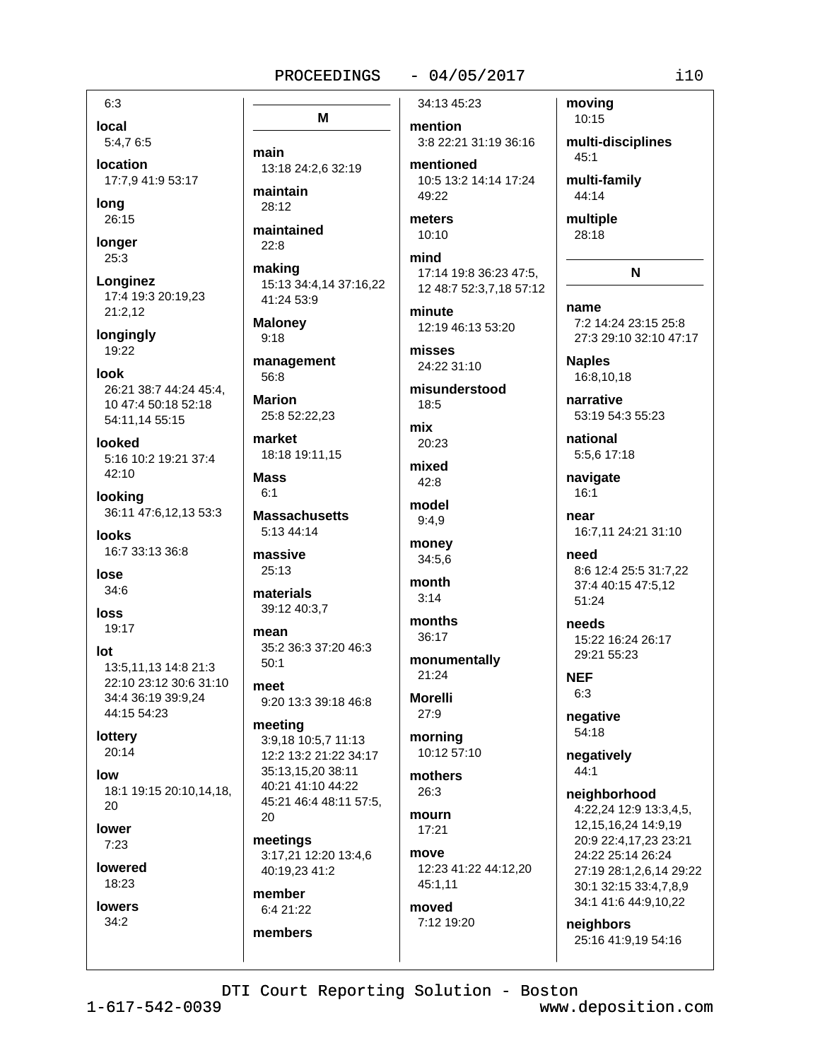6:3

**local**
5:4,7 6:5

**location**
17:7,9 41:9 53:17

**long**
26:15

**longer**
25:3

**Longinez**
17:4 19:3 20:19,23 21:2,12

**longingly**
19:22

**look**
26:21 38:7 44:24 45:4, 10 47:4 50:18 52:18 54:11,14 55:15

**looked**
5:16 10:2 19:21 37:4 42:10

**looking**
36:11 47:6,12,13 53:3

**looks**
16:7 33:13 36:8

**lose**
34:6

**loss**
19:17

**lot**
13:5,11,13 14:8 21:3 22:10 23:12 30:6 31:10 34:4 36:19 39:9,24 44:15 54:23

**lottery**
20:14

**low**
18:1 19:15 20:10,14,18, 20

**lower**
7:23

**lowered**
18:23

**lowers**
34:2

## M

**main**
13:18 24:2,6 32:19

**maintain**
28:12

**maintained**
22:8

**making**
15:13 34:4,14 37:16,22 41:24 53:9

**Maloney**
9:18

**management**
56:8

**Marion**
25:8 52:22,23

**market**
18:18 19:11,15

**Mass**
6:1

**Massachusetts**
5:13 44:14

**massive**
25:13

**materials**
39:12 40:3,7

**mean**
35:2 36:3 37:20 46:3 50:1

**meet**
9:20 13:3 39:18 46:8

**meeting**
3:9,18 10:5,7 11:13 12:2 13:2 21:22 34:17 35:13,15,20 38:11 40:21 41:10 44:22 45:21 46:4 48:11 57:5, 20

**meetings**
3:17,21 12:20 13:4,6 40:19,23 41:2

**member**
6:4 21:22

**members**
34:13 45:23

**mention**
3:8 22:21 31:19 36:16

**mentioned**
10:5 13:2 14:14 17:24 49:22

**meters**
10:10

**mind**
17:14 19:8 36:23 47:5, 12 48:7 52:3,7,18 57:12

**minute**
12:19 46:13 53:20

**misses**
24:22 31:10

**misunderstood**
18:5

**mix**
20:23

**mixed**
42:8

**model**
9:4,9

**money**
34:5,6

**month**
3:14

**months**
36:17

**monumentally**
21:24

**Morelli**
27:9

**morning**
10:12 57:10

**mothers**
26:3

**mourn**
17:21

**move**
12:23 41:22 44:12,20 45:1,11

**moved**
7:12 19:20

**moving**
10:15

**multi-disciplines**
45:1

**multi-family**
44:14

**multiple**
28:18

## N

**name**
7:2 14:24 23:15 25:8 27:3 29:10 32:10 47:17

**Naples**
16:8,10,18

**narrative**
53:19 54:3 55:23

**national**
5:5,6 17:18

**navigate**
16:1

**near**
16:7,11 24:21 31:10

**need**
8:6 12:4 25:5 31:7,22 37:4 40:15 47:5,12 51:24

**needs**
15:22 16:24 26:17 29:21 55:23

**NEF**
6:3

**negative**
54:18

**negatively**
44:1

**neighborhood**
4:22,24 12:9 13:3,4,5, 12,15,16,24 14:9,19 20:9 22:4,17,23 23:21 24:22 25:14 26:24 27:19 28:1,2,6,14 29:22 30:1 32:15 33:4,7,8,9 34:1 41:6 44:9,10,22

**neighbors**
25:16 41:9,19 54:16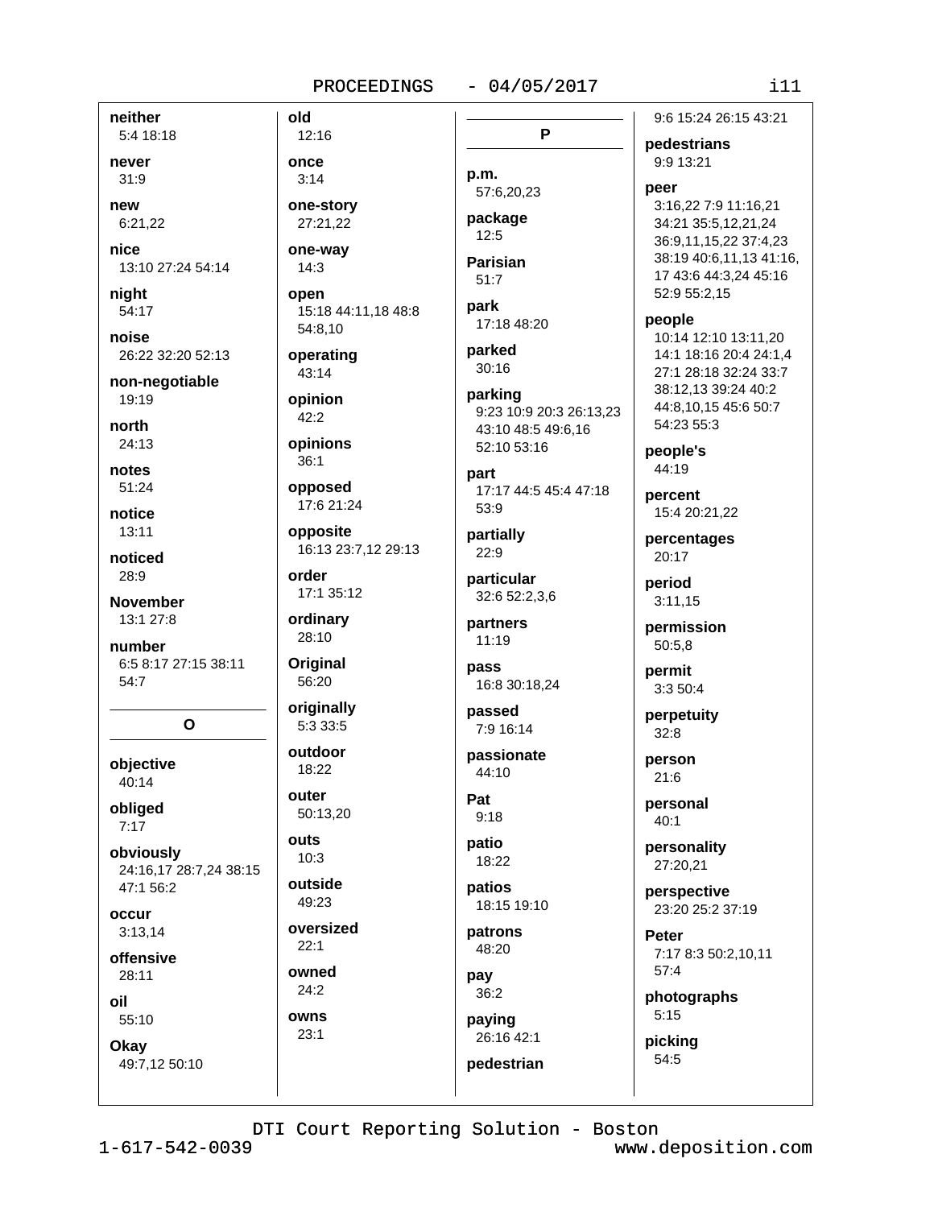**neither**
5:4 18:18

**never**
31:9

**new**
6:21,22

**nice**
13:10 27:24 54:14

**night**
54:17

**noise**
26:22 32:20 52:13

**non-negotiable**
19:19

**north**
24:13

**notes**
51:24

**notice**
13:11

**noticed**
28:9

**November**
13:1 27:8

**number**
6:5 8:17 27:15 38:11 54:7

## O

**objective**
40:14

**obliged**
7:17

**obviously**
24:16,17 28:7,24 38:15 47:1 56:2

**occur**
3:13,14

**offensive**
28:11

**oil**
55:10

**Okay**
49:7,12 50:10

**old**
12:16

**once**
3:14

**one-story**
27:21,22

**one-way**
14:3

**open**
15:18 44:11,18 48:8 54:8,10

**operating**
43:14

**opinion**
42:2

**opinions**
36:1

**opposed**
17:6 21:24

**opposite**
16:13 23:7,12 29:13

**order**
17:1 35:12

**ordinary**
28:10

**Original**
56:20

**originally**
5:3 33:5

**outdoor**
18:22

**outer**
50:13,20

**outs**
10:3

**outside**
49:23

**oversized**
22:1

**owned**
24:2

**owns**
23:1

## P

**p.m.**
57:6,20,23

**package**
12:5

**Parisian**
51:7

**park**
17:18 48:20

**parked**
30:16

**parking**
9:23 10:9 20:3 26:13,23 43:10 48:5 49:6,16 52:10 53:16

**part**
17:17 44:5 45:4 47:18 53:9

**partially**
22:9

**particular**
32:6 52:2,3,6

**partners**
11:19

**pass**
16:8 30:18,24

**passed**
7:9 16:14

**passionate**
44:10

**Pat**
9:18

**patio**
18:22

**patios**
18:15 19:10

**patrons**
48:20

**pay**
36:2

**paying**
26:16 42:1

**pedestrian**
9:6 15:24 26:15 43:21

**pedestrians**
9:9 13:21

**peer**
3:16,22 7:9 11:16,21 34:21 35:5,12,21,24 36:9,11,15,22 37:4,23 38:19 40:6,11,13 41:16,17 43:6 44:3,24 45:16 52:9 55:2,15

**people**
10:14 12:10 13:11,20 14:1 18:16 20:4 24:1,4 27:1 28:18 32:24 33:7 38:12,13 39:24 40:2 44:8,10,15 45:6 50:7 54:23 55:3

**people's**
44:19

**percent**
15:4 20:21,22

**percentages**
20:17

**period**
3:11,15

**permission**
50:5,8

**permit**
3:3 50:4

**perpetuity**
32:8

**person**
21:6

**personal**
40:1

**personality**
27:20,21

**perspective**
23:20 25:2 37:19

**Peter**
7:17 8:3 50:2,10,11 57:4

**photographs**
5:15

**picking**
54:5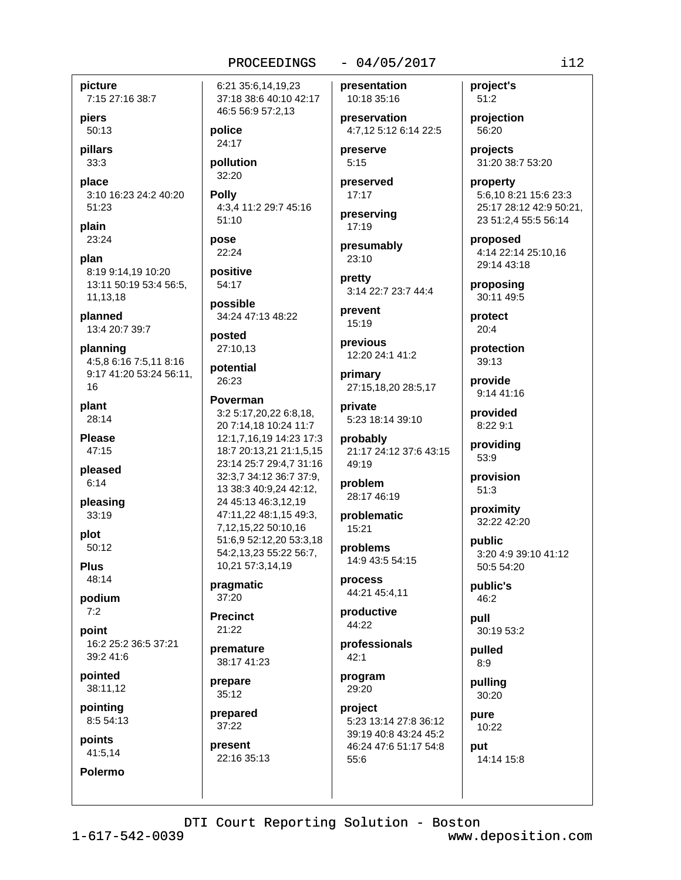**picture**
7:15 27:16 38:7

**piers**
50:13

**pillars**
33:3

**place**
3:10 16:23 24:2 40:20 51:23

**plain**
23:24

**plan**
8:19 9:14,19 10:20 13:11 50:19 53:4 56:5, 11,13,18

**planned**
13:4 20:7 39:7

**planning**
4:5,8 6:16 7:5,11 8:16 9:17 41:20 53:24 56:11, 16

**plant**
28:14

**Please**
47:15

**pleased**
6:14

**pleasing**
33:19

**plot**
50:12

**Plus**
48:14

**podium**
7:2

**point**
16:2 25:2 36:5 37:21 39:2 41:6

**pointed**
38:11,12

**pointing**
8:5 54:13

**points**
41:5,14

**Polermo**
6:21 35:6,14,19,23 37:18 38:6 40:10 42:17 46:5 56:9 57:2,13

**police**
24:17

**pollution**
32:20

**Polly**
4:3,4 11:2 29:7 45:16 51:10

**pose**
22:24

**positive**
54:17

**possible**
34:24 47:13 48:22

**posted**
27:10,13

**potential**
26:23

**Poverman**
3:2 5:17,20,22 6:8,18, 20 7:14,18 10:24 11:7 12:1,7,16,19 14:23 17:3 18:7 20:13,21 21:1,5,15 23:14 25:7 29:4,7 31:16 32:3,7 34:12 36:7 37:9, 13 38:3 40:9,24 42:12, 24 45:13 46:3,12,19 47:11,22 48:1,15 49:3, 7,12,15,22 50:10,16 51:6,9 52:12,20 53:3,18 54:2,13,23 55:22 56:7, 10,21 57:3,14,19

**pragmatic**
37:20

**Precinct**
21:22

**premature**
38:17 41:23

**prepare**
35:12

**prepared**
37:22

**present**
22:16 35:13

**presentation**
10:18 35:16

**preservation**
4:7,12 5:12 6:14 22:5

**preserve**
5:15

**preserved**
17:17

**preserving**
17:19

**presumably**
23:10

**pretty**
3:14 22:7 23:7 44:4

**prevent**
15:19

**previous**
12:20 24:1 41:2

**primary**
27:15,18,20 28:5,17

**private**
5:23 18:14 39:10

**probably**
21:17 24:12 37:6 43:15 49:19

**problem**
28:17 46:19

**problematic**
15:21

**problems**
14:9 43:5 54:15

**process**
44:21 45:4,11

**productive**
44:22

**professionals**
42:1

**program**
29:20

**project**
5:23 13:14 27:8 36:12 39:19 40:8 43:24 45:2 46:24 47:6 51:17 54:8 55:6

**project's**
51:2

**projection**
56:20

**projects**
31:20 38:7 53:20

**property**
5:6,10 8:21 15:6 23:3 25:17 28:12 42:9 50:21, 23 51:2,4 55:5 56:14

**proposed**
4:14 22:14 25:10,16 29:14 43:18

**proposing**
30:11 49:5

**protect**
20:4

**protection**
39:13

**provide**
9:14 41:16

**provided**
8:22 9:1

**providing**
53:9

**provision**
51:3

**proximity**
32:22 42:20

**public**
3:20 4:9 39:10 41:12 50:5 54:20

**public's**
46:2

**pull**
30:19 53:2

**pulled**
8:9

**pulling**
30:20

**pure**
10:22

**put**
14:14 15:8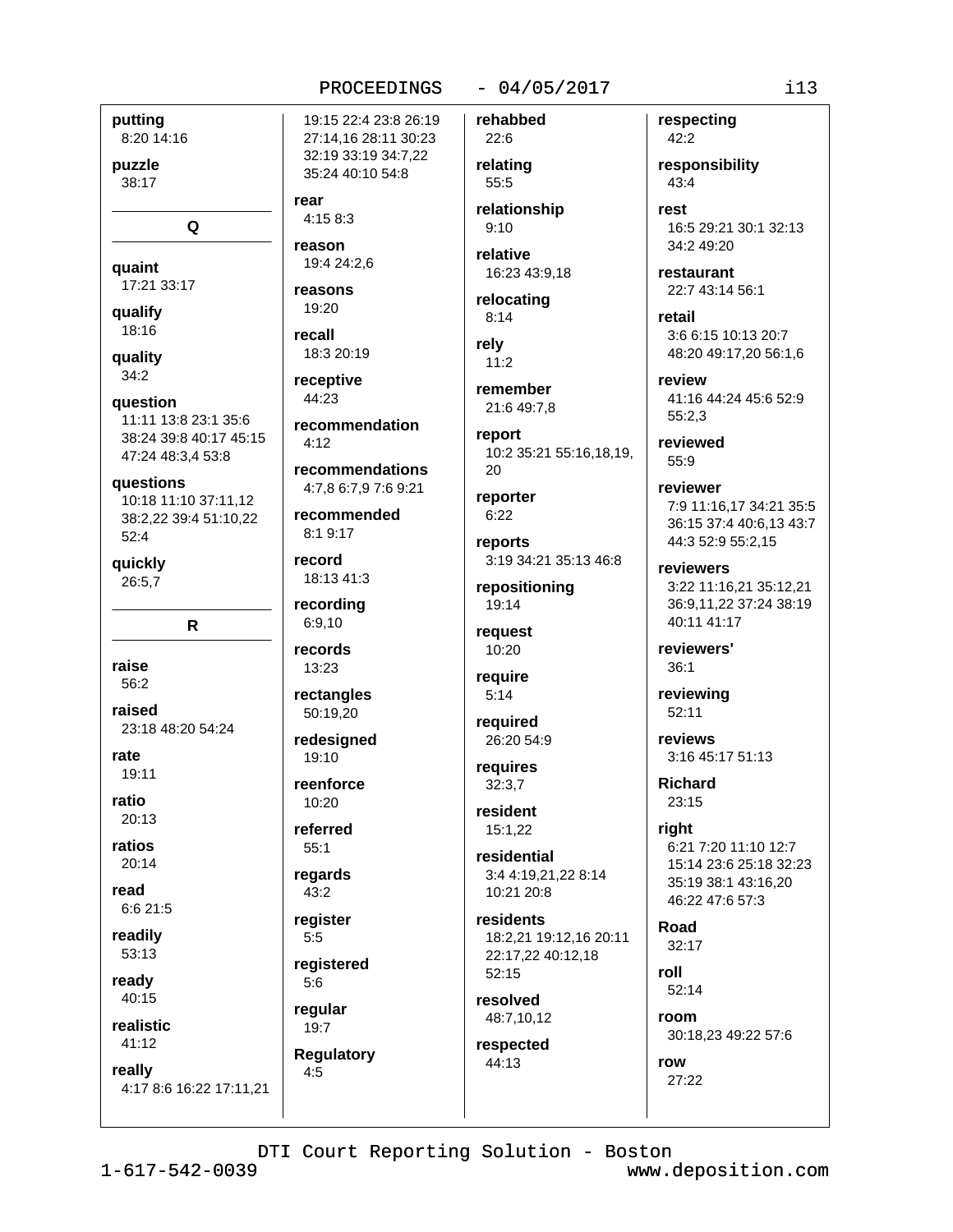**putting**
8:20 14:16

**puzzle**
38:17

## Q

**quaint**
17:21 33:17

**qualify**
18:16

**quality**
34:2

**question**
11:11 13:8 23:1 35:6 38:24 39:8 40:17 45:15 47:24 48:3,4 53:8

**questions**
10:18 11:10 37:11,12 38:2,22 39:4 51:10,22 52:4

**quickly**
26:5,7

## R

**raise**
56:2

**raised**
23:18 48:20 54:24

**rate**
19:11

**ratio**
20:13

**ratios**
20:14

**read**
6:6 21:5

**readily**
53:13

**ready**
40:15

**realistic**
41:12

**really**
4:17 8:6 16:22 17:11,21 19:15 22:4 23:8 26:19 27:14,16 28:11 30:23 32:19 33:19 34:7,22 35:24 40:10 54:8

**rear**
4:15 8:3

**reason**
19:4 24:2,6

**reasons**
19:20

**recall**
18:3 20:19

**receptive**
44:23

**recommendation**
4:12

**recommendations**
4:7,8 6:7,9 7:6 9:21

**recommended**
8:1 9:17

**record**
18:13 41:3

**recording**
6:9,10

**records**
13:23

**rectangles**
50:19,20

**redesigned**
19:10

**reenforce**
10:20

**referred**
55:1

**regards**
43:2

**register**
5:5

**registered**
5:6

**regular**
19:7

**Regulatory**
4:5

**rehabbed**
22:6

**relating**
55:5

**relationship**
9:10

**relative**
16:23 43:9,18

**relocating**
8:14

**rely**
11:2

**remember**
21:6 49:7,8

**report**
10:2 35:21 55:16,18,19,20

**reporter**
6:22

**reports**
3:19 34:21 35:13 46:8

**repositioning**
19:14

**request**
10:20

**require**
5:14

**required**
26:20 54:9

**requires**
32:3,7

**resident**
15:1,22

**residential**
3:4 4:19,21,22 8:14 10:21 20:8

**residents**
18:2,21 19:12,16 20:11 22:17,22 40:12,18 52:15

**resolved**
48:7,10,12

**respected**
44:13

**respecting**
42:2

**responsibility**
43:4

**rest**
16:5 29:21 30:1 32:13 34:2 49:20

**restaurant**
22:7 43:14 56:1

**retail**
3:6 6:15 10:13 20:7 48:20 49:17,20 56:1,6

**review**
41:16 44:24 45:6 52:9 55:2,3

**reviewed**
55:9

**reviewer**
7:9 11:16,17 34:21 35:5 36:15 37:4 40:6,13 43:7 44:3 52:9 55:2,15

**reviewers**
3:22 11:16,21 35:12,21 36:9,11,22 37:24 38:19 40:11 41:17

**reviewers'**
36:1

**reviewing**
52:11

**reviews**
3:16 45:17 51:13

**Richard**
23:15

**right**
6:21 7:20 11:10 12:7 15:14 23:6 25:18 32:23 35:19 38:1 43:16,20 46:22 47:6 57:3

**Road**
32:17

**roll**
52:14

**room**
30:18,23 49:22 57:6

**row**
27:22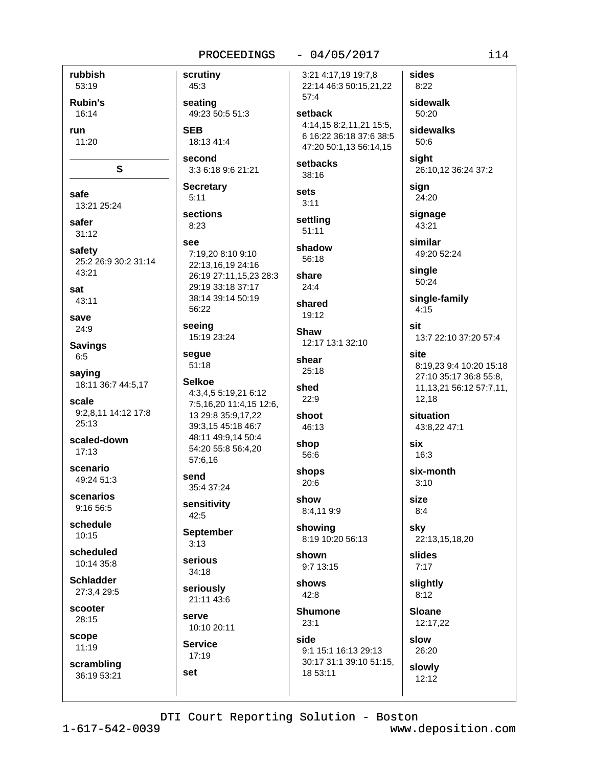**rubbish**
53:19

**Rubin's**
16:14

**run**
11:20

## S

**safe**
13:21 25:24

**safer**
31:12

**safety**
25:2 26:9 30:2 31:14 43:21

**sat**
43:11

**save**
24:9

**Savings**
6:5

**saying**
18:11 36:7 44:5,17

**scale**
9:2,8,11 14:12 17:8 25:13

**scaled-down**
17:13

**scenario**
49:24 51:3

**scenarios**
9:16 56:5

**schedule**
10:15

**scheduled**
10:14 35:8

**Schladder**
27:3,4 29:5

**scooter**
28:15

**scope**
11:19

**scrambling**
36:19 53:21

**scrutiny**
45:3

**seating**
49:23 50:5 51:3

**SEB**
18:13 41:4

**second**
3:3 6:18 9:6 21:21

**Secretary**
5:11

**sections**
8:23

**see**
7:19,20 8:10 9:10 22:13,16,19 24:16 26:19 27:11,15,23 28:3 29:19 33:18 37:17 38:14 39:14 50:19 56:22

**seeing**
15:19 23:24

**segue**
51:18

**Selkoe**
4:3,4,5 5:19,21 6:12 7:5,16,20 11:4,15 12:6, 13 29:8 35:9,17,22 39:3,15 45:18 46:7 48:11 49:9,14 50:4 54:20 55:8 56:4,20 57:6,16

**send**
35:4 37:24

**sensitivity**
42:5

**September**
3:13

**serious**
34:18

**seriously**
21:11 43:6

**serve**
10:10 20:11

**Service**
17:19

**set**
3:21 4:17,19 19:7,8 22:14 46:3 50:15,21,22 57:4

**setback**
4:14,15 8:2,11,21 15:5, 6 16:22 36:18 37:6 38:5 47:20 50:1,13 56:14,15

**setbacks**
38:16

**sets**
3:11

**settling**
51:11

**shadow**
56:18

**share**
24:4

**shared**
19:12

**Shaw**
12:17 13:1 32:10

**shear**
25:18

**shed**
22:9

**shoot**
46:13

**shop**
56:6

**shops**
20:6

**show**
8:4,11 9:9

**showing**
8:19 10:20 56:13

**shown**
9:7 13:15

**shows**
42:8

**Shumone**
23:1

**side**
9:1 15:1 16:13 29:13 30:17 31:1 39:10 51:15, 18 53:11

**sides**
8:22

**sidewalk**
50:20

**sidewalks**
50:6

**sight**
26:10,12 36:24 37:2

**sign**
24:20

**signage**
43:21

**similar**
49:20 52:24

**single**
50:24

**single-family**
4:15

**sit**
13:7 22:10 37:20 57:4

**site**
8:19,23 9:4 10:20 15:18 27:10 35:17 36:8 55:8, 11,13,21 56:12 57:7,11, 12,18

**situation**
43:8,22 47:1

**six**
16:3

**six-month**
3:10

**size**
8:4

**sky**
22:13,15,18,20

**slides**
7:17

**slightly**
8:12

**Sloane**
12:17,22

**slow**
26:20

**slowly**
12:12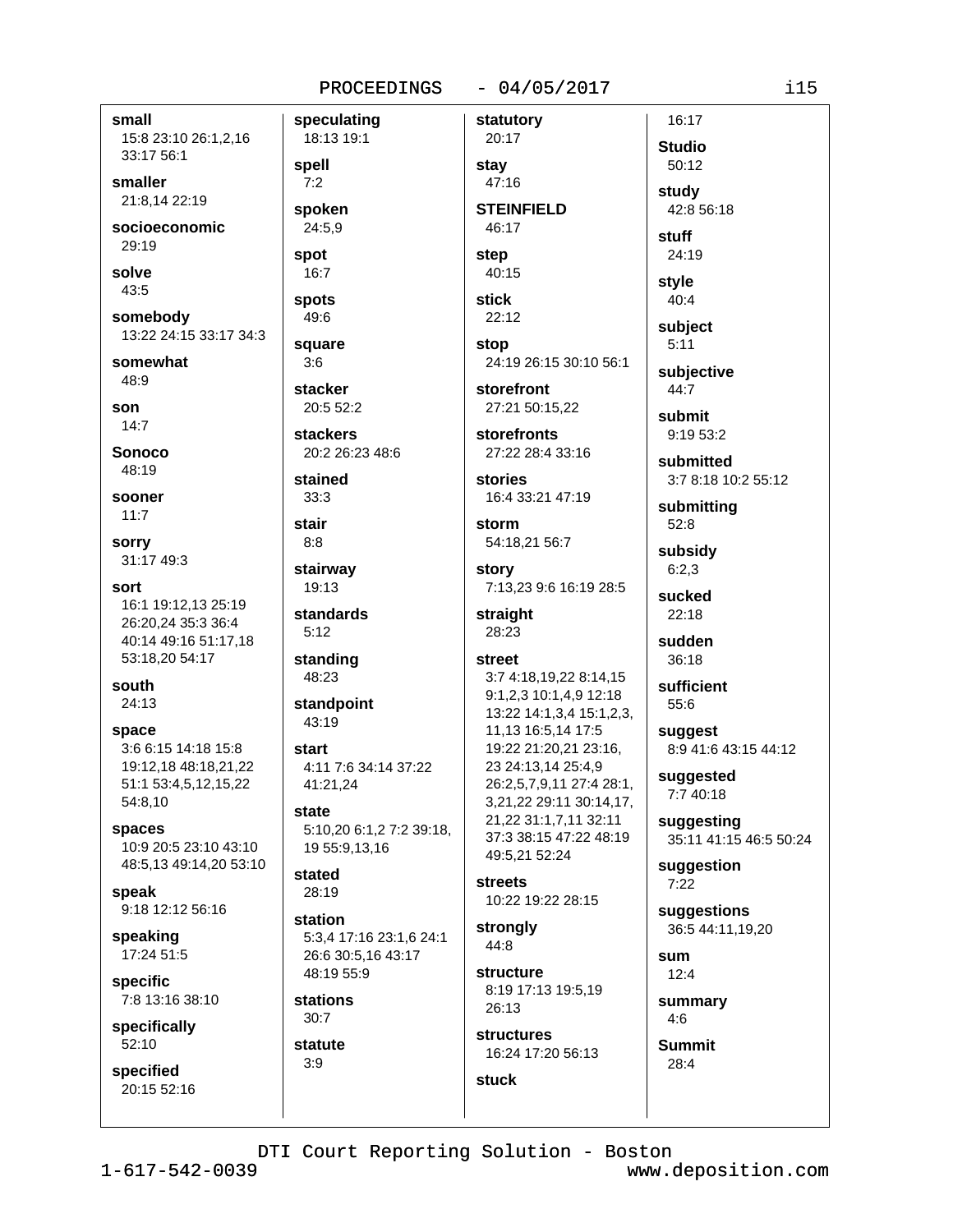**small**
15:8 23:10 26:1,2,16 33:17 56:1

**smaller**
21:8,14 22:19

**socioeconomic**
29:19

**solve**
43:5

**somebody**
13:22 24:15 33:17 34:3

**somewhat**
48:9

**son**
14:7

**Sonoco**
48:19

**sooner**
11:7

**sorry**
31:17 49:3

**sort**
16:1 19:12,13 25:19 26:20,24 35:3 36:4 40:14 49:16 51:17,18 53:18,20 54:17

**south**
24:13

**space**
3:6 6:15 14:18 15:8 19:12,18 48:18,21,22 51:1 53:4,5,12,15,22 54:8,10

**spaces**
10:9 20:5 23:10 43:10 48:5,13 49:14,20 53:10

**speak**
9:18 12:12 56:16

**speaking**
17:24 51:5

**specific**
7:8 13:16 38:10

**specifically**
52:10

**specified**
20:15 52:16

**speculating**
18:13 19:1

**spell**
7:2

**spoken**
24:5,9

**spot**
16:7

**spots**
49:6

**square**
3:6

**stacker**
20:5 52:2

**stackers**
20:2 26:23 48:6

**stained**
33:3

**stair**
8:8

**stairway**
19:13

**standards**
5:12

**standing**
48:23

**standpoint**
43:19

**start**
4:11 7:6 34:14 37:22 41:21,24

**state**
5:10,20 6:1,2 7:2 39:18, 19 55:9,13,16

**stated**
28:19

**station**
5:3,4 17:16 23:1,6 24:1 26:6 30:5,16 43:17 48:19 55:9

**stations**
30:7

**statute**
3:9

**statutory**
20:17

**stay**
47:16

**STEINFIELD**
46:17

**step**
40:15

**stick**
22:12

**stop**
24:19 26:15 30:10 56:1

**storefront**
27:21 50:15,22

**storefronts**
27:22 28:4 33:16

**stories**
16:4 33:21 47:19

**storm**
54:18,21 56:7

**story**
7:13,23 9:6 16:19 28:5

**straight**
28:23

**street**
3:7 4:18,19,22 8:14,15 9:1,2,3 10:1,4,9 12:18 13:22 14:1,3,4 15:1,2,3, 11,13 16:5,14 17:5 19:22 21:20,21 23:16, 23 24:13,14 25:4,9 26:2,5,7,9,11 27:4 28:1, 3,21,22 29:11 30:14,17, 21,22 31:1,7,11 32:11 37:3 38:15 47:22 48:19 49:5,21 52:24

**streets**
10:22 19:22 28:15

**strongly**
44:8

**structure**
8:19 17:13 19:5,19 26:13

**structures**
16:24 17:20 56:13

**stuck**
16:17

**Studio**
50:12

**study**
42:8 56:18

**stuff**
24:19

**style**
40:4

**subject**
5:11

**subjective**
44:7

**submit**
9:19 53:2

**submitted**
3:7 8:18 10:2 55:12

**submitting**
52:8

**subsidy**
6:2,3

**sucked**
22:18

**sudden**
36:18

**sufficient**
55:6

**suggest**
8:9 41:6 43:15 44:12

**suggested**
7:7 40:18

**suggesting**
35:11 41:15 46:5 50:24

**suggestion**
7:22

**suggestions**
36:5 44:11,19,20

**sum**
12:4

**summary**
4:6

**Summit**
28:4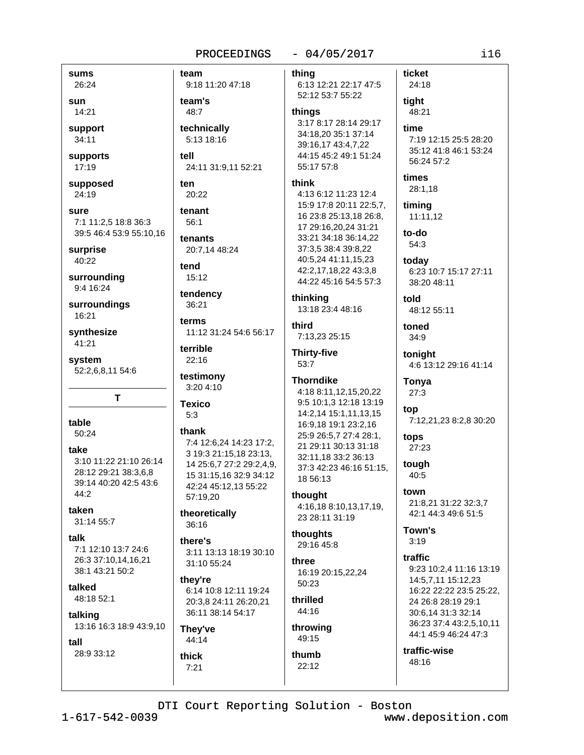**sums**
26:24

**sun**
14:21

**support**
34:11

**supports**
17:19

**supposed**
24:19

**sure**
7:1 11:2,5 18:8 36:3 39:5 46:4 53:9 55:10,16

**surprise**
40:22

**surrounding**
9:4 16:24

**surroundings**
16:21

**synthesize**
41:21

**system**
52:2,6,8,11 54:6

## T

**table**
50:24

**take**
3:10 11:22 21:10 26:14 28:12 29:21 38:3,6,8 39:14 40:20 42:5 43:6 44:2

**taken**
31:14 55:7

**talk**
7:1 12:10 13:7 24:6 26:3 37:10,14,16,21 38:1 43:21 50:2

**talked**
48:18 52:1

**talking**
13:16 16:3 18:9 43:9,10

**tall**
28:9 33:12

**team**
9:18 11:20 47:18

**team's**
48:7

**technically**
5:13 18:16

**tell**
24:11 31:9,11 52:21

**ten**
20:22

**tenant**
56:1

**tenants**
20:7,14 48:24

**tend**
15:12

**tendency**
36:21

**terms**
11:12 31:24 54:6 56:17

**terrible**
22:16

**testimony**
3:20 4:10

**Texico**
5:3

**thank**
7:4 12:6,24 14:23 17:2, 3 19:3 21:15,18 23:13, 14 25:6,7 27:2 29:2,4,9, 15 31:15,16 32:9 34:12 42:24 45:12,13 55:22 57:19,20

**theoretically**
36:16

**there's**
3:11 13:13 18:19 30:10 31:10 55:24

**they're**
6:14 10:8 12:11 19:24 20:3,8 24:11 26:20,21 36:11 38:14 54:17

**They've**
44:14

**thick**
7:21

**thing**
6:13 12:21 22:17 47:5 52:12 53:7 55:22

**things**
3:17 8:17 28:14 29:17 34:18,20 35:1 37:14 39:16,17 43:4,7,22 44:15 45:2 49:1 51:24 55:17 57:8

**think**
4:13 6:12 11:23 12:4 15:9 17:8 20:11 22:5,7, 16 23:8 25:13,18 26:8, 17 29:16,20,24 31:21 33:21 34:18 36:14,22 37:3,5 38:4 39:8,22 40:5,24 41:11,15,23 42:2,17,18,22 43:3,8 44:22 45:16 54:5 57:3

**thinking**
13:18 23:4 48:16

**third**
7:13,23 25:15

**Thirty-five**
53:7

**Thorndike**
4:18 8:11,12,15,20,22 9:5 10:1,3 12:18 13:19 14:2,14 15:1,11,13,15 16:9,18 19:1 23:2,16 25:9 26:5,7 27:4 28:1, 21 29:11 30:13 31:18 32:11,18 33:2 36:13 37:3 42:23 46:16 51:15, 18 56:13

**thought**
4:16,18 8:10,13,17,19, 23 28:11 31:19

**thoughts**
29:16 45:8

**three**
16:19 20:15,22,24 50:23

**thrilled**
44:16

**throwing**
49:15

**thumb**
22:12

**ticket**
24:18

**tight**
48:21

**time**
7:19 12:15 25:5 28:20 35:12 41:8 46:1 53:24 56:24 57:2

**times**
28:1,18

**timing**
11:11,12

**to-do**
54:3

**today**
6:23 10:7 15:17 27:11 38:20 48:11

**told**
48:12 55:11

**toned**
34:9

**tonight**
4:6 13:12 29:16 41:14

**Tonya**
27:3

**top**
7:12,21,23 8:2,8 30:20

**tops**
27:23

**tough**
40:5

**town**
21:8,21 31:22 32:3,7 42:1 44:3 49:6 51:5

**Town's**
3:19

**traffic**
9:23 10:2,4 11:16 13:19 14:5,7,11 15:12,23 16:22 22:22 23:5 25:22, 24 26:8 28:19 29:1 30:6,14 31:3 32:14 36:23 37:4 43:2,5,10,11 44:1 45:9 46:24 47:3

**traffic-wise**
48:16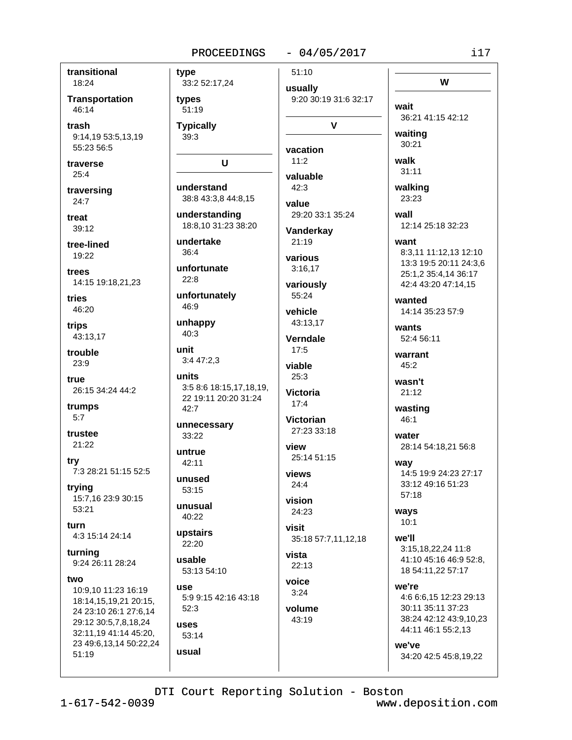**transitional**
18:24

**Transportation**
46:14

**trash**
9:14,19 53:5,13,19 55:23 56:5

**traverse**
25:4

**traversing**
24:7

**treat**
39:12

**tree-lined**
19:22

**trees**
14:15 19:18,21,23

**tries**
46:20

**trips**
43:13,17

**trouble**
23:9

**true**
26:15 34:24 44:2

**trumps**
5:7

**trustee**
21:22

**try**
7:3 28:21 51:15 52:5

**trying**
15:7,16 23:9 30:15 53:21

**turn**
4:3 15:14 24:14

**turning**
9:24 26:11 28:24

**two**
10:9,10 11:23 16:19 18:14,15,19,21 20:15, 24 23:10 26:1 27:6,14 29:12 30:5,7,8,18,24 32:11,19 41:14 45:20, 23 49:6,13,14 50:22,24 51:19

**type**
33:2 52:17,24

**types**
51:19

**Typically**
39:3

## U

**understand**
38:8 43:3,8 44:8,15

**understanding**
18:8,10 31:23 38:20

**undertake**
36:4

**unfortunate**
22:8

**unfortunately**
46:9

**unhappy**
40:3

**unit**
3:4 47:2,3

**units**
3:5 8:6 18:15,17,18,19, 22 19:11 20:20 31:24 42:7

**unnecessary**
33:22

**untrue**
42:11

**unused**
53:15

**unusual**
40:22

**upstairs**
22:20

**usable**
53:13 54:10

**use**
5:9 9:15 42:16 43:18 52:3

**uses**
53:14

**usual**
51:10

**usually**
9:20 30:19 31:6 32:17

## V

**vacation**
11:2

**valuable**
42:3

**value**
29:20 33:1 35:24

**Vanderkay**
21:19

**various**
3:16,17

**variously**
55:24

**vehicle**
43:13,17

**Verndale**
17:5

**viable**
25:3

**Victoria**
17:4

**Victorian**
27:23 33:18

**view**
25:14 51:15

**views**
24:4

**vision**
24:23

**visit**
35:18 57:7,11,12,18

**vista**
22:13

**voice**
3:24

**volume**
43:19

## W

**wait**
36:21 41:15 42:12

**waiting**
30:21

**walk**
31:11

**walking**
23:23

**wall**
12:14 25:18 32:23

**want**
8:3,11 11:12,13 12:10 13:3 19:5 20:11 24:3,6 25:1,2 35:4,14 36:17 42:4 43:20 47:14,15

**wanted**
14:14 35:23 57:9

**wants**
52:4 56:11

**warrant**
45:2

**wasn't**
21:12

**wasting**
46:1

**water**
28:14 54:18,21 56:8

**way**
14:5 19:9 24:23 27:17 33:12 49:16 51:23 57:18

**ways**
10:1

**we'll**
3:15,18,22,24 11:8 41:10 45:16 46:9 52:8, 18 54:11,22 57:17

**we're**
4:6 6:6,15 12:23 29:13 30:11 35:11 37:23 38:24 42:12 43:9,10,23 44:11 46:1 55:2,13

**we've**
34:20 42:5 45:8,19,22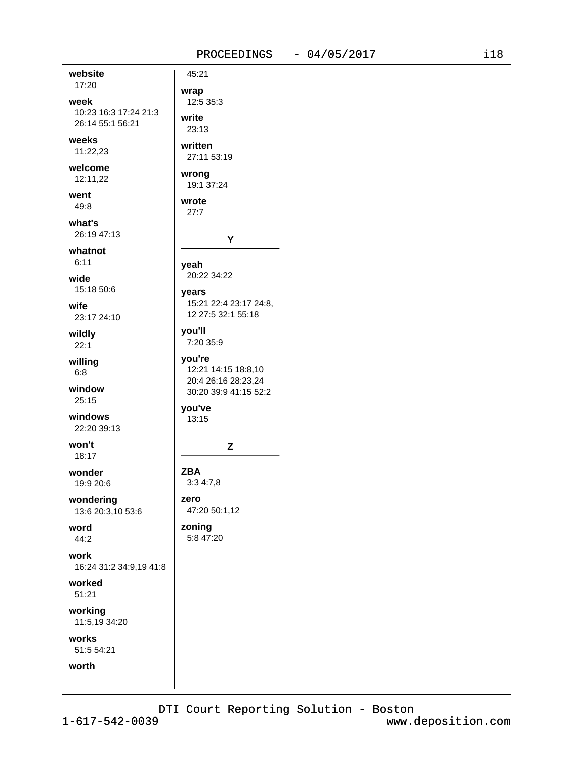**website**
17:20

**week**
10:23 16:3 17:24 21:3 26:14 55:1 56:21

**weeks**
11:22,23

**welcome**
12:11,22

**went**
49:8

**what's**
26:19 47:13

**whatnot**
6:11

**wide**
15:18 50:6

**wife**
23:17 24:10

**wildly**
22:1

**willing**
6:8

**window**
25:15

**windows**
22:20 39:13

**won't**
18:17

**wonder**
19:9 20:6

**wondering**
13:6 20:3,10 53:6

**word**
44:2

**work**
16:24 31:2 34:9,19 41:8

**worked**
51:21

**working**
11:5,19 34:20

**works**
51:5 54:21

**worth**
45:21

**wrap**
12:5 35:3

**write**
23:13

**written**
27:11 53:19

**wrong**
19:1 37:24

**wrote**
27:7

## Y

**yeah**
20:22 34:22

**years**
15:21 22:4 23:17 24:8,12 27:5 32:1 55:18

**you'll**
7:20 35:9

**you're**
12:21 14:15 18:8,10 20:4 26:16 28:23,24 30:20 39:9 41:15 52:2

**you've**
13:15

## Z

**ZBA**
3:3 4:7,8

**zero**
47:20 50:1,12

**zoning**
5:8 47:20